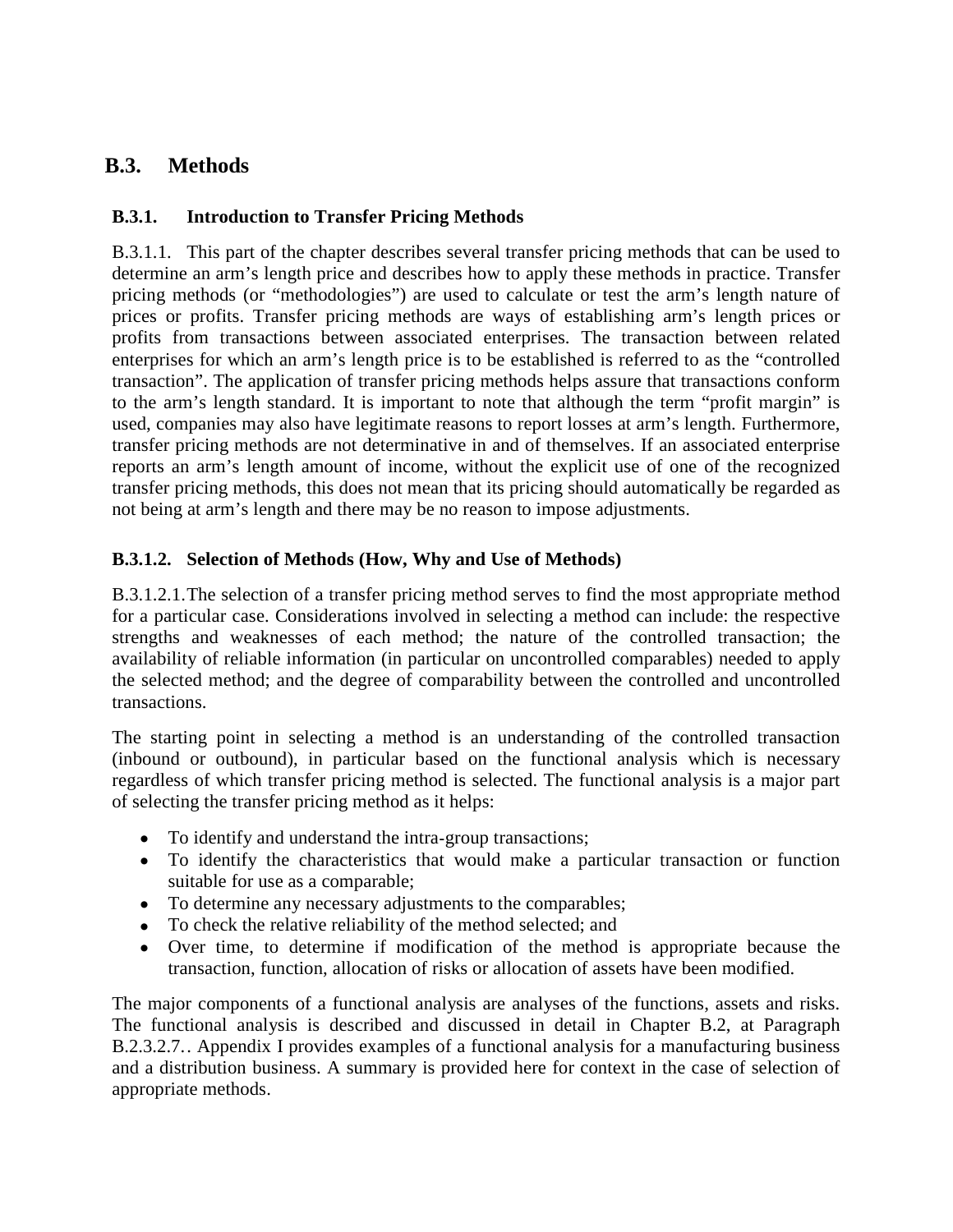## B.3. Methods

### B.3.1. Introduction to Transfer Pricing Methods

B.3.1.1. This part of the chapter describes several transfer pricing methods that can be used to determine an arm's length price and describes how to apply these methods in practice. Transfer pricing methods (or "methodologies") are used to calculate or test the arm's length nature of prices or profits. Transfer pricing methods are ways of establishing arm's length prices or profits from transactions between associated enterprises. The transaction between related enterprises for which an arm's length price is to be established is referred to as the "controlled transaction". The application of transfer pricing methods helps assure that transactions conform to the arm's length standard. It is important to note that although the term "profit margin" is used, companies may also have legitimate reasons to report losses at arm's length. Furthermore, transfer pricing methods are not determinative in and of themselves. If an associated enterprise reports an arm's length amount of income, without the explicit use of one of the recognized transfer pricing methods, this does not mean that its pricing should automatically be regarded as not being at arm's length and there may be no reason to impose adjustments.

### B.3.1.2. Selection of Methods (How, Why and Use of Methods)

B.3.1.2.1. The selection of a transfer pricing method serves to find the most appropriate method for a particular case. Considerations involved in selecting a method can include: the respective strengths and weaknesses of each method; the nature of the controlled transaction; the availability of reliable information (in particular on uncontrolled comparables) needed to apply the selected method; and the degree of comparability between the controlled and uncontrolled transactions.

The starting point in selecting a method is an understanding of the controlled transaction (inbound or outbound), in particular based on the functional analysis which is necessary regardless of which transfer pricing method is selected. The functional analysis is a major part of selecting the transfer pricing method as it helps:

- To identify and understand the intra-group transactions;
- To identify the characteristics that would make a particular transaction or function suitable for use as a comparable;
- To determine any necessary adjustments to the comparables;
- To check the relative reliability of the method selected; and
- Over time, to determine if modification of the method is appropriate because the transaction, function, allocation of risks or allocation of assets have been modified.

The major components of a functional analysis are analyses of the functions, assets and risks. The functional analysis is described and discussed in detail in Chapter B.2, at Paragraph B.2.3.2.7.. Appendix I provides examples of a functional analysis for a manufacturing business and a distribution business. A summary is provided here for context in the case of selection of appropriate methods.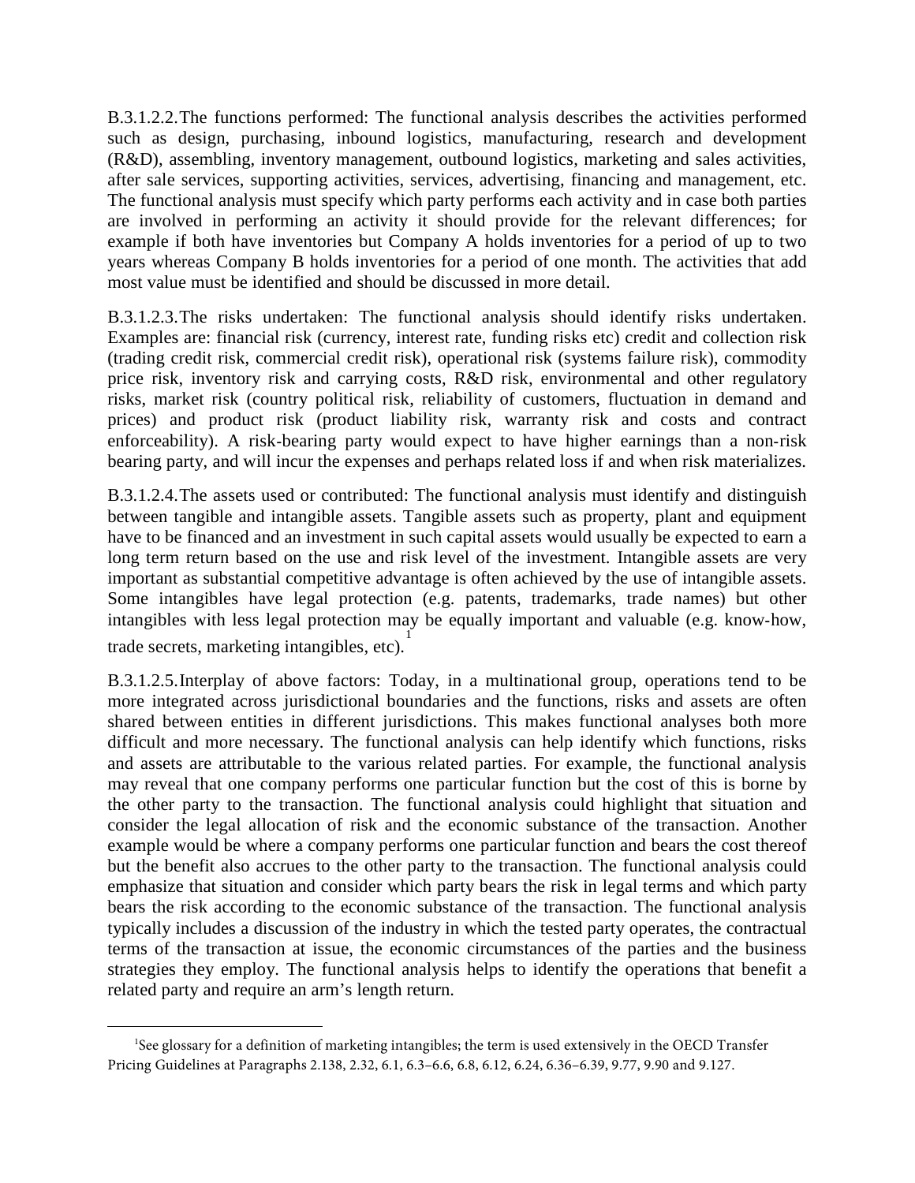B.3.1.2.2. The functions performed: The functional analysis describes the activities performed such as design, purchasing, inbound logistics, manufacturing, research and development (R&D), assembling, inventory management, outbound logistics, marketing and sales activities, after sale services, supporting activities, services, advertising, financing and management, etc. The functional analysis must specify which party performs each activity and in case both parties are involved in performing an activity it should provide for the relevant differences; for example if both have inventories but Company A holds inventories for a period of up to two years whereas Company B holds inventories for a period of one month. The activities that add most value must be identified and should be discussed in more detail.

B.3.1.2.3. The risks undertaken: The functional analysis should identify risks undertaken. Examples are: financial risk (currency, interest rate, funding risks etc) credit and collection risk (trading credit risk, commercial credit risk), operational risk (systems failure risk), commodity price risk, inventory risk and carrying costs, R&D risk, environmental and other regulatory risks, market risk (country political risk, reliability of customers, fluctuation in demand and prices) and product risk (product liability risk, warranty risk and costs and contract enforceability). A risk-bearing party would expect to have higher earnings than a non-risk bearing party, and will incur the expenses and perhaps related loss if and when risk materializes.

B.3.1.2.4. The assets used or contributed: The functional analysis must identify and distinguish between tangible and intangible assets. Tangible assets such as property, plant and equipment have to be financed and an investment in such capital assets would usually be expected to earn a long term return based on the use and risk level of the investment. Intangible assets are very important as substantial competitive advantage is often achieved by the use of intangible assets. Some intangibles have legal protection (e.g. patents, trademarks, trade names) but other intangibles with less legal protection may be equally important and valuable (e.g. know-how, trade secrets, marketing intangibles, etc).[1]

B.3.1.2.5. Interplay of above factors: Today, in a multinational group, operations tend to be more integrated across jurisdictional boundaries and the functions, risks and assets are often shared between entities in different jurisdictions. This makes functional analyses both more difficult and more necessary. The functional analysis can help identify which functions, risks and assets are attributable to the various related parties. For example, the functional analysis may reveal that one company performs one particular function but the cost of this is borne by the other party to the transaction. The functional analysis could highlight that situation and consider the legal allocation of risk and the economic substance of the transaction. Another example would be where a company performs one particular function and bears the cost thereof but the benefit also accrues to the other party to the transaction. The functional analysis could emphasize that situation and consider which party bears the risk in legal terms and which party bears the risk according to the economic substance of the transaction. The functional analysis typically includes a discussion of the industry in which the tested party operates, the contractual terms of the transaction at issue, the economic circumstances of the parties and the business strategies they employ. The functional analysis helps to identify the operations that benefit a related party and require an arm's length return.

[1] See glossary for a definition of marketing intangibles; the term is used extensively in the OECD Transfer Pricing Guidelines at Paragraphs 2.138, 2.32, 6.1, 6.3–6.6, 6.8, 6.12, 6.24, 6.36–6.39, 9.77, 9.90 and 9.127.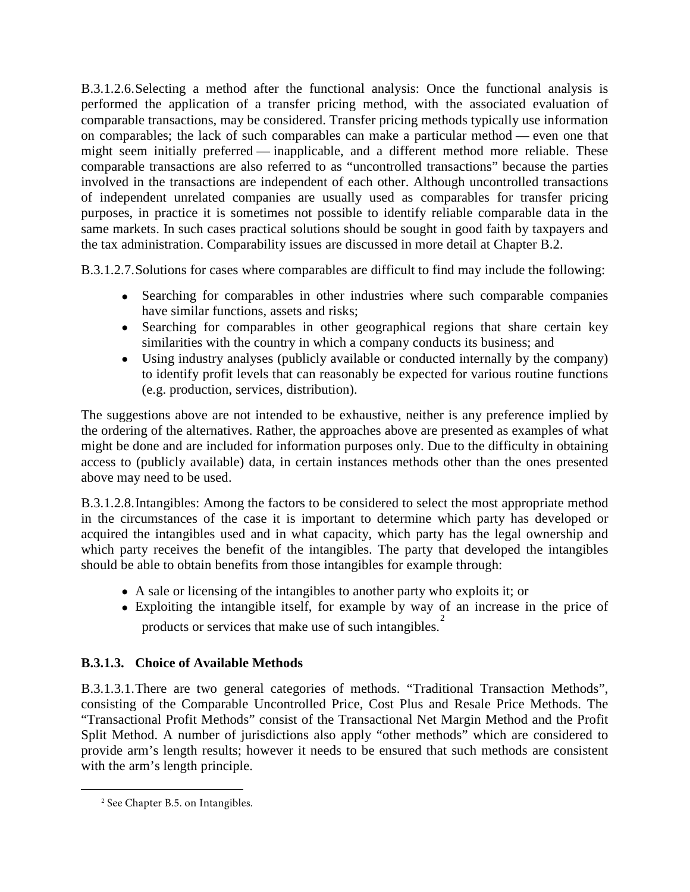B.3.1.2.6. Selecting a method after the functional analysis: Once the functional analysis is performed the application of a transfer pricing method, with the associated evaluation of comparable transactions, may be considered. Transfer pricing methods typically use information on comparables; the lack of such comparables can make a particular method — even one that might seem initially preferred — inapplicable, and a different method more reliable. These comparable transactions are also referred to as "uncontrolled transactions" because the parties involved in the transactions are independent of each other. Although uncontrolled transactions of independent unrelated companies are usually used as comparables for transfer pricing purposes, in practice it is sometimes not possible to identify reliable comparable data in the same markets. In such cases practical solutions should be sought in good faith by taxpayers and the tax administration. Comparability issues are discussed in more detail at Chapter B.2.

B.3.1.2.7. Solutions for cases where comparables are difficult to find may include the following:

- Searching for comparables in other industries where such comparable companies have similar functions, assets and risks;
- Searching for comparables in other geographical regions that share certain key similarities with the country in which a company conducts its business; and
- Using industry analyses (publicly available or conducted internally by the company) to identify profit levels that can reasonably be expected for various routine functions (e.g. production, services, distribution).

The suggestions above are not intended to be exhaustive, neither is any preference implied by the ordering of the alternatives. Rather, the approaches above are presented as examples of what might be done and are included for information purposes only. Due to the difficulty in obtaining access to (publicly available) data, in certain instances methods other than the ones presented above may need to be used.

B.3.1.2.8. Intangibles: Among the factors to be considered to select the most appropriate method in the circumstances of the case it is important to determine which party has developed or acquired the intangibles used and in what capacity, which party has the legal ownership and which party receives the benefit of the intangibles. The party that developed the intangibles should be able to obtain benefits from those intangibles for example through:

- A sale or licensing of the intangibles to another party who exploits it; or
- Exploiting the intangible itself, for example by way of an increase in the price of products or services that make use of such intangibles.[2]

### B.3.1.3. Choice of Available Methods

B.3.1.3.1. There are two general categories of methods. "Traditional Transaction Methods", consisting of the Comparable Uncontrolled Price, Cost Plus and Resale Price Methods. The "Transactional Profit Methods" consist of the Transactional Net Margin Method and the Profit Split Method. A number of jurisdictions also apply "other methods" which are considered to provide arm's length results; however it needs to be ensured that such methods are consistent with the arm's length principle.

---

[2] See Chapter B.5. on Intangibles.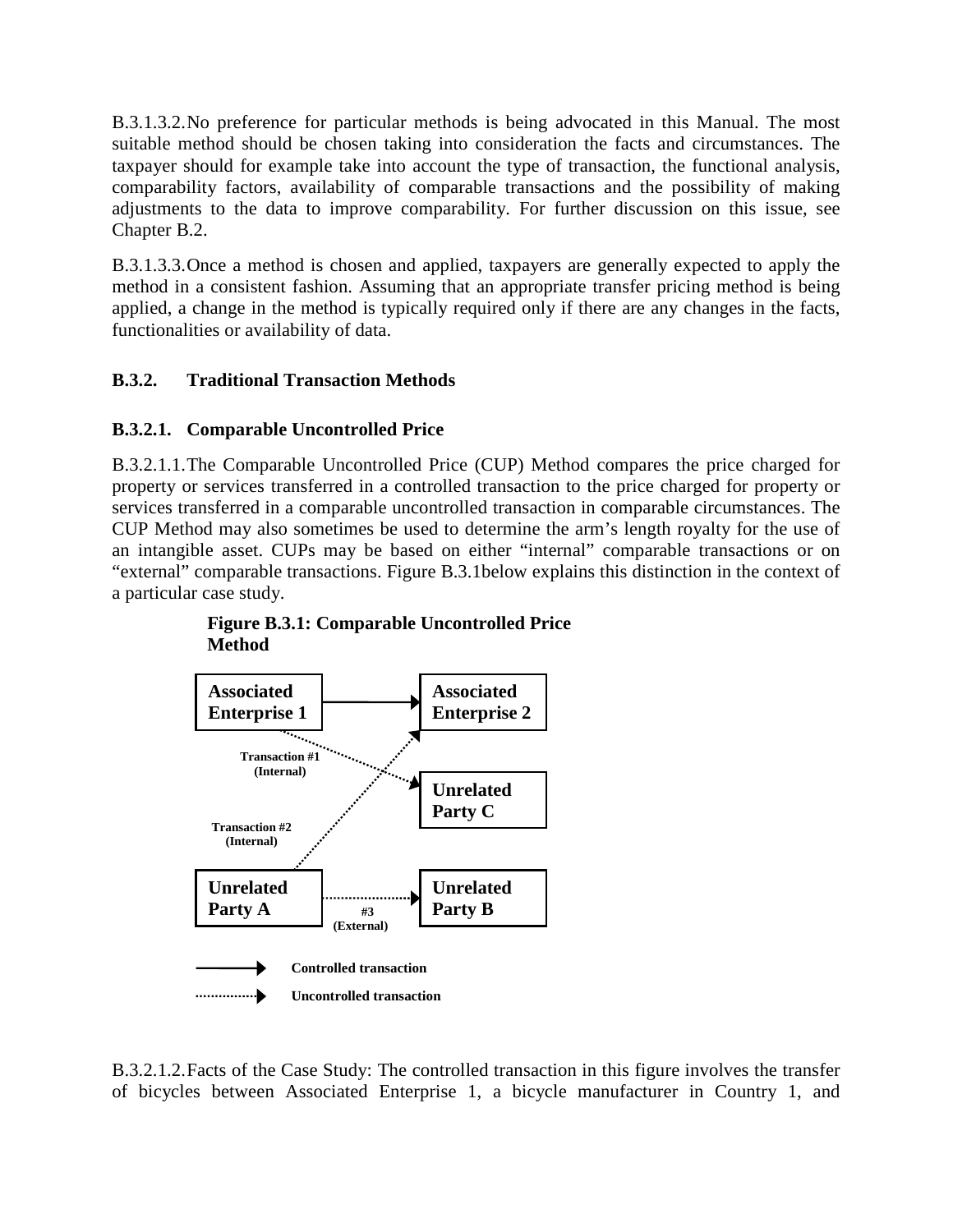B.3.1.3.2. No preference for particular methods is being advocated in this Manual. The most suitable method should be chosen taking into consideration the facts and circumstances. The taxpayer should for example take into account the type of transaction, the functional analysis, comparability factors, availability of comparable transactions and the possibility of making adjustments to the data to improve comparability. For further discussion on this issue, see Chapter B.2.

B.3.1.3.3. Once a method is chosen and applied, taxpayers are generally expected to apply the method in a consistent fashion. Assuming that an appropriate transfer pricing method is being applied, a change in the method is typically required only if there are any changes in the facts, functionalities or availability of data.

## B.3.2. Traditional Transaction Methods

### B.3.2.1. Comparable Uncontrolled Price

B.3.2.1.1. The Comparable Uncontrolled Price (CUP) Method compares the price charged for property or services transferred in a controlled transaction to the price charged for property or services transferred in a comparable uncontrolled transaction in comparable circumstances. The CUP Method may also sometimes be used to determine the arm's length royalty for the use of an intangible asset. CUPs may be based on either "internal" comparable transactions or on "external" comparable transactions. Figure B.3.1below explains this distinction in the context of a particular case study.

**Figure B.3.1: Comparable Uncontrolled Price Method**

Associated Enterprise 1 → Associated Enterprise 2

Transaction #1 (Internal)

Unrelated Party C

Transaction #2 (Internal)

Unrelated Party A → Unrelated Party B

#3 (External)

Controlled transaction

Uncontrolled transaction

B.3.2.1.2. Facts of the Case Study: The controlled transaction in this figure involves the transfer of bicycles between Associated Enterprise 1, a bicycle manufacturer in Country 1, and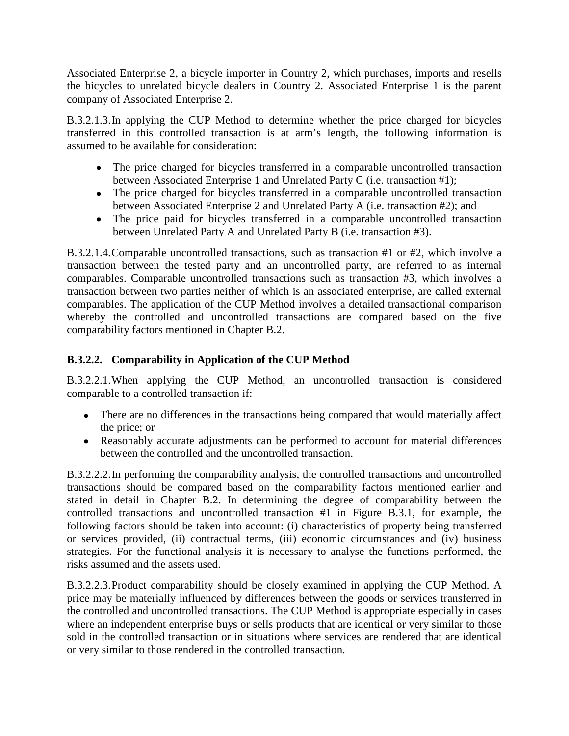Associated Enterprise 2, a bicycle importer in Country 2, which purchases, imports and resells the bicycles to unrelated bicycle dealers in Country 2. Associated Enterprise 1 is the parent company of Associated Enterprise 2.

B.3.2.1.3. In applying the CUP Method to determine whether the price charged for bicycles transferred in this controlled transaction is at arm's length, the following information is assumed to be available for consideration:

- The price charged for bicycles transferred in a comparable uncontrolled transaction between Associated Enterprise 1 and Unrelated Party C (i.e. transaction #1);
- The price charged for bicycles transferred in a comparable uncontrolled transaction between Associated Enterprise 2 and Unrelated Party A (i.e. transaction #2); and
- The price paid for bicycles transferred in a comparable uncontrolled transaction between Unrelated Party A and Unrelated Party B (i.e. transaction #3).

B.3.2.1.4. Comparable uncontrolled transactions, such as transaction #1 or #2, which involve a transaction between the tested party and an uncontrolled party, are referred to as internal comparables. Comparable uncontrolled transactions such as transaction #3, which involves a transaction between two parties neither of which is an associated enterprise, are called external comparables. The application of the CUP Method involves a detailed transactional comparison whereby the controlled and uncontrolled transactions are compared based on the five comparability factors mentioned in Chapter B.2.

### B.3.2.2. Comparability in Application of the CUP Method

B.3.2.2.1. When applying the CUP Method, an uncontrolled transaction is considered comparable to a controlled transaction if:

- There are no differences in the transactions being compared that would materially affect the price; or
- Reasonably accurate adjustments can be performed to account for material differences between the controlled and the uncontrolled transaction.

B.3.2.2.2. In performing the comparability analysis, the controlled transactions and uncontrolled transactions should be compared based on the comparability factors mentioned earlier and stated in detail in Chapter B.2. In determining the degree of comparability between the controlled transactions and uncontrolled transaction #1 in Figure B.3.1, for example, the following factors should be taken into account: (i) characteristics of property being transferred or services provided, (ii) contractual terms, (iii) economic circumstances and (iv) business strategies. For the functional analysis it is necessary to analyse the functions performed, the risks assumed and the assets used.

B.3.2.2.3. Product comparability should be closely examined in applying the CUP Method. A price may be materially influenced by differences between the goods or services transferred in the controlled and uncontrolled transactions. The CUP Method is appropriate especially in cases where an independent enterprise buys or sells products that are identical or very similar to those sold in the controlled transaction or in situations where services are rendered that are identical or very similar to those rendered in the controlled transaction.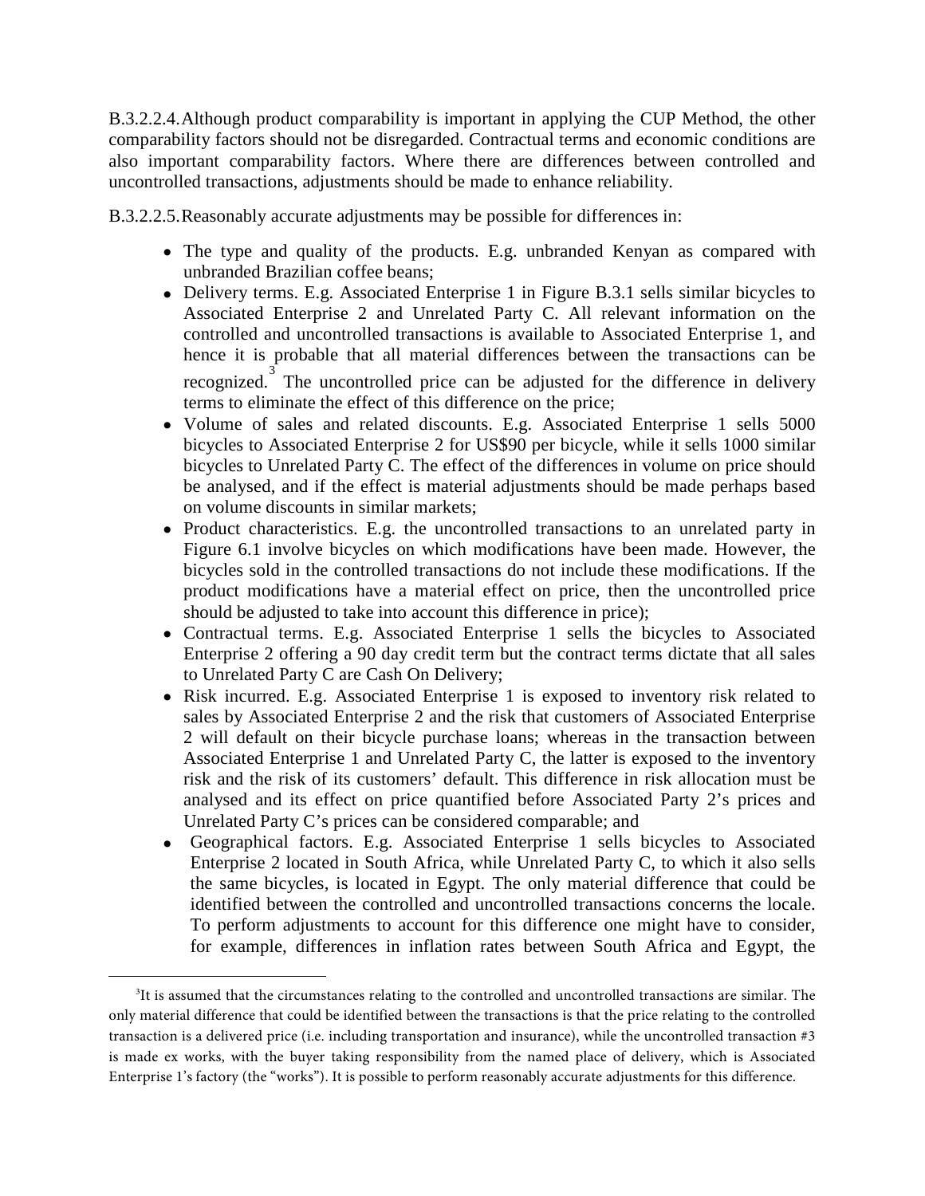B.3.2.2.4. Although product comparability is important in applying the CUP Method, the other comparability factors should not be disregarded. Contractual terms and economic conditions are also important comparability factors. Where there are differences between controlled and uncontrolled transactions, adjustments should be made to enhance reliability.

B.3.2.2.5. Reasonably accurate adjustments may be possible for differences in:

- The type and quality of the products. E.g. unbranded Kenyan as compared with unbranded Brazilian coffee beans;
- Delivery terms. E.g. Associated Enterprise 1 in Figure B.3.1 sells similar bicycles to Associated Enterprise 2 and Unrelated Party C. All relevant information on the controlled and uncontrolled transactions is available to Associated Enterprise 1, and hence it is probable that all material differences between the transactions can be recognized.[3] The uncontrolled price can be adjusted for the difference in delivery terms to eliminate the effect of this difference on the price;
- Volume of sales and related discounts. E.g. Associated Enterprise 1 sells 5000 bicycles to Associated Enterprise 2 for US$90 per bicycle, while it sells 1000 similar bicycles to Unrelated Party C. The effect of the differences in volume on price should be analysed, and if the effect is material adjustments should be made perhaps based on volume discounts in similar markets;
- Product characteristics. E.g. the uncontrolled transactions to an unrelated party in Figure 6.1 involve bicycles on which modifications have been made. However, the bicycles sold in the controlled transactions do not include these modifications. If the product modifications have a material effect on price, then the uncontrolled price should be adjusted to take into account this difference in price);
- Contractual terms. E.g. Associated Enterprise 1 sells the bicycles to Associated Enterprise 2 offering a 90 day credit term but the contract terms dictate that all sales to Unrelated Party C are Cash On Delivery;
- Risk incurred. E.g. Associated Enterprise 1 is exposed to inventory risk related to sales by Associated Enterprise 2 and the risk that customers of Associated Enterprise 2 will default on their bicycle purchase loans; whereas in the transaction between Associated Enterprise 1 and Unrelated Party C, the latter is exposed to the inventory risk and the risk of its customers' default. This difference in risk allocation must be analysed and its effect on price quantified before Associated Party 2's prices and Unrelated Party C's prices can be considered comparable; and
- Geographical factors. E.g. Associated Enterprise 1 sells bicycles to Associated Enterprise 2 located in South Africa, while Unrelated Party C, to which it also sells the same bicycles, is located in Egypt. The only material difference that could be identified between the controlled and uncontrolled transactions concerns the locale. To perform adjustments to account for this difference one might have to consider, for example, differences in inflation rates between South Africa and Egypt, the

---

[3] It is assumed that the circumstances relating to the controlled and uncontrolled transactions are similar. The only material difference that could be identified between the transactions is that the price relating to the controlled transaction is a delivered price (i.e. including transportation and insurance), while the uncontrolled transaction #3 is made ex works, with the buyer taking responsibility from the named place of delivery, which is Associated Enterprise 1's factory (the "works"). It is possible to perform reasonably accurate adjustments for this difference.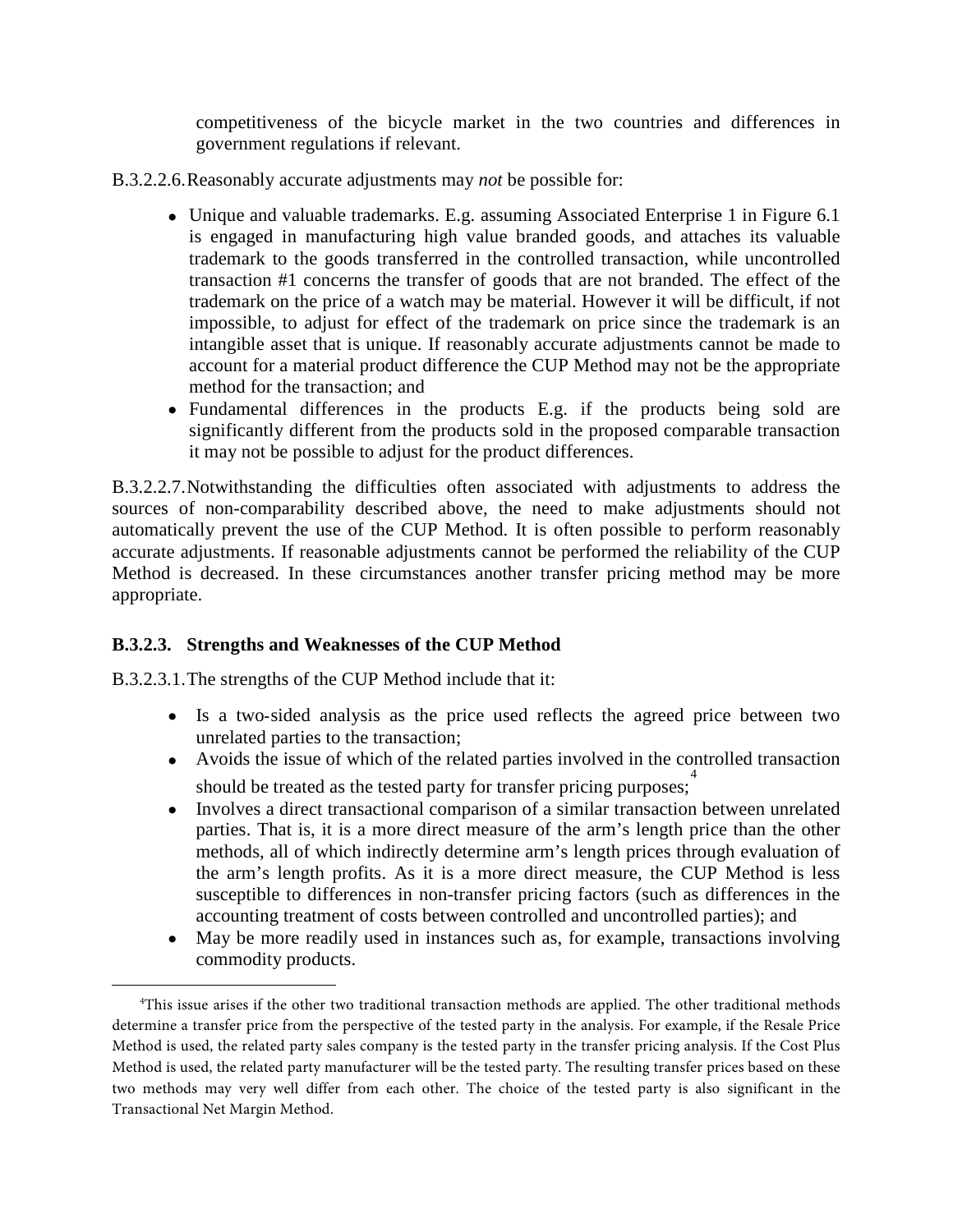competitiveness of the bicycle market in the two countries and differences in government regulations if relevant.

B.3.2.2.6. Reasonably accurate adjustments may *not* be possible for:

- Unique and valuable trademarks. E.g. assuming Associated Enterprise 1 in Figure 6.1 is engaged in manufacturing high value branded goods, and attaches its valuable trademark to the goods transferred in the controlled transaction, while uncontrolled transaction #1 concerns the transfer of goods that are not branded. The effect of the trademark on the price of a watch may be material. However it will be difficult, if not impossible, to adjust for effect of the trademark on price since the trademark is an intangible asset that is unique. If reasonably accurate adjustments cannot be made to account for a material product difference the CUP Method may not be the appropriate method for the transaction; and
- Fundamental differences in the products E.g. if the products being sold are significantly different from the products sold in the proposed comparable transaction it may not be possible to adjust for the product differences.

B.3.2.2.7. Notwithstanding the difficulties often associated with adjustments to address the sources of non-comparability described above, the need to make adjustments should not automatically prevent the use of the CUP Method. It is often possible to perform reasonably accurate adjustments. If reasonable adjustments cannot be performed the reliability of the CUP Method is decreased. In these circumstances another transfer pricing method may be more appropriate.

### B.3.2.3. Strengths and Weaknesses of the CUP Method

B.3.2.3.1. The strengths of the CUP Method include that it:

- Is a two-sided analysis as the price used reflects the agreed price between two unrelated parties to the transaction;
- Avoids the issue of which of the related parties involved in the controlled transaction should be treated as the tested party for transfer pricing purposes;[4]
- Involves a direct transactional comparison of a similar transaction between unrelated parties. That is, it is a more direct measure of the arm's length price than the other methods, all of which indirectly determine arm's length prices through evaluation of the arm's length profits. As it is a more direct measure, the CUP Method is less susceptible to differences in non-transfer pricing factors (such as differences in the accounting treatment of costs between controlled and uncontrolled parties); and
- May be more readily used in instances such as, for example, transactions involving commodity products.

---

[4] This issue arises if the other two traditional transaction methods are applied. The other traditional methods determine a transfer price from the perspective of the tested party in the analysis. For example, if the Resale Price Method is used, the related party sales company is the tested party in the transfer pricing analysis. If the Cost Plus Method is used, the related party manufacturer will be the tested party. The resulting transfer prices based on these two methods may very well differ from each other. The choice of the tested party is also significant in the Transactional Net Margin Method.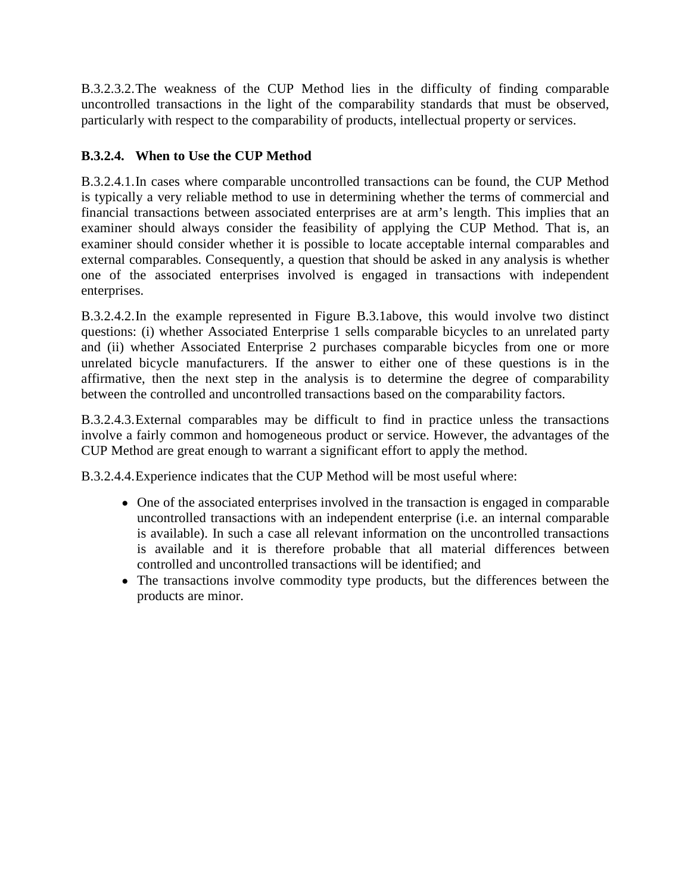B.3.2.3.2. The weakness of the CUP Method lies in the difficulty of finding comparable uncontrolled transactions in the light of the comparability standards that must be observed, particularly with respect to the comparability of products, intellectual property or services.

### B.3.2.4. When to Use the CUP Method

B.3.2.4.1. In cases where comparable uncontrolled transactions can be found, the CUP Method is typically a very reliable method to use in determining whether the terms of commercial and financial transactions between associated enterprises are at arm's length. This implies that an examiner should always consider the feasibility of applying the CUP Method. That is, an examiner should consider whether it is possible to locate acceptable internal comparables and external comparables. Consequently, a question that should be asked in any analysis is whether one of the associated enterprises involved is engaged in transactions with independent enterprises.

B.3.2.4.2. In the example represented in Figure B.3.1above, this would involve two distinct questions: (i) whether Associated Enterprise 1 sells comparable bicycles to an unrelated party and (ii) whether Associated Enterprise 2 purchases comparable bicycles from one or more unrelated bicycle manufacturers. If the answer to either one of these questions is in the affirmative, then the next step in the analysis is to determine the degree of comparability between the controlled and uncontrolled transactions based on the comparability factors.

B.3.2.4.3. External comparables may be difficult to find in practice unless the transactions involve a fairly common and homogeneous product or service. However, the advantages of the CUP Method are great enough to warrant a significant effort to apply the method.

B.3.2.4.4. Experience indicates that the CUP Method will be most useful where:

- One of the associated enterprises involved in the transaction is engaged in comparable uncontrolled transactions with an independent enterprise (i.e. an internal comparable is available). In such a case all relevant information on the uncontrolled transactions is available and it is therefore probable that all material differences between controlled and uncontrolled transactions will be identified; and
- The transactions involve commodity type products, but the differences between the products are minor.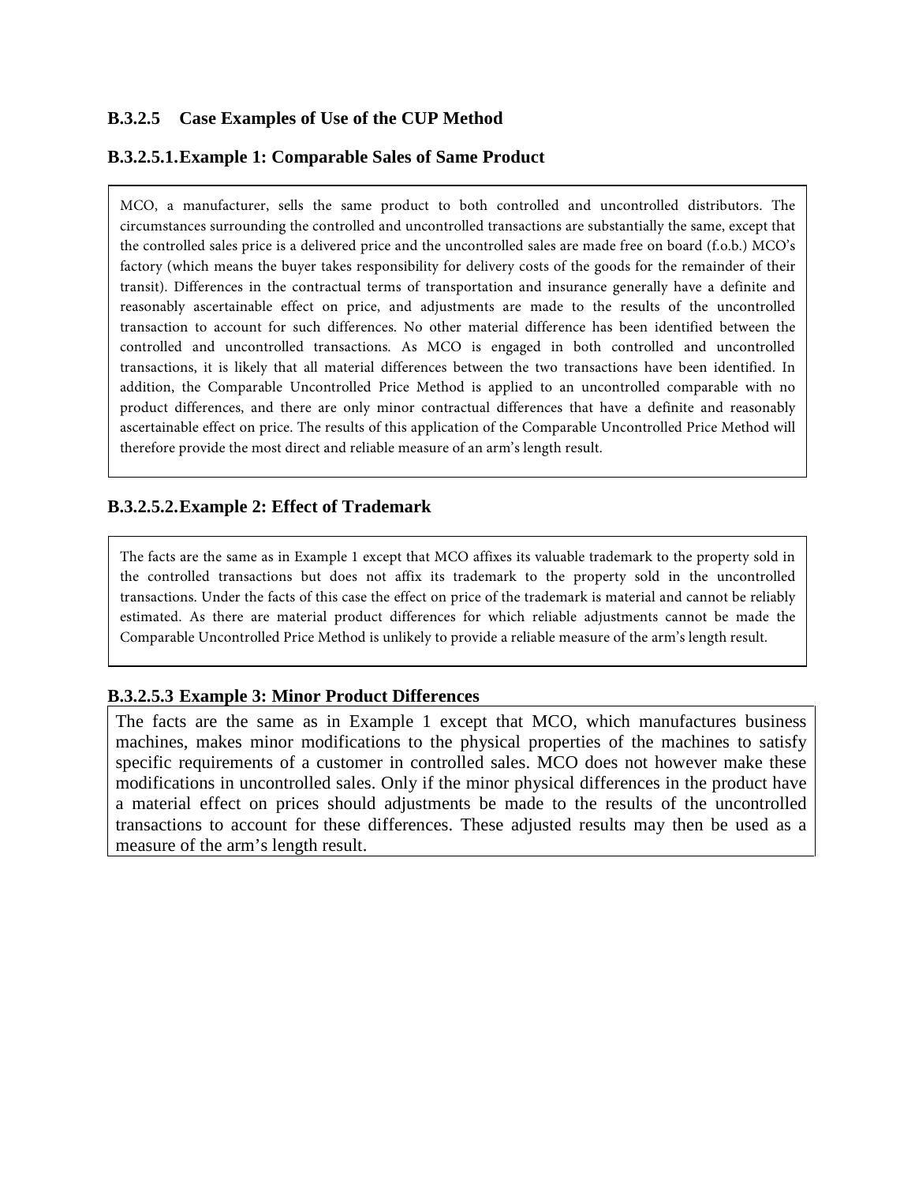### B.3.2.5 Case Examples of Use of the CUP Method

#### B.3.2.5.1. Example 1: Comparable Sales of Same Product

MCO, a manufacturer, sells the same product to both controlled and uncontrolled distributors. The circumstances surrounding the controlled and uncontrolled transactions are substantially the same, except that the controlled sales price is a delivered price and the uncontrolled sales are made free on board (f.o.b.) MCO's factory (which means the buyer takes responsibility for delivery costs of the goods for the remainder of their transit). Differences in the contractual terms of transportation and insurance generally have a definite and reasonably ascertainable effect on price, and adjustments are made to the results of the uncontrolled transaction to account for such differences. No other material difference has been identified between the controlled and uncontrolled transactions. As MCO is engaged in both controlled and uncontrolled transactions, it is likely that all material differences between the two transactions have been identified. In addition, the Comparable Uncontrolled Price Method is applied to an uncontrolled comparable with no product differences, and there are only minor contractual differences that have a definite and reasonably ascertainable effect on price. The results of this application of the Comparable Uncontrolled Price Method will therefore provide the most direct and reliable measure of an arm's length result.

#### B.3.2.5.2. Example 2: Effect of Trademark

The facts are the same as in Example 1 except that MCO affixes its valuable trademark to the property sold in the controlled transactions but does not affix its trademark to the property sold in the uncontrolled transactions. Under the facts of this case the effect on price of the trademark is material and cannot be reliably estimated. As there are material product differences for which reliable adjustments cannot be made the Comparable Uncontrolled Price Method is unlikely to provide a reliable measure of the arm's length result.

#### B.3.2.5.3 Example 3: Minor Product Differences

The facts are the same as in Example 1 except that MCO, which manufactures business machines, makes minor modifications to the physical properties of the machines to satisfy specific requirements of a customer in controlled sales. MCO does not however make these modifications in uncontrolled sales. Only if the minor physical differences in the product have a material effect on prices should adjustments be made to the results of the uncontrolled transactions to account for these differences. These adjusted results may then be used as a measure of the arm's length result.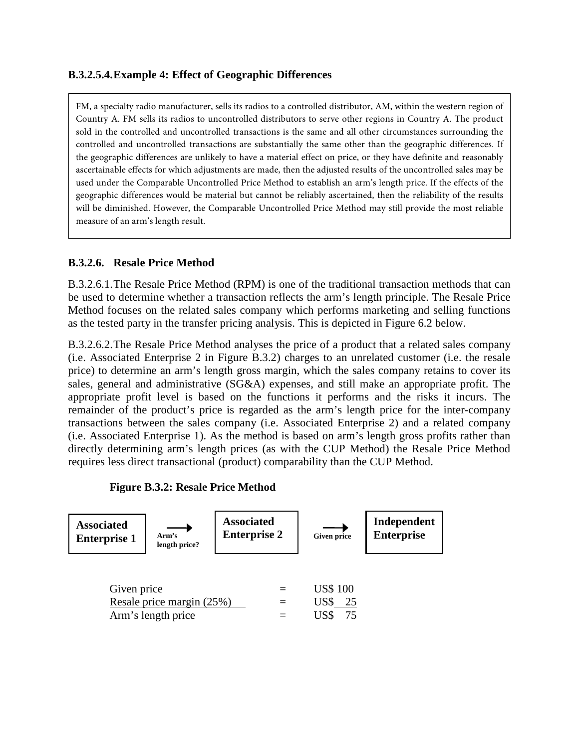### B.3.2.5.4. Example 4: Effect of Geographic Differences

> FM, a specialty radio manufacturer, sells its radios to a controlled distributor, AM, within the western region of Country A. FM sells its radios to uncontrolled distributors to serve other regions in Country A. The product sold in the controlled and uncontrolled transactions is the same and all other circumstances surrounding the controlled and uncontrolled transactions are substantially the same other than the geographic differences. If the geographic differences are unlikely to have a material effect on price, or they have definite and reasonably ascertainable effects for which adjustments are made, then the adjusted results of the uncontrolled sales may be used under the Comparable Uncontrolled Price Method to establish an arm's length price. If the effects of the geographic differences would be material but cannot be reliably ascertained, then the reliability of the results will be diminished. However, the Comparable Uncontrolled Price Method may still provide the most reliable measure of an arm's length result.

### B.3.2.6. Resale Price Method

B.3.2.6.1. The Resale Price Method (RPM) is one of the traditional transaction methods that can be used to determine whether a transaction reflects the arm's length principle. The Resale Price Method focuses on the related sales company which performs marketing and selling functions as the tested party in the transfer pricing analysis. This is depicted in Figure 6.2 below.

B.3.2.6.2. The Resale Price Method analyses the price of a product that a related sales company (i.e. Associated Enterprise 2 in Figure B.3.2) charges to an unrelated customer (i.e. the resale price) to determine an arm's length gross margin, which the sales company retains to cover its sales, general and administrative (SG&A) expenses, and still make an appropriate profit. The appropriate profit level is based on the functions it performs and the risks it incurs. The remainder of the product's price is regarded as the arm's length price for the inter-company transactions between the sales company (i.e. Associated Enterprise 2) and a related company (i.e. Associated Enterprise 1). As the method is based on arm's length gross profits rather than directly determining arm's length prices (as with the CUP Method) the Resale Price Method requires less direct transactional (product) comparability than the CUP Method.

**Figure B.3.2: Resale Price Method**

**Associated Enterprise 1** → Arm's length price? → **Associated Enterprise 2** → Given price → **Independent Enterprise**

| | | |
|---|---|---|
| Given price | = | US$ 100 |
| Resale price margin (25%) | = | US$ 25 |
| Arm's length price | = | US$ 75 |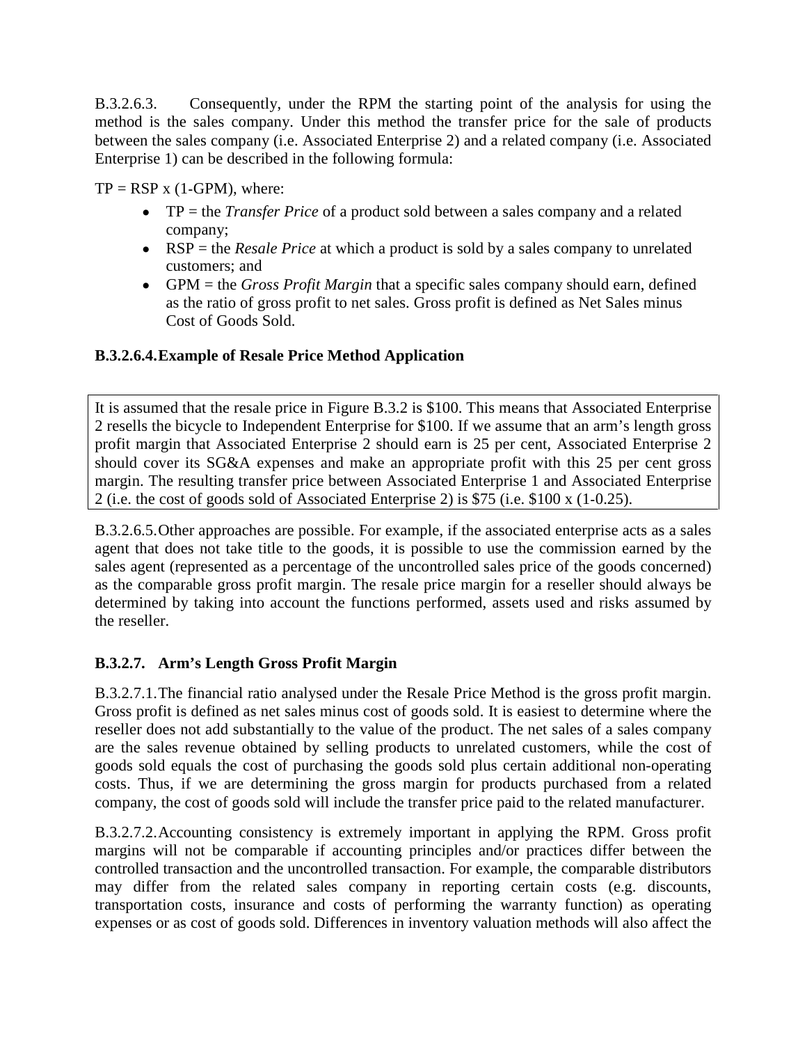B.3.2.6.3. Consequently, under the RPM the starting point of the analysis for using the method is the sales company. Under this method the transfer price for the sale of products between the sales company (i.e. Associated Enterprise 2) and a related company (i.e. Associated Enterprise 1) can be described in the following formula:

TP = RSP x (1-GPM), where:

- TP = the *Transfer Price* of a product sold between a sales company and a related company;
- RSP = the *Resale Price* at which a product is sold by a sales company to unrelated customers; and
- GPM = the *Gross Profit Margin* that a specific sales company should earn, defined as the ratio of gross profit to net sales. Gross profit is defined as Net Sales minus Cost of Goods Sold.

### B.3.2.6.4. Example of Resale Price Method Application

It is assumed that the resale price in Figure B.3.2 is $100. This means that Associated Enterprise 2 resells the bicycle to Independent Enterprise for $100. If we assume that an arm's length gross profit margin that Associated Enterprise 2 should earn is 25 per cent, Associated Enterprise 2 should cover its SG&A expenses and make an appropriate profit with this 25 per cent gross margin. The resulting transfer price between Associated Enterprise 1 and Associated Enterprise 2 (i.e. the cost of goods sold of Associated Enterprise 2) is $75 (i.e. $100 x (1-0.25).

B.3.2.6.5. Other approaches are possible. For example, if the associated enterprise acts as a sales agent that does not take title to the goods, it is possible to use the commission earned by the sales agent (represented as a percentage of the uncontrolled sales price of the goods concerned) as the comparable gross profit margin. The resale price margin for a reseller should always be determined by taking into account the functions performed, assets used and risks assumed by the reseller.

### B.3.2.7. Arm's Length Gross Profit Margin

B.3.2.7.1. The financial ratio analysed under the Resale Price Method is the gross profit margin. Gross profit is defined as net sales minus cost of goods sold. It is easiest to determine where the reseller does not add substantially to the value of the product. The net sales of a sales company are the sales revenue obtained by selling products to unrelated customers, while the cost of goods sold equals the cost of purchasing the goods sold plus certain additional non-operating costs. Thus, if we are determining the gross margin for products purchased from a related company, the cost of goods sold will include the transfer price paid to the related manufacturer.

B.3.2.7.2. Accounting consistency is extremely important in applying the RPM. Gross profit margins will not be comparable if accounting principles and/or practices differ between the controlled transaction and the uncontrolled transaction. For example, the comparable distributors may differ from the related sales company in reporting certain costs (e.g. discounts, transportation costs, insurance and costs of performing the warranty function) as operating expenses or as cost of goods sold. Differences in inventory valuation methods will also affect the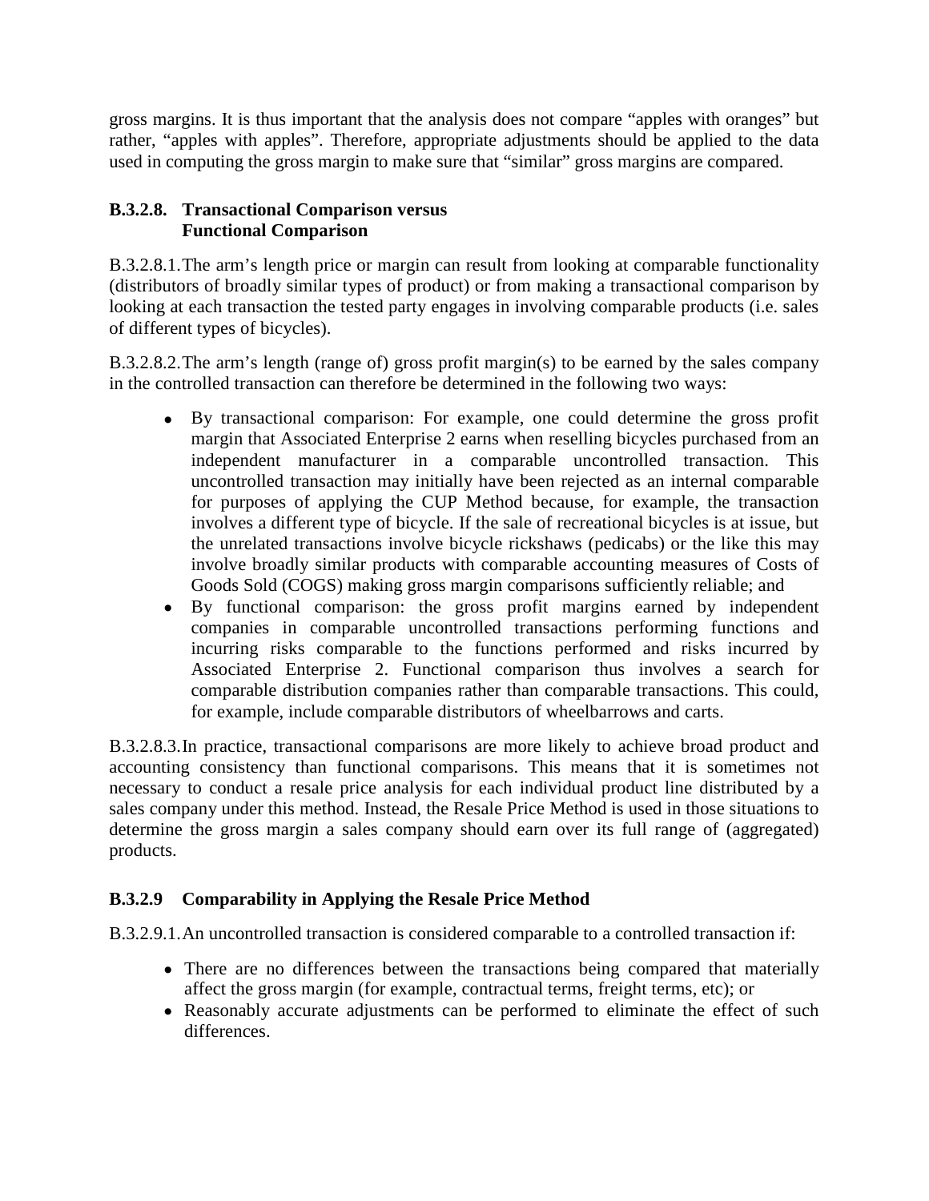gross margins. It is thus important that the analysis does not compare "apples with oranges" but rather, "apples with apples". Therefore, appropriate adjustments should be applied to the data used in computing the gross margin to make sure that "similar" gross margins are compared.

### B.3.2.8. Transactional Comparison versus Functional Comparison

B.3.2.8.1. The arm's length price or margin can result from looking at comparable functionality (distributors of broadly similar types of product) or from making a transactional comparison by looking at each transaction the tested party engages in involving comparable products (i.e. sales of different types of bicycles).

B.3.2.8.2. The arm's length (range of) gross profit margin(s) to be earned by the sales company in the controlled transaction can therefore be determined in the following two ways:

- By transactional comparison: For example, one could determine the gross profit margin that Associated Enterprise 2 earns when reselling bicycles purchased from an independent manufacturer in a comparable uncontrolled transaction. This uncontrolled transaction may initially have been rejected as an internal comparable for purposes of applying the CUP Method because, for example, the transaction involves a different type of bicycle. If the sale of recreational bicycles is at issue, but the unrelated transactions involve bicycle rickshaws (pedicabs) or the like this may involve broadly similar products with comparable accounting measures of Costs of Goods Sold (COGS) making gross margin comparisons sufficiently reliable; and
- By functional comparison: the gross profit margins earned by independent companies in comparable uncontrolled transactions performing functions and incurring risks comparable to the functions performed and risks incurred by Associated Enterprise 2. Functional comparison thus involves a search for comparable distribution companies rather than comparable transactions. This could, for example, include comparable distributors of wheelbarrows and carts.

B.3.2.8.3. In practice, transactional comparisons are more likely to achieve broad product and accounting consistency than functional comparisons. This means that it is sometimes not necessary to conduct a resale price analysis for each individual product line distributed by a sales company under this method. Instead, the Resale Price Method is used in those situations to determine the gross margin a sales company should earn over its full range of (aggregated) products.

### B.3.2.9 Comparability in Applying the Resale Price Method

B.3.2.9.1. An uncontrolled transaction is considered comparable to a controlled transaction if:

- There are no differences between the transactions being compared that materially affect the gross margin (for example, contractual terms, freight terms, etc); or
- Reasonably accurate adjustments can be performed to eliminate the effect of such differences.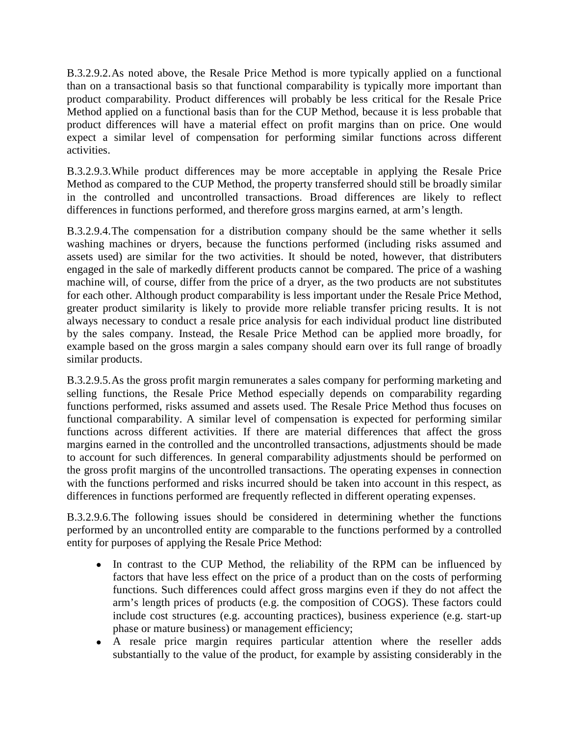B.3.2.9.2. As noted above, the Resale Price Method is more typically applied on a functional than on a transactional basis so that functional comparability is typically more important than product comparability. Product differences will probably be less critical for the Resale Price Method applied on a functional basis than for the CUP Method, because it is less probable that product differences will have a material effect on profit margins than on price. One would expect a similar level of compensation for performing similar functions across different activities.

B.3.2.9.3. While product differences may be more acceptable in applying the Resale Price Method as compared to the CUP Method, the property transferred should still be broadly similar in the controlled and uncontrolled transactions. Broad differences are likely to reflect differences in functions performed, and therefore gross margins earned, at arm's length.

B.3.2.9.4. The compensation for a distribution company should be the same whether it sells washing machines or dryers, because the functions performed (including risks assumed and assets used) are similar for the two activities. It should be noted, however, that distributers engaged in the sale of markedly different products cannot be compared. The price of a washing machine will, of course, differ from the price of a dryer, as the two products are not substitutes for each other. Although product comparability is less important under the Resale Price Method, greater product similarity is likely to provide more reliable transfer pricing results. It is not always necessary to conduct a resale price analysis for each individual product line distributed by the sales company. Instead, the Resale Price Method can be applied more broadly, for example based on the gross margin a sales company should earn over its full range of broadly similar products.

B.3.2.9.5. As the gross profit margin remunerates a sales company for performing marketing and selling functions, the Resale Price Method especially depends on comparability regarding functions performed, risks assumed and assets used. The Resale Price Method thus focuses on functional comparability. A similar level of compensation is expected for performing similar functions across different activities. If there are material differences that affect the gross margins earned in the controlled and the uncontrolled transactions, adjustments should be made to account for such differences. In general comparability adjustments should be performed on the gross profit margins of the uncontrolled transactions. The operating expenses in connection with the functions performed and risks incurred should be taken into account in this respect, as differences in functions performed are frequently reflected in different operating expenses.

B.3.2.9.6. The following issues should be considered in determining whether the functions performed by an uncontrolled entity are comparable to the functions performed by a controlled entity for purposes of applying the Resale Price Method:

- In contrast to the CUP Method, the reliability of the RPM can be influenced by factors that have less effect on the price of a product than on the costs of performing functions. Such differences could affect gross margins even if they do not affect the arm's length prices of products (e.g. the composition of COGS). These factors could include cost structures (e.g. accounting practices), business experience (e.g. start-up phase or mature business) or management efficiency;
- A resale price margin requires particular attention where the reseller adds substantially to the value of the product, for example by assisting considerably in the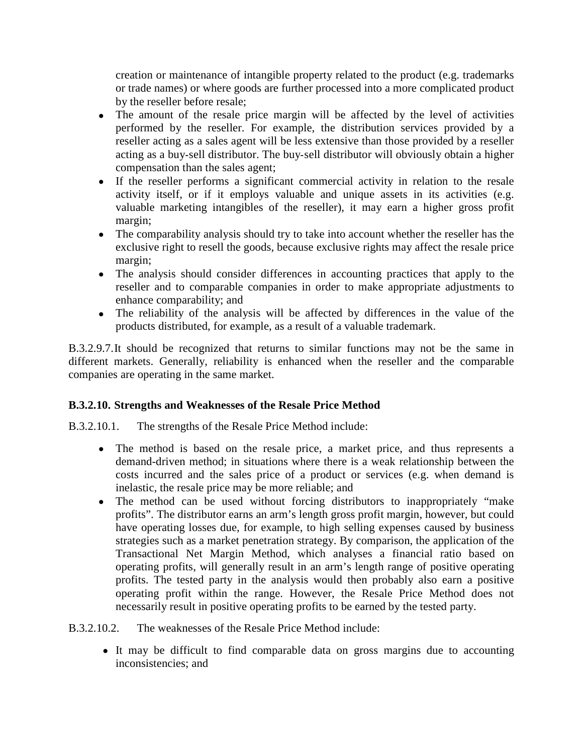creation or maintenance of intangible property related to the product (e.g. trademarks or trade names) or where goods are further processed into a more complicated product by the reseller before resale;

- The amount of the resale price margin will be affected by the level of activities performed by the reseller. For example, the distribution services provided by a reseller acting as a sales agent will be less extensive than those provided by a reseller acting as a buy-sell distributor. The buy-sell distributor will obviously obtain a higher compensation than the sales agent;
- If the reseller performs a significant commercial activity in relation to the resale activity itself, or if it employs valuable and unique assets in its activities (e.g. valuable marketing intangibles of the reseller), it may earn a higher gross profit margin;
- The comparability analysis should try to take into account whether the reseller has the exclusive right to resell the goods, because exclusive rights may affect the resale price margin;
- The analysis should consider differences in accounting practices that apply to the reseller and to comparable companies in order to make appropriate adjustments to enhance comparability; and
- The reliability of the analysis will be affected by differences in the value of the products distributed, for example, as a result of a valuable trademark.

B.3.2.9.7. It should be recognized that returns to similar functions may not be the same in different markets. Generally, reliability is enhanced when the reseller and the comparable companies are operating in the same market.

### B.3.2.10. Strengths and Weaknesses of the Resale Price Method

B.3.2.10.1. The strengths of the Resale Price Method include:

- The method is based on the resale price, a market price, and thus represents a demand-driven method; in situations where there is a weak relationship between the costs incurred and the sales price of a product or services (e.g. when demand is inelastic, the resale price may be more reliable; and
- The method can be used without forcing distributors to inappropriately "make profits". The distributor earns an arm's length gross profit margin, however, but could have operating losses due, for example, to high selling expenses caused by business strategies such as a market penetration strategy. By comparison, the application of the Transactional Net Margin Method, which analyses a financial ratio based on operating profits, will generally result in an arm's length range of positive operating profits. The tested party in the analysis would then probably also earn a positive operating profit within the range. However, the Resale Price Method does not necessarily result in positive operating profits to be earned by the tested party.

B.3.2.10.2. The weaknesses of the Resale Price Method include:

- It may be difficult to find comparable data on gross margins due to accounting inconsistencies; and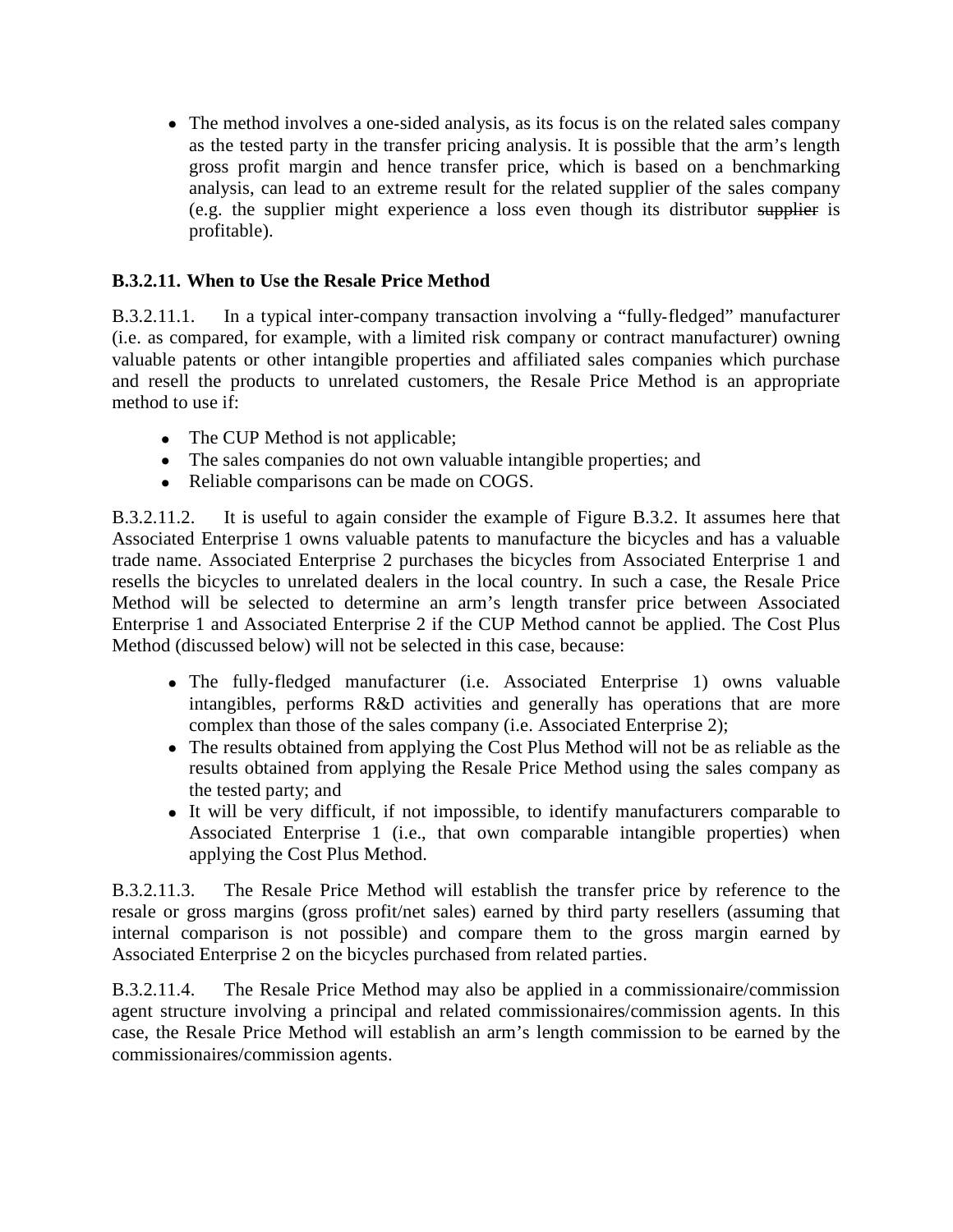- The method involves a one-sided analysis, as its focus is on the related sales company as the tested party in the transfer pricing analysis. It is possible that the arm's length gross profit margin and hence transfer price, which is based on a benchmarking analysis, can lead to an extreme result for the related supplier of the sales company (e.g. the supplier might experience a loss even though its distributor ~~supplier~~ is profitable).

### B.3.2.11. When to Use the Resale Price Method

B.3.2.11.1. In a typical inter-company transaction involving a "fully-fledged" manufacturer (i.e. as compared, for example, with a limited risk company or contract manufacturer) owning valuable patents or other intangible properties and affiliated sales companies which purchase and resell the products to unrelated customers, the Resale Price Method is an appropriate method to use if:

- The CUP Method is not applicable;
- The sales companies do not own valuable intangible properties; and
- Reliable comparisons can be made on COGS.

B.3.2.11.2. It is useful to again consider the example of Figure B.3.2. It assumes here that Associated Enterprise 1 owns valuable patents to manufacture the bicycles and has a valuable trade name. Associated Enterprise 2 purchases the bicycles from Associated Enterprise 1 and resells the bicycles to unrelated dealers in the local country. In such a case, the Resale Price Method will be selected to determine an arm's length transfer price between Associated Enterprise 1 and Associated Enterprise 2 if the CUP Method cannot be applied. The Cost Plus Method (discussed below) will not be selected in this case, because:

- The fully-fledged manufacturer (i.e. Associated Enterprise 1) owns valuable intangibles, performs R&D activities and generally has operations that are more complex than those of the sales company (i.e. Associated Enterprise 2);
- The results obtained from applying the Cost Plus Method will not be as reliable as the results obtained from applying the Resale Price Method using the sales company as the tested party; and
- It will be very difficult, if not impossible, to identify manufacturers comparable to Associated Enterprise 1 (i.e., that own comparable intangible properties) when applying the Cost Plus Method.

B.3.2.11.3. The Resale Price Method will establish the transfer price by reference to the resale or gross margins (gross profit/net sales) earned by third party resellers (assuming that internal comparison is not possible) and compare them to the gross margin earned by Associated Enterprise 2 on the bicycles purchased from related parties.

B.3.2.11.4. The Resale Price Method may also be applied in a commissionaire/commission agent structure involving a principal and related commissionaires/commission agents. In this case, the Resale Price Method will establish an arm's length commission to be earned by the commissionaires/commission agents.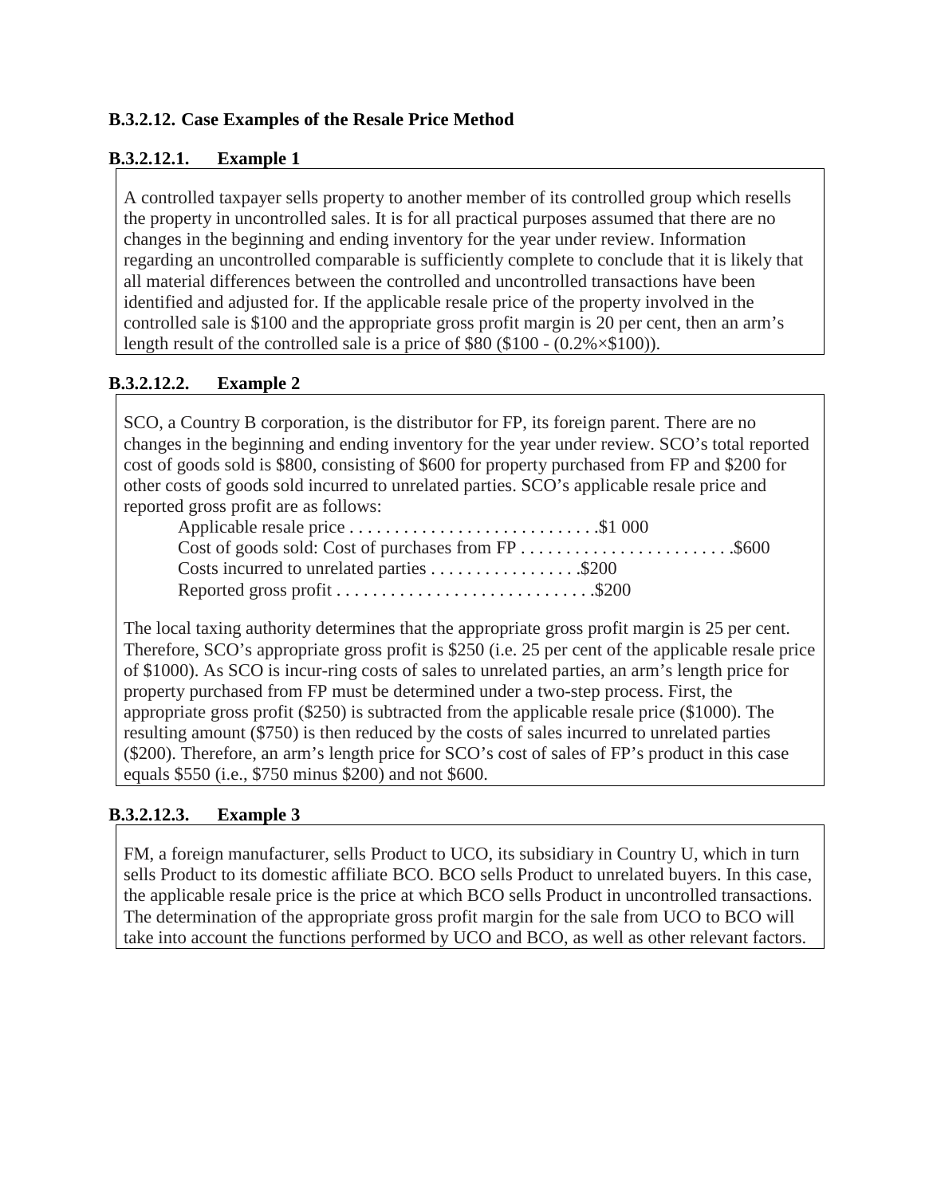### B.3.2.12. Case Examples of the Resale Price Method

#### B.3.2.12.1. Example 1

A controlled taxpayer sells property to another member of its controlled group which resells the property in uncontrolled sales. It is for all practical purposes assumed that there are no changes in the beginning and ending inventory for the year under review. Information regarding an uncontrolled comparable is sufficiently complete to conclude that it is likely that all material differences between the controlled and uncontrolled transactions have been identified and adjusted for. If the applicable resale price of the property involved in the controlled sale is $100 and the appropriate gross profit margin is 20 per cent, then an arm's length result of the controlled sale is a price of $80 ($100 - (0.2%×$100)).

#### B.3.2.12.2. Example 2

SCO, a Country B corporation, is the distributor for FP, its foreign parent. There are no changes in the beginning and ending inventory for the year under review. SCO's total reported cost of goods sold is $800, consisting of $600 for property purchased from FP and $200 for other costs of goods sold incurred to unrelated parties. SCO's applicable resale price and reported gross profit are as follows:

Applicable resale price . . . . . . . . . . . . . . . . . . . . . . . . . . . .$1 000
Cost of goods sold: Cost of purchases from FP . . . . . . . . . . . . . . . . . . . . . . . .$600
Costs incurred to unrelated parties . . . . . . . . . . . . . . . . .$200
Reported gross profit . . . . . . . . . . . . . . . . . . . . . . . . . . . . .$200

The local taxing authority determines that the appropriate gross profit margin is 25 per cent. Therefore, SCO's appropriate gross profit is $250 (i.e. 25 per cent of the applicable resale price of $1000). As SCO is incur-ring costs of sales to unrelated parties, an arm's length price for property purchased from FP must be determined under a two-step process. First, the appropriate gross profit ($250) is subtracted from the applicable resale price ($1000). The resulting amount ($750) is then reduced by the costs of sales incurred to unrelated parties ($200). Therefore, an arm's length price for SCO's cost of sales of FP's product in this case equals $550 (i.e., $750 minus $200) and not $600.

#### B.3.2.12.3. Example 3

FM, a foreign manufacturer, sells Product to UCO, its subsidiary in Country U, which in turn sells Product to its domestic affiliate BCO. BCO sells Product to unrelated buyers. In this case, the applicable resale price is the price at which BCO sells Product in uncontrolled transactions. The determination of the appropriate gross profit margin for the sale from UCO to BCO will take into account the functions performed by UCO and BCO, as well as other relevant factors.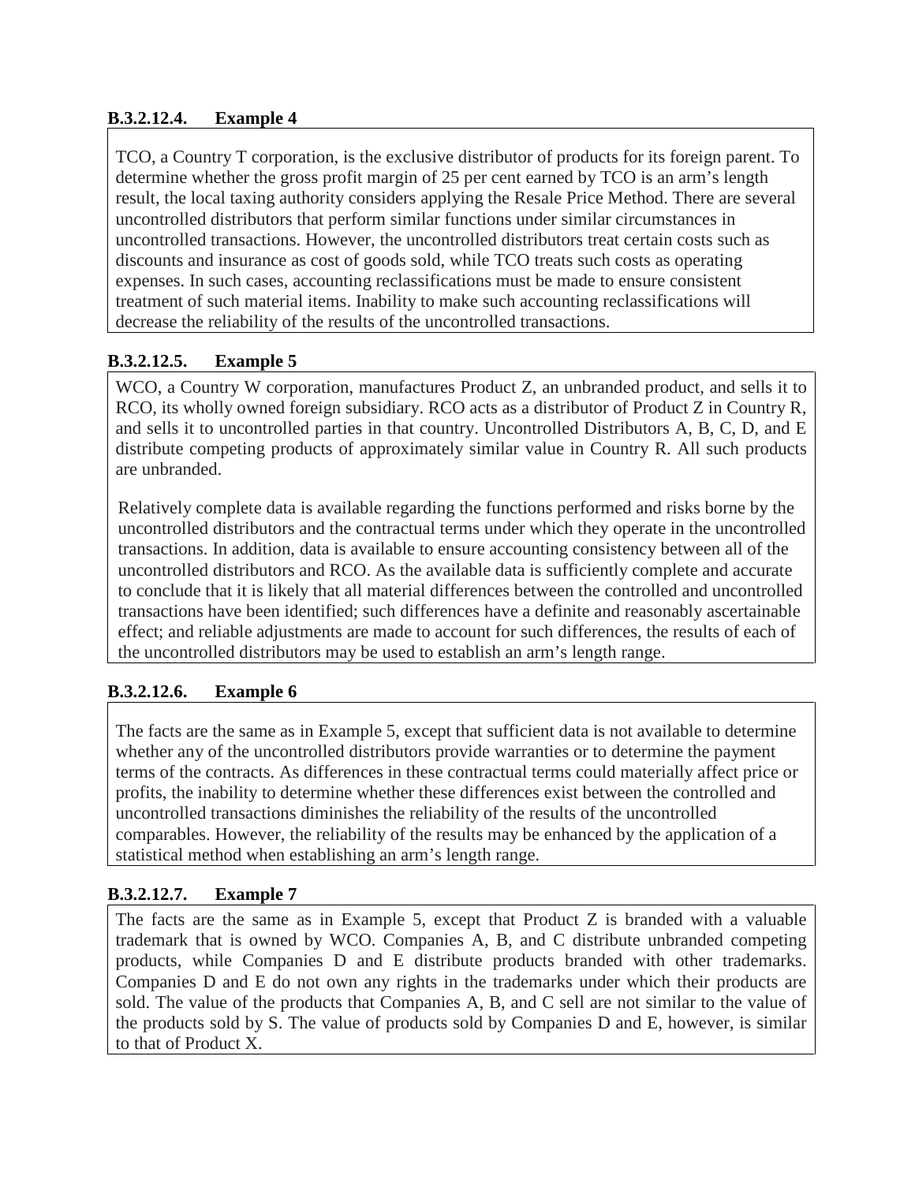### B.3.2.12.4. Example 4

TCO, a Country T corporation, is the exclusive distributor of products for its foreign parent. To determine whether the gross profit margin of 25 per cent earned by TCO is an arm's length result, the local taxing authority considers applying the Resale Price Method. There are several uncontrolled distributors that perform similar functions under similar circumstances in uncontrolled transactions. However, the uncontrolled distributors treat certain costs such as discounts and insurance as cost of goods sold, while TCO treats such costs as operating expenses. In such cases, accounting reclassifications must be made to ensure consistent treatment of such material items. Inability to make such accounting reclassifications will decrease the reliability of the results of the uncontrolled transactions.

### B.3.2.12.5. Example 5

WCO, a Country W corporation, manufactures Product Z, an unbranded product, and sells it to RCO, its wholly owned foreign subsidiary. RCO acts as a distributor of Product Z in Country R, and sells it to uncontrolled parties in that country. Uncontrolled Distributors A, B, C, D, and E distribute competing products of approximately similar value in Country R. All such products are unbranded.

Relatively complete data is available regarding the functions performed and risks borne by the uncontrolled distributors and the contractual terms under which they operate in the uncontrolled transactions. In addition, data is available to ensure accounting consistency between all of the uncontrolled distributors and RCO. As the available data is sufficiently complete and accurate to conclude that it is likely that all material differences between the controlled and uncontrolled transactions have been identified; such differences have a definite and reasonably ascertainable effect; and reliable adjustments are made to account for such differences, the results of each of the uncontrolled distributors may be used to establish an arm's length range.

### B.3.2.12.6. Example 6

The facts are the same as in Example 5, except that sufficient data is not available to determine whether any of the uncontrolled distributors provide warranties or to determine the payment terms of the contracts. As differences in these contractual terms could materially affect price or profits, the inability to determine whether these differences exist between the controlled and uncontrolled transactions diminishes the reliability of the results of the uncontrolled comparables. However, the reliability of the results may be enhanced by the application of a statistical method when establishing an arm's length range.

### B.3.2.12.7. Example 7

The facts are the same as in Example 5, except that Product Z is branded with a valuable trademark that is owned by WCO. Companies A, B, and C distribute unbranded competing products, while Companies D and E distribute products branded with other trademarks. Companies D and E do not own any rights in the trademarks under which their products are sold. The value of the products that Companies A, B, and C sell are not similar to the value of the products sold by S. The value of products sold by Companies D and E, however, is similar to that of Product X.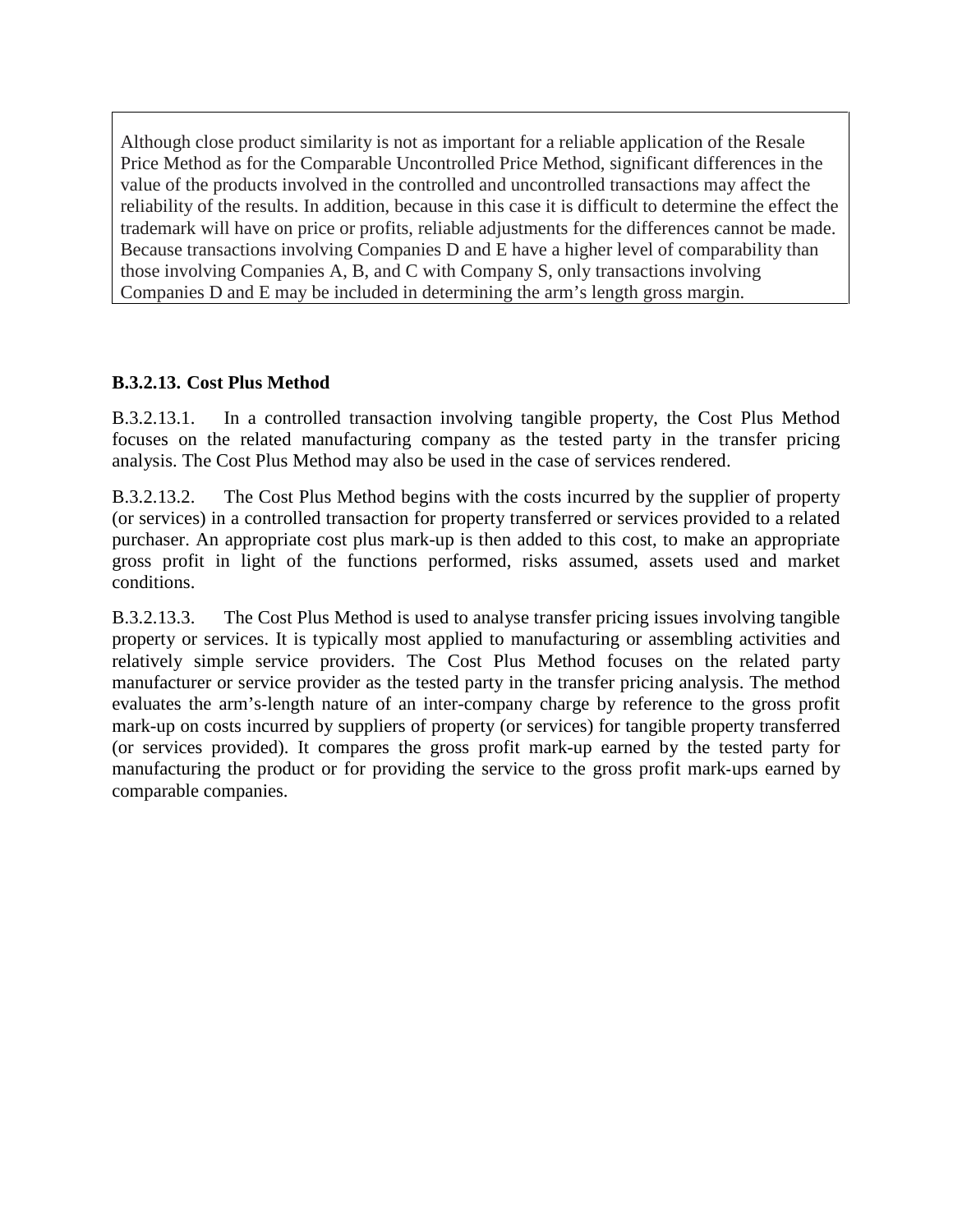> Although close product similarity is not as important for a reliable application of the Resale Price Method as for the Comparable Uncontrolled Price Method, significant differences in the value of the products involved in the controlled and uncontrolled transactions may affect the reliability of the results. In addition, because in this case it is difficult to determine the effect the trademark will have on price or profits, reliable adjustments for the differences cannot be made. Because transactions involving Companies D and E have a higher level of comparability than those involving Companies A, B, and C with Company S, only transactions involving Companies D and E may be included in determining the arm's length gross margin.

### B.3.2.13. Cost Plus Method

B.3.2.13.1. In a controlled transaction involving tangible property, the Cost Plus Method focuses on the related manufacturing company as the tested party in the transfer pricing analysis. The Cost Plus Method may also be used in the case of services rendered.

B.3.2.13.2. The Cost Plus Method begins with the costs incurred by the supplier of property (or services) in a controlled transaction for property transferred or services provided to a related purchaser. An appropriate cost plus mark-up is then added to this cost, to make an appropriate gross profit in light of the functions performed, risks assumed, assets used and market conditions.

B.3.2.13.3. The Cost Plus Method is used to analyse transfer pricing issues involving tangible property or services. It is typically most applied to manufacturing or assembling activities and relatively simple service providers. The Cost Plus Method focuses on the related party manufacturer or service provider as the tested party in the transfer pricing analysis. The method evaluates the arm's-length nature of an inter-company charge by reference to the gross profit mark-up on costs incurred by suppliers of property (or services) for tangible property transferred (or services provided). It compares the gross profit mark-up earned by the tested party for manufacturing the product or for providing the service to the gross profit mark-ups earned by comparable companies.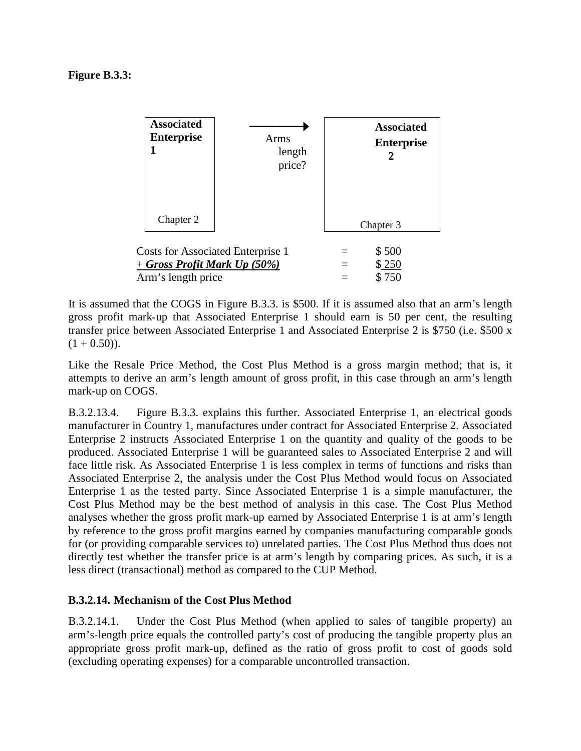**Figure B.3.3:**

| **Associated Enterprise 1** | Arms length price? → | **Associated Enterprise 2** |
|---|---|---|
| Chapter 2 | | Chapter 3 |

| | | |
|---|---|---|
| Costs for Associated Enterprise 1 | = | \$ 500 |
| + ***Gross Profit Mark Up (50%)*** | = | \$ 250 |
| Arm's length price | = | \$ 750 |

It is assumed that the COGS in Figure B.3.3. is \$500. If it is assumed also that an arm's length gross profit mark-up that Associated Enterprise 1 should earn is 50 per cent, the resulting transfer price between Associated Enterprise 1 and Associated Enterprise 2 is \$750 (i.e. \$500 x (1 + 0.50)).

Like the Resale Price Method, the Cost Plus Method is a gross margin method; that is, it attempts to derive an arm's length amount of gross profit, in this case through an arm's length mark-up on COGS.

B.3.2.13.4. Figure B.3.3. explains this further. Associated Enterprise 1, an electrical goods manufacturer in Country 1, manufactures under contract for Associated Enterprise 2. Associated Enterprise 2 instructs Associated Enterprise 1 on the quantity and quality of the goods to be produced. Associated Enterprise 1 will be guaranteed sales to Associated Enterprise 2 and will face little risk. As Associated Enterprise 1 is less complex in terms of functions and risks than Associated Enterprise 2, the analysis under the Cost Plus Method would focus on Associated Enterprise 1 as the tested party. Since Associated Enterprise 1 is a simple manufacturer, the Cost Plus Method may be the best method of analysis in this case. The Cost Plus Method analyses whether the gross profit mark-up earned by Associated Enterprise 1 is at arm's length by reference to the gross profit margins earned by companies manufacturing comparable goods for (or providing comparable services to) unrelated parties. The Cost Plus Method thus does not directly test whether the transfer price is at arm's length by comparing prices. As such, it is a less direct (transactional) method as compared to the CUP Method.

### B.3.2.14. Mechanism of the Cost Plus Method

B.3.2.14.1. Under the Cost Plus Method (when applied to sales of tangible property) an arm's-length price equals the controlled party's cost of producing the tangible property plus an appropriate gross profit mark-up, defined as the ratio of gross profit to cost of goods sold (excluding operating expenses) for a comparable uncontrolled transaction.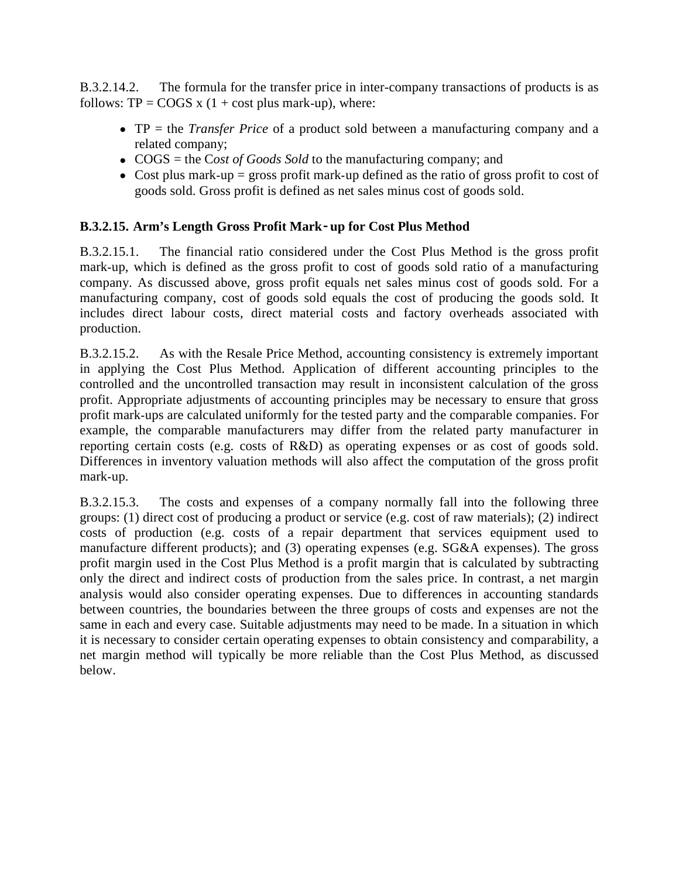B.3.2.14.2. The formula for the transfer price in inter-company transactions of products is as follows: TP = COGS x (1 + cost plus mark-up), where:

- TP = the *Transfer Price* of a product sold between a manufacturing company and a related company;
- COGS = the C*ost of Goods Sold* to the manufacturing company; and
- Cost plus mark-up = gross profit mark-up defined as the ratio of gross profit to cost of goods sold. Gross profit is defined as net sales minus cost of goods sold.

### B.3.2.15. Arm's Length Gross Profit Mark-up for Cost Plus Method

B.3.2.15.1. The financial ratio considered under the Cost Plus Method is the gross profit mark-up, which is defined as the gross profit to cost of goods sold ratio of a manufacturing company. As discussed above, gross profit equals net sales minus cost of goods sold. For a manufacturing company, cost of goods sold equals the cost of producing the goods sold. It includes direct labour costs, direct material costs and factory overheads associated with production.

B.3.2.15.2. As with the Resale Price Method, accounting consistency is extremely important in applying the Cost Plus Method. Application of different accounting principles to the controlled and the uncontrolled transaction may result in inconsistent calculation of the gross profit. Appropriate adjustments of accounting principles may be necessary to ensure that gross profit mark-ups are calculated uniformly for the tested party and the comparable companies. For example, the comparable manufacturers may differ from the related party manufacturer in reporting certain costs (e.g. costs of R&D) as operating expenses or as cost of goods sold. Differences in inventory valuation methods will also affect the computation of the gross profit mark-up.

B.3.2.15.3. The costs and expenses of a company normally fall into the following three groups: (1) direct cost of producing a product or service (e.g. cost of raw materials); (2) indirect costs of production (e.g. costs of a repair department that services equipment used to manufacture different products); and (3) operating expenses (e.g. SG&A expenses). The gross profit margin used in the Cost Plus Method is a profit margin that is calculated by subtracting only the direct and indirect costs of production from the sales price. In contrast, a net margin analysis would also consider operating expenses. Due to differences in accounting standards between countries, the boundaries between the three groups of costs and expenses are not the same in each and every case. Suitable adjustments may need to be made. In a situation in which it is necessary to consider certain operating expenses to obtain consistency and comparability, a net margin method will typically be more reliable than the Cost Plus Method, as discussed below.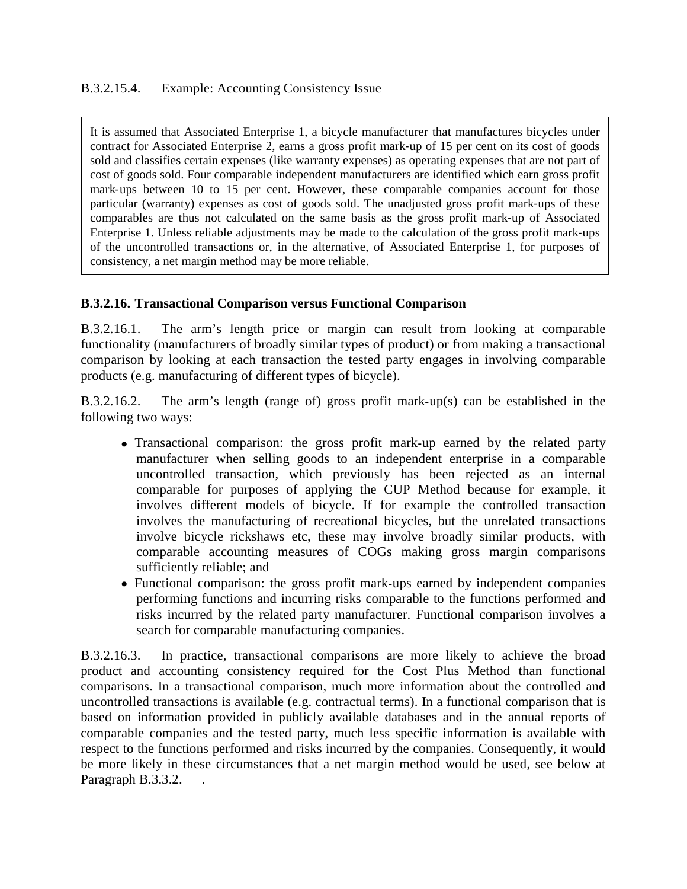B.3.2.15.4. Example: Accounting Consistency Issue

> It is assumed that Associated Enterprise 1, a bicycle manufacturer that manufactures bicycles under contract for Associated Enterprise 2, earns a gross profit mark-up of 15 per cent on its cost of goods sold and classifies certain expenses (like warranty expenses) as operating expenses that are not part of cost of goods sold. Four comparable independent manufacturers are identified which earn gross profit mark-ups between 10 to 15 per cent. However, these comparable companies account for those particular (warranty) expenses as cost of goods sold. The unadjusted gross profit mark-ups of these comparables are thus not calculated on the same basis as the gross profit mark-up of Associated Enterprise 1. Unless reliable adjustments may be made to the calculation of the gross profit mark-ups of the uncontrolled transactions or, in the alternative, of Associated Enterprise 1, for purposes of consistency, a net margin method may be more reliable.

### B.3.2.16. Transactional Comparison versus Functional Comparison

B.3.2.16.1. The arm's length price or margin can result from looking at comparable functionality (manufacturers of broadly similar types of product) or from making a transactional comparison by looking at each transaction the tested party engages in involving comparable products (e.g. manufacturing of different types of bicycle).

B.3.2.16.2. The arm's length (range of) gross profit mark-up(s) can be established in the following two ways:

- Transactional comparison: the gross profit mark-up earned by the related party manufacturer when selling goods to an independent enterprise in a comparable uncontrolled transaction, which previously has been rejected as an internal comparable for purposes of applying the CUP Method because for example, it involves different models of bicycle. If for example the controlled transaction involves the manufacturing of recreational bicycles, but the unrelated transactions involve bicycle rickshaws etc, these may involve broadly similar products, with comparable accounting measures of COGs making gross margin comparisons sufficiently reliable; and
- Functional comparison: the gross profit mark-ups earned by independent companies performing functions and incurring risks comparable to the functions performed and risks incurred by the related party manufacturer. Functional comparison involves a search for comparable manufacturing companies.

B.3.2.16.3. In practice, transactional comparisons are more likely to achieve the broad product and accounting consistency required for the Cost Plus Method than functional comparisons. In a transactional comparison, much more information about the controlled and uncontrolled transactions is available (e.g. contractual terms). In a functional comparison that is based on information provided in publicly available databases and in the annual reports of comparable companies and the tested party, much less specific information is available with respect to the functions performed and risks incurred by the companies. Consequently, it would be more likely in these circumstances that a net margin method would be used, see below at Paragraph B.3.3.2. .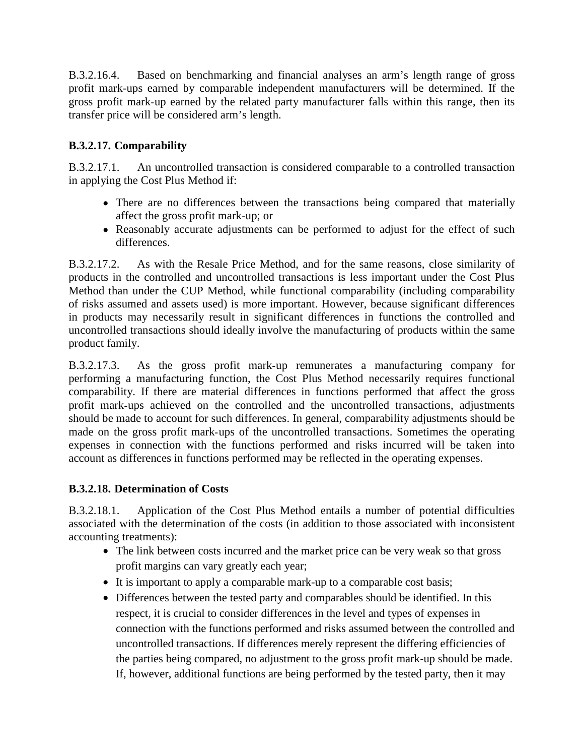B.3.2.16.4. Based on benchmarking and financial analyses an arm's length range of gross profit mark-ups earned by comparable independent manufacturers will be determined. If the gross profit mark-up earned by the related party manufacturer falls within this range, then its transfer price will be considered arm's length.

### B.3.2.17. Comparability

B.3.2.17.1. An uncontrolled transaction is considered comparable to a controlled transaction in applying the Cost Plus Method if:

- There are no differences between the transactions being compared that materially affect the gross profit mark-up; or
- Reasonably accurate adjustments can be performed to adjust for the effect of such differences.

B.3.2.17.2. As with the Resale Price Method, and for the same reasons, close similarity of products in the controlled and uncontrolled transactions is less important under the Cost Plus Method than under the CUP Method, while functional comparability (including comparability of risks assumed and assets used) is more important. However, because significant differences in products may necessarily result in significant differences in functions the controlled and uncontrolled transactions should ideally involve the manufacturing of products within the same product family.

B.3.2.17.3. As the gross profit mark-up remunerates a manufacturing company for performing a manufacturing function, the Cost Plus Method necessarily requires functional comparability. If there are material differences in functions performed that affect the gross profit mark-ups achieved on the controlled and the uncontrolled transactions, adjustments should be made to account for such differences. In general, comparability adjustments should be made on the gross profit mark-ups of the uncontrolled transactions. Sometimes the operating expenses in connection with the functions performed and risks incurred will be taken into account as differences in functions performed may be reflected in the operating expenses.

### B.3.2.18. Determination of Costs

B.3.2.18.1. Application of the Cost Plus Method entails a number of potential difficulties associated with the determination of the costs (in addition to those associated with inconsistent accounting treatments):

- The link between costs incurred and the market price can be very weak so that gross profit margins can vary greatly each year;
- It is important to apply a comparable mark-up to a comparable cost basis;
- Differences between the tested party and comparables should be identified. In this respect, it is crucial to consider differences in the level and types of expenses in connection with the functions performed and risks assumed between the controlled and uncontrolled transactions. If differences merely represent the differing efficiencies of the parties being compared, no adjustment to the gross profit mark-up should be made. If, however, additional functions are being performed by the tested party, then it may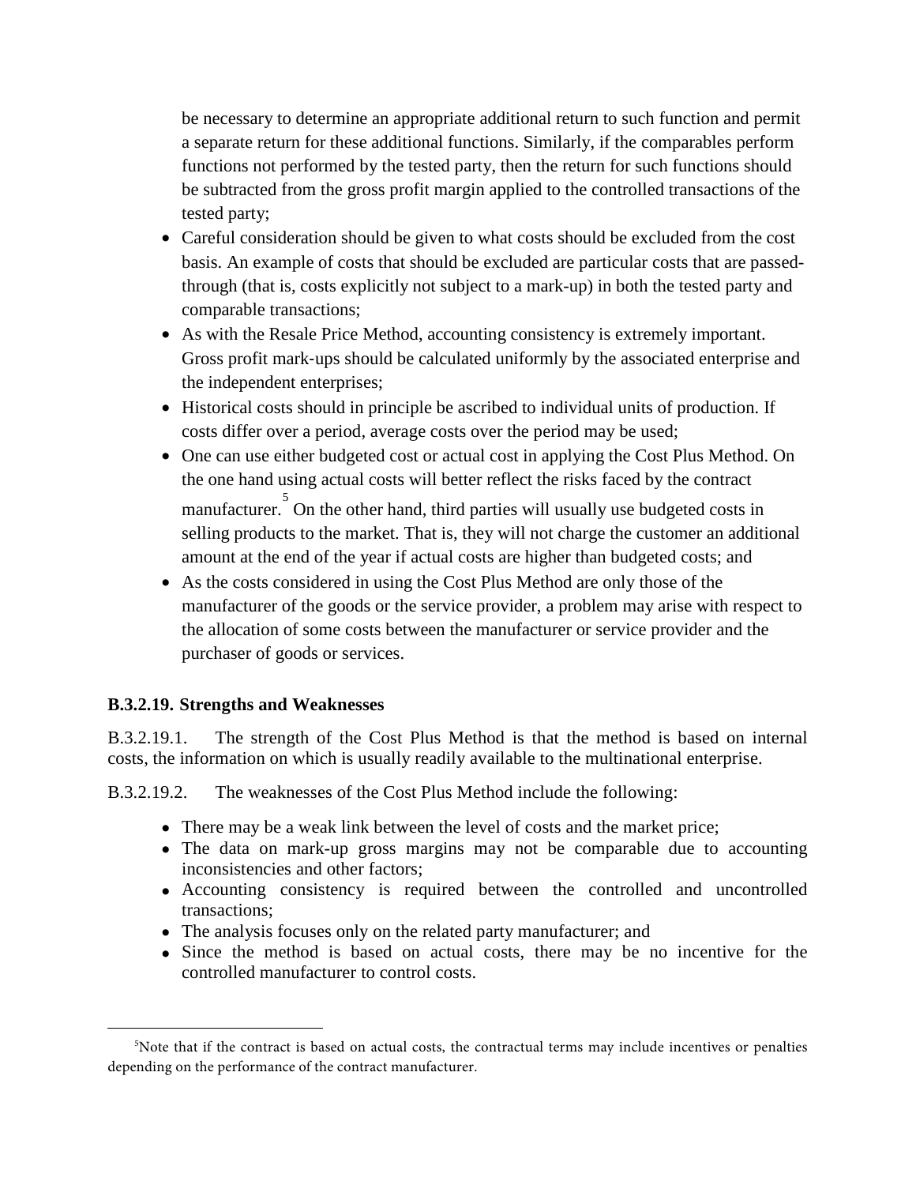be necessary to determine an appropriate additional return to such function and permit a separate return for these additional functions. Similarly, if the comparables perform functions not performed by the tested party, then the return for such functions should be subtracted from the gross profit margin applied to the controlled transactions of the tested party;

- Careful consideration should be given to what costs should be excluded from the cost basis. An example of costs that should be excluded are particular costs that are passed-through (that is, costs explicitly not subject to a mark-up) in both the tested party and comparable transactions;
- As with the Resale Price Method, accounting consistency is extremely important. Gross profit mark-ups should be calculated uniformly by the associated enterprise and the independent enterprises;
- Historical costs should in principle be ascribed to individual units of production. If costs differ over a period, average costs over the period may be used;
- One can use either budgeted cost or actual cost in applying the Cost Plus Method. On the one hand using actual costs will better reflect the risks faced by the contract manufacturer.[5] On the other hand, third parties will usually use budgeted costs in selling products to the market. That is, they will not charge the customer an additional amount at the end of the year if actual costs are higher than budgeted costs; and
- As the costs considered in using the Cost Plus Method are only those of the manufacturer of the goods or the service provider, a problem may arise with respect to the allocation of some costs between the manufacturer or service provider and the purchaser of goods or services.

### B.3.2.19. Strengths and Weaknesses

B.3.2.19.1. The strength of the Cost Plus Method is that the method is based on internal costs, the information on which is usually readily available to the multinational enterprise.

B.3.2.19.2. The weaknesses of the Cost Plus Method include the following:

- There may be a weak link between the level of costs and the market price;
- The data on mark-up gross margins may not be comparable due to accounting inconsistencies and other factors;
- Accounting consistency is required between the controlled and uncontrolled transactions;
- The analysis focuses only on the related party manufacturer; and
- Since the method is based on actual costs, there may be no incentive for the controlled manufacturer to control costs.

---

[5] Note that if the contract is based on actual costs, the contractual terms may include incentives or penalties depending on the performance of the contract manufacturer.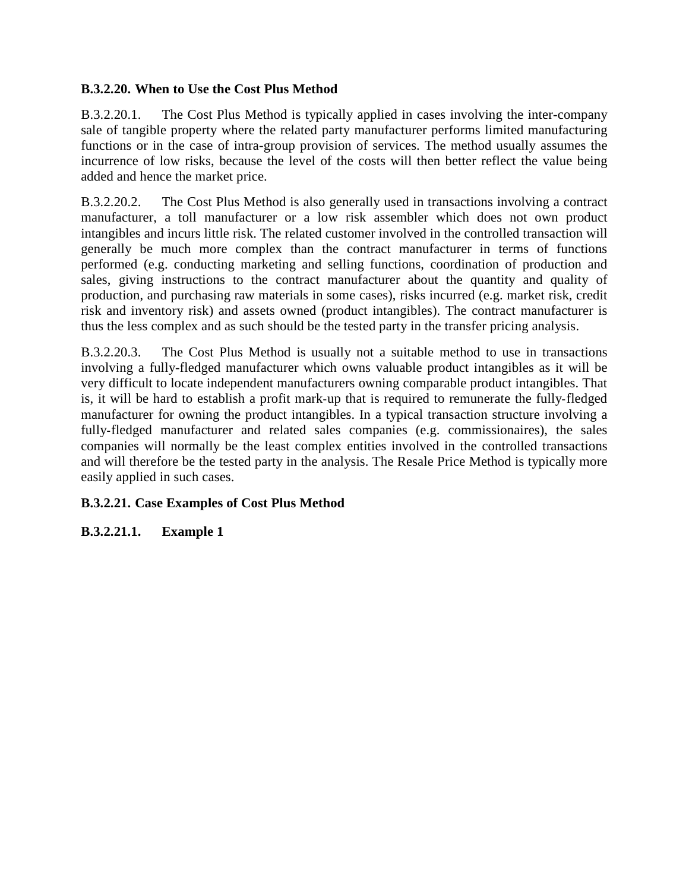### B.3.2.20. When to Use the Cost Plus Method

B.3.2.20.1. The Cost Plus Method is typically applied in cases involving the inter-company sale of tangible property where the related party manufacturer performs limited manufacturing functions or in the case of intra-group provision of services. The method usually assumes the incurrence of low risks, because the level of the costs will then better reflect the value being added and hence the market price.

B.3.2.20.2. The Cost Plus Method is also generally used in transactions involving a contract manufacturer, a toll manufacturer or a low risk assembler which does not own product intangibles and incurs little risk. The related customer involved in the controlled transaction will generally be much more complex than the contract manufacturer in terms of functions performed (e.g. conducting marketing and selling functions, coordination of production and sales, giving instructions to the contract manufacturer about the quantity and quality of production, and purchasing raw materials in some cases), risks incurred (e.g. market risk, credit risk and inventory risk) and assets owned (product intangibles). The contract manufacturer is thus the less complex and as such should be the tested party in the transfer pricing analysis.

B.3.2.20.3. The Cost Plus Method is usually not a suitable method to use in transactions involving a fully-fledged manufacturer which owns valuable product intangibles as it will be very difficult to locate independent manufacturers owning comparable product intangibles. That is, it will be hard to establish a profit mark-up that is required to remunerate the fully-fledged manufacturer for owning the product intangibles. In a typical transaction structure involving a fully-fledged manufacturer and related sales companies (e.g. commissionaires), the sales companies will normally be the least complex entities involved in the controlled transactions and will therefore be the tested party in the analysis. The Resale Price Method is typically more easily applied in such cases.

### B.3.2.21. Case Examples of Cost Plus Method

#### B.3.2.21.1. Example 1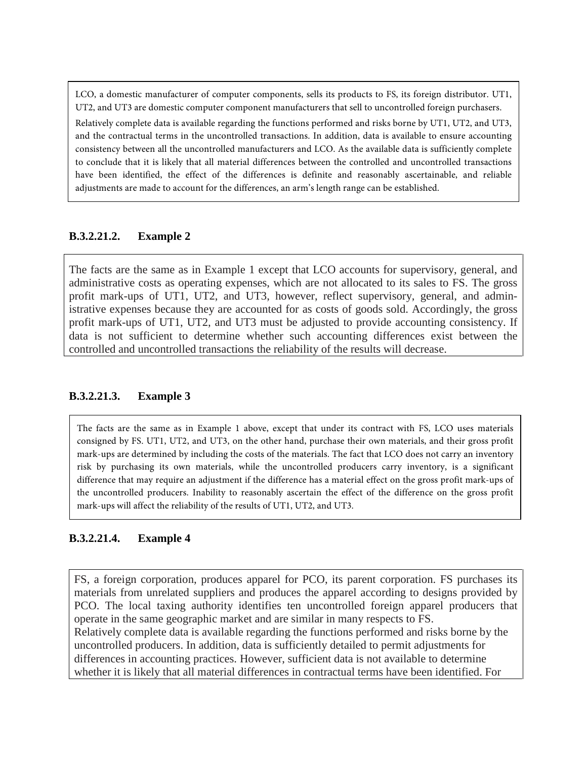LCO, a domestic manufacturer of computer components, sells its products to FS, its foreign distributor. UT1, UT2, and UT3 are domestic computer component manufacturers that sell to uncontrolled foreign purchasers.

Relatively complete data is available regarding the functions performed and risks borne by UT1, UT2, and UT3, and the contractual terms in the uncontrolled transactions. In addition, data is available to ensure accounting consistency between all the uncontrolled manufacturers and LCO. As the available data is sufficiently complete to conclude that it is likely that all material differences between the controlled and uncontrolled transactions have been identified, the effect of the differences is definite and reasonably ascertainable, and reliable adjustments are made to account for the differences, an arm's length range can be established.

#### B.3.2.21.2. Example 2

The facts are the same as in Example 1 except that LCO accounts for supervisory, general, and administrative costs as operating expenses, which are not allocated to its sales to FS. The gross profit mark-ups of UT1, UT2, and UT3, however, reflect supervisory, general, and administrative expenses because they are accounted for as costs of goods sold. Accordingly, the gross profit mark-ups of UT1, UT2, and UT3 must be adjusted to provide accounting consistency. If data is not sufficient to determine whether such accounting differences exist between the controlled and uncontrolled transactions the reliability of the results will decrease.

#### B.3.2.21.3. Example 3

The facts are the same as in Example 1 above, except that under its contract with FS, LCO uses materials consigned by FS. UT1, UT2, and UT3, on the other hand, purchase their own materials, and their gross profit mark-ups are determined by including the costs of the materials. The fact that LCO does not carry an inventory risk by purchasing its own materials, while the uncontrolled producers carry inventory, is a significant difference that may require an adjustment if the difference has a material effect on the gross profit mark-ups of the uncontrolled producers. Inability to reasonably ascertain the effect of the difference on the gross profit mark-ups will affect the reliability of the results of UT1, UT2, and UT3.

#### B.3.2.21.4. Example 4

FS, a foreign corporation, produces apparel for PCO, its parent corporation. FS purchases its materials from unrelated suppliers and produces the apparel according to designs provided by PCO. The local taxing authority identifies ten uncontrolled foreign apparel producers that operate in the same geographic market and are similar in many respects to FS.

Relatively complete data is available regarding the functions performed and risks borne by the uncontrolled producers. In addition, data is sufficiently detailed to permit adjustments for differences in accounting practices. However, sufficient data is not available to determine whether it is likely that all material differences in contractual terms have been identified. For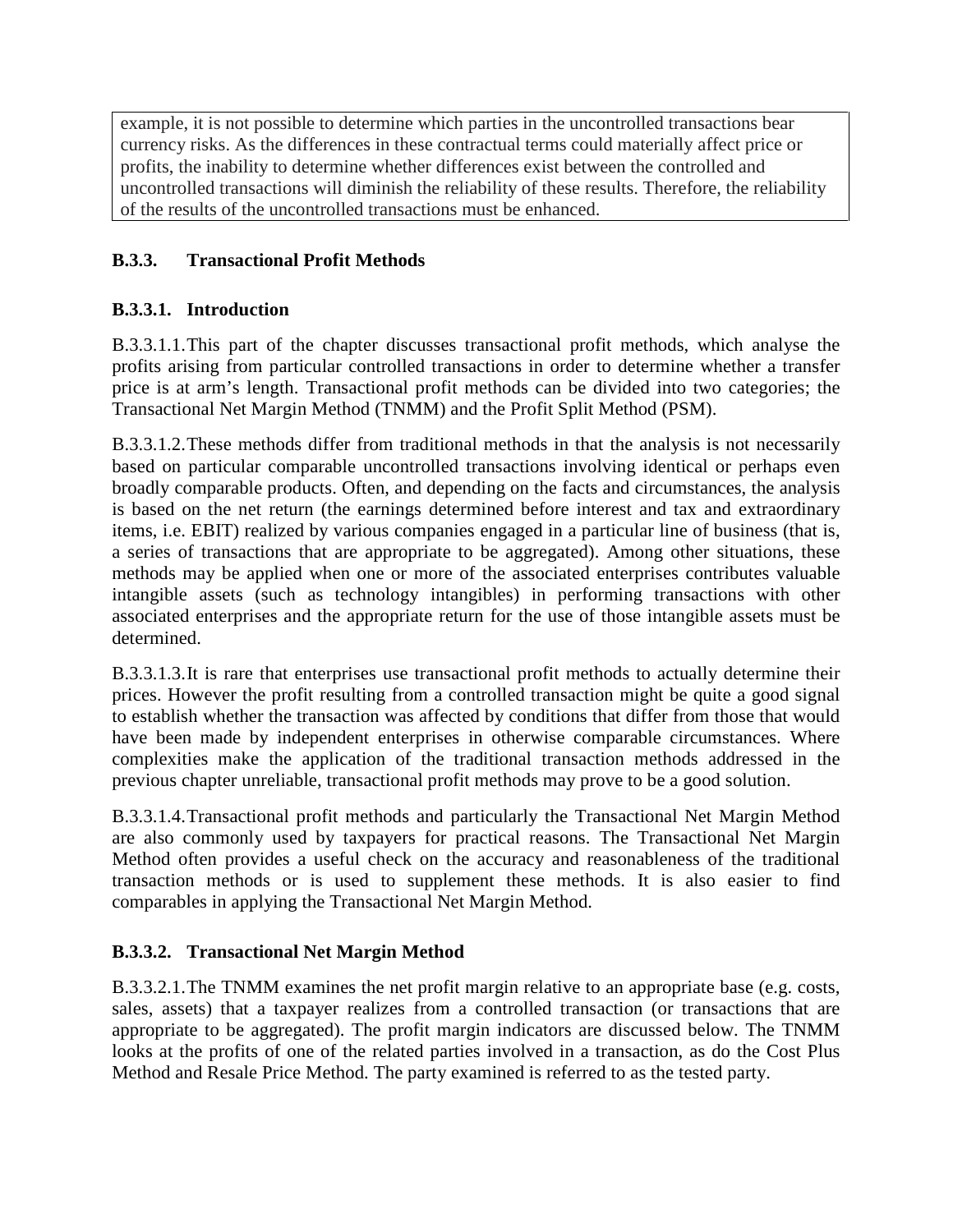example, it is not possible to determine which parties in the uncontrolled transactions bear currency risks. As the differences in these contractual terms could materially affect price or profits, the inability to determine whether differences exist between the controlled and uncontrolled transactions will diminish the reliability of these results. Therefore, the reliability of the results of the uncontrolled transactions must be enhanced.

### B.3.3. Transactional Profit Methods

#### B.3.3.1. Introduction

B.3.3.1.1. This part of the chapter discusses transactional profit methods, which analyse the profits arising from particular controlled transactions in order to determine whether a transfer price is at arm's length. Transactional profit methods can be divided into two categories; the Transactional Net Margin Method (TNMM) and the Profit Split Method (PSM).

B.3.3.1.2. These methods differ from traditional methods in that the analysis is not necessarily based on particular comparable uncontrolled transactions involving identical or perhaps even broadly comparable products. Often, and depending on the facts and circumstances, the analysis is based on the net return (the earnings determined before interest and tax and extraordinary items, i.e. EBIT) realized by various companies engaged in a particular line of business (that is, a series of transactions that are appropriate to be aggregated). Among other situations, these methods may be applied when one or more of the associated enterprises contributes valuable intangible assets (such as technology intangibles) in performing transactions with other associated enterprises and the appropriate return for the use of those intangible assets must be determined.

B.3.3.1.3. It is rare that enterprises use transactional profit methods to actually determine their prices. However the profit resulting from a controlled transaction might be quite a good signal to establish whether the transaction was affected by conditions that differ from those that would have been made by independent enterprises in otherwise comparable circumstances. Where complexities make the application of the traditional transaction methods addressed in the previous chapter unreliable, transactional profit methods may prove to be a good solution.

B.3.3.1.4. Transactional profit methods and particularly the Transactional Net Margin Method are also commonly used by taxpayers for practical reasons. The Transactional Net Margin Method often provides a useful check on the accuracy and reasonableness of the traditional transaction methods or is used to supplement these methods. It is also easier to find comparables in applying the Transactional Net Margin Method.

#### B.3.3.2. Transactional Net Margin Method

B.3.3.2.1. The TNMM examines the net profit margin relative to an appropriate base (e.g. costs, sales, assets) that a taxpayer realizes from a controlled transaction (or transactions that are appropriate to be aggregated). The profit margin indicators are discussed below. The TNMM looks at the profits of one of the related parties involved in a transaction, as do the Cost Plus Method and Resale Price Method. The party examined is referred to as the tested party.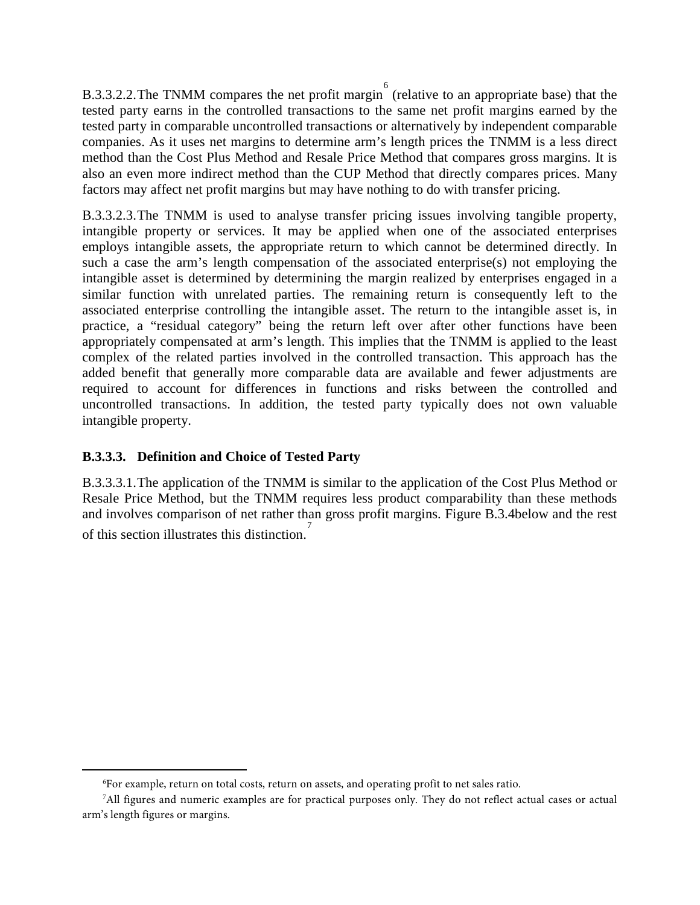B.3.3.2.2. The TNMM compares the net profit margin[6] (relative to an appropriate base) that the tested party earns in the controlled transactions to the same net profit margins earned by the tested party in comparable uncontrolled transactions or alternatively by independent comparable companies. As it uses net margins to determine arm's length prices the TNMM is a less direct method than the Cost Plus Method and Resale Price Method that compares gross margins. It is also an even more indirect method than the CUP Method that directly compares prices. Many factors may affect net profit margins but may have nothing to do with transfer pricing.

B.3.3.2.3. The TNMM is used to analyse transfer pricing issues involving tangible property, intangible property or services. It may be applied when one of the associated enterprises employs intangible assets, the appropriate return to which cannot be determined directly. In such a case the arm's length compensation of the associated enterprise(s) not employing the intangible asset is determined by determining the margin realized by enterprises engaged in a similar function with unrelated parties. The remaining return is consequently left to the associated enterprise controlling the intangible asset. The return to the intangible asset is, in practice, a "residual category" being the return left over after other functions have been appropriately compensated at arm's length. This implies that the TNMM is applied to the least complex of the related parties involved in the controlled transaction. This approach has the added benefit that generally more comparable data are available and fewer adjustments are required to account for differences in functions and risks between the controlled and uncontrolled transactions. In addition, the tested party typically does not own valuable intangible property.

### B.3.3.3. Definition and Choice of Tested Party

B.3.3.3.1. The application of the TNMM is similar to the application of the Cost Plus Method or Resale Price Method, but the TNMM requires less product comparability than these methods and involves comparison of net rather than gross profit margins. Figure B.3.4below and the rest of this section illustrates this distinction.[7]

---

[6] For example, return on total costs, return on assets, and operating profit to net sales ratio.

[7] All figures and numeric examples are for practical purposes only. They do not reflect actual cases or actual arm's length figures or margins.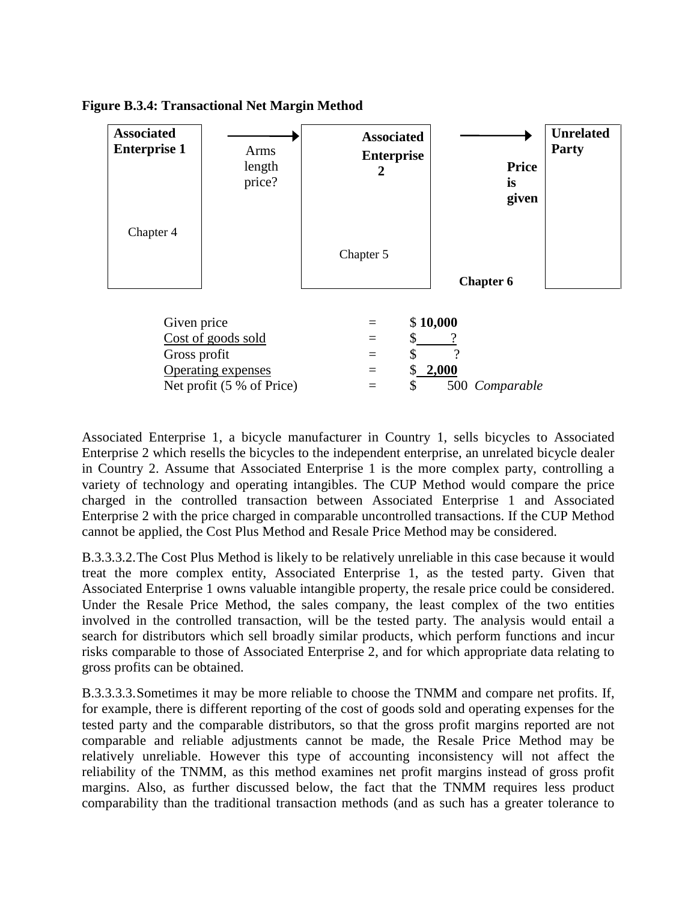**Figure B.3.4: Transactional Net Margin Method**

| Associated Enterprise 1 | → Arms length price? | Associated Enterprise 2 | → Price is given | Unrelated Party |
|---|---|---|---|---|
| Chapter 4 | | Chapter 5 | Chapter 6 | |

| | | |
|---|---|---|
| Given price | = | $ **10,000** |
| Cost of goods sold | = | $ ? |
| Gross profit | = | $ ? |
| Operating expenses | = | $ **2,000** |
| Net profit (5 % of Price) | = | $ 500 *Comparable* |

Associated Enterprise 1, a bicycle manufacturer in Country 1, sells bicycles to Associated Enterprise 2 which resells the bicycles to the independent enterprise, an unrelated bicycle dealer in Country 2. Assume that Associated Enterprise 1 is the more complex party, controlling a variety of technology and operating intangibles. The CUP Method would compare the price charged in the controlled transaction between Associated Enterprise 1 and Associated Enterprise 2 with the price charged in comparable uncontrolled transactions. If the CUP Method cannot be applied, the Cost Plus Method and Resale Price Method may be considered.

B.3.3.3.2. The Cost Plus Method is likely to be relatively unreliable in this case because it would treat the more complex entity, Associated Enterprise 1, as the tested party. Given that Associated Enterprise 1 owns valuable intangible property, the resale price could be considered. Under the Resale Price Method, the sales company, the least complex of the two entities involved in the controlled transaction, will be the tested party. The analysis would entail a search for distributors which sell broadly similar products, which perform functions and incur risks comparable to those of Associated Enterprise 2, and for which appropriate data relating to gross profits can be obtained.

B.3.3.3.3. Sometimes it may be more reliable to choose the TNMM and compare net profits. If, for example, there is different reporting of the cost of goods sold and operating expenses for the tested party and the comparable distributors, so that the gross profit margins reported are not comparable and reliable adjustments cannot be made, the Resale Price Method may be relatively unreliable. However this type of accounting inconsistency will not affect the reliability of the TNMM, as this method examines net profit margins instead of gross profit margins. Also, as further discussed below, the fact that the TNMM requires less product comparability than the traditional transaction methods (and as such has a greater tolerance to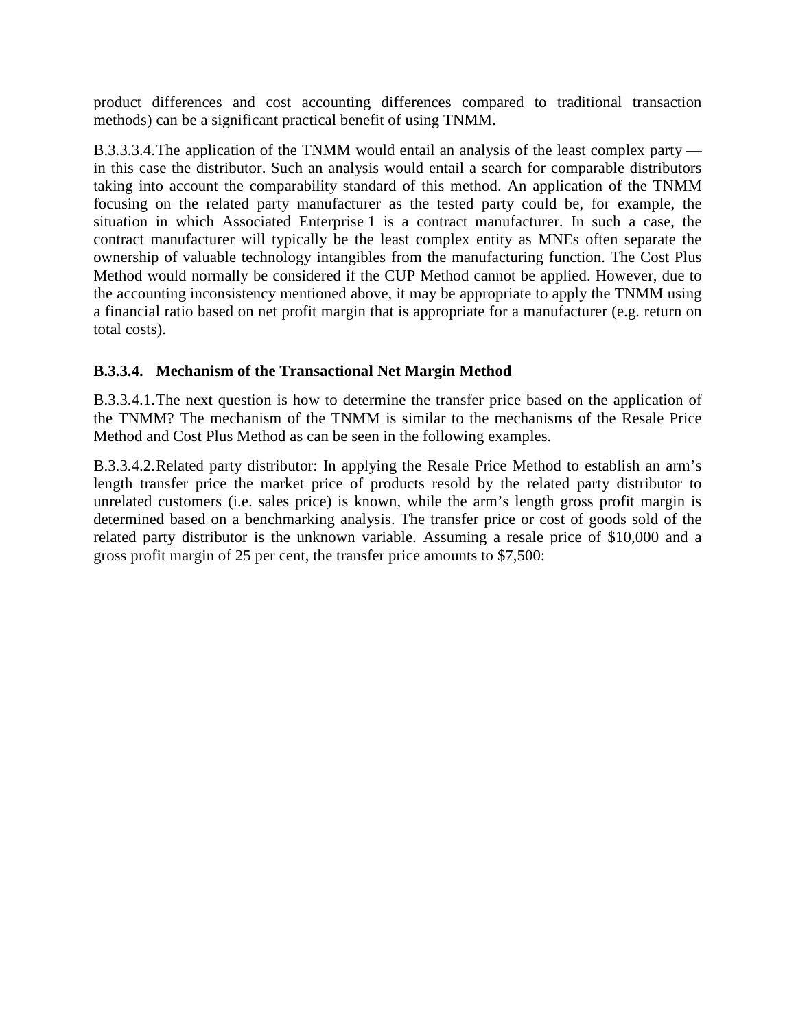product differences and cost accounting differences compared to traditional transaction methods) can be a significant practical benefit of using TNMM.

B.3.3.3.4.The application of the TNMM would entail an analysis of the least complex party — in this case the distributor. Such an analysis would entail a search for comparable distributors taking into account the comparability standard of this method. An application of the TNMM focusing on the related party manufacturer as the tested party could be, for example, the situation in which Associated Enterprise 1 is a contract manufacturer. In such a case, the contract manufacturer will typically be the least complex entity as MNEs often separate the ownership of valuable technology intangibles from the manufacturing function. The Cost Plus Method would normally be considered if the CUP Method cannot be applied. However, due to the accounting inconsistency mentioned above, it may be appropriate to apply the TNMM using a financial ratio based on net profit margin that is appropriate for a manufacturer (e.g. return on total costs).

### B.3.3.4. Mechanism of the Transactional Net Margin Method

B.3.3.4.1.The next question is how to determine the transfer price based on the application of the TNMM? The mechanism of the TNMM is similar to the mechanisms of the Resale Price Method and Cost Plus Method as can be seen in the following examples.

B.3.3.4.2.Related party distributor: In applying the Resale Price Method to establish an arm's length transfer price the market price of products resold by the related party distributor to unrelated customers (i.e. sales price) is known, while the arm's length gross profit margin is determined based on a benchmarking analysis. The transfer price or cost of goods sold of the related party distributor is the unknown variable. Assuming a resale price of $10,000 and a gross profit margin of 25 per cent, the transfer price amounts to $7,500: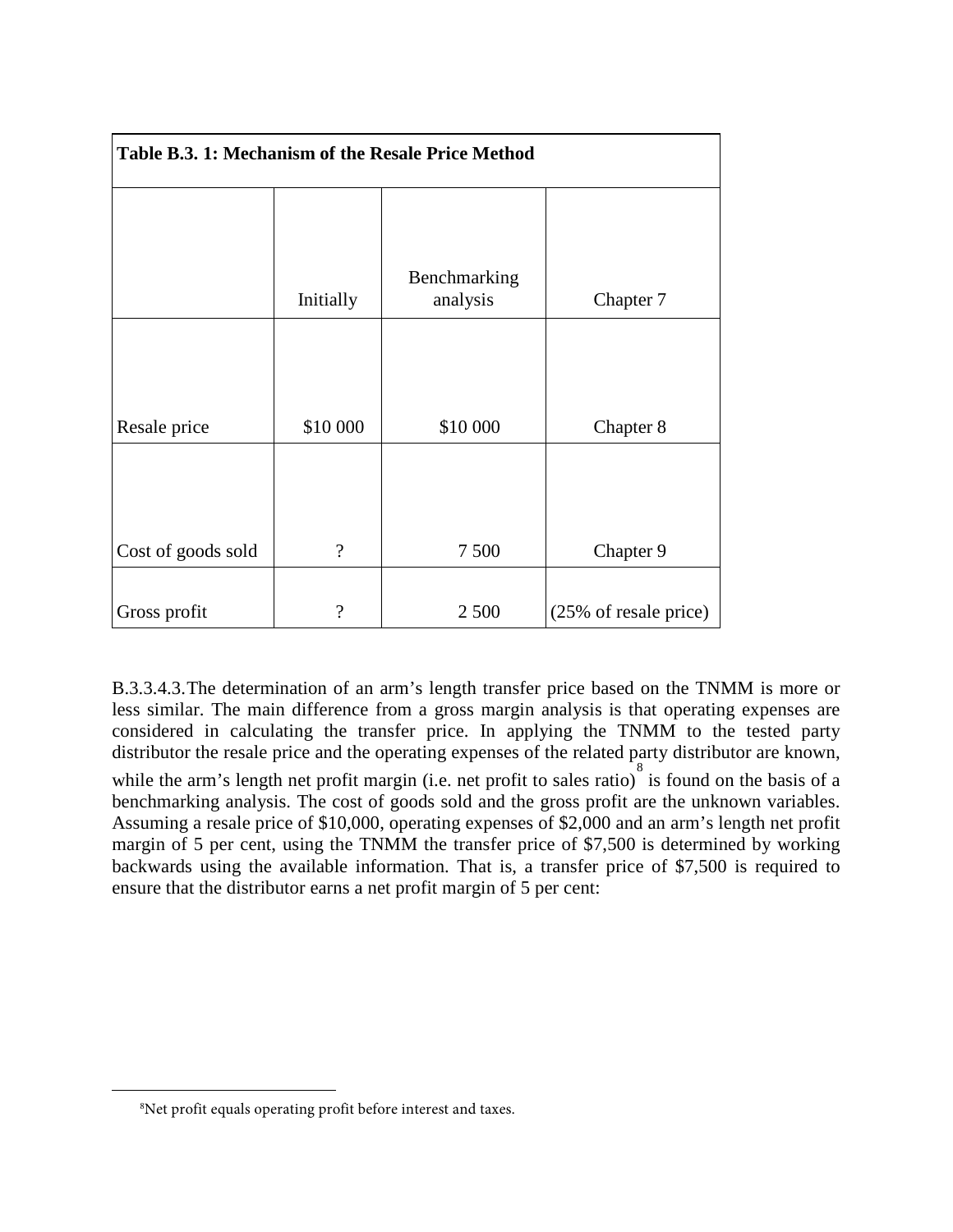| Table B.3. 1: Mechanism of the Resale Price Method | | | |
|---|---|---|---|
| | Initially | Benchmarking analysis | Chapter 7 |
| Resale price | $10 000 | $10 000 | Chapter 8 |
| Cost of goods sold | ? | 7 500 | Chapter 9 |
| Gross profit | ? | 2 500 | (25% of resale price) |

B.3.3.4.3. The determination of an arm's length transfer price based on the TNMM is more or less similar. The main difference from a gross margin analysis is that operating expenses are considered in calculating the transfer price. In applying the TNMM to the tested party distributor the resale price and the operating expenses of the related party distributor are known, while the arm's length net profit margin (i.e. net profit to sales ratio)[8] is found on the basis of a benchmarking analysis. The cost of goods sold and the gross profit are the unknown variables. Assuming a resale price of $10,000, operating expenses of $2,000 and an arm's length net profit margin of 5 per cent, using the TNMM the transfer price of $7,500 is determined by working backwards using the available information. That is, a transfer price of $7,500 is required to ensure that the distributor earns a net profit margin of 5 per cent:

[8] Net profit equals operating profit before interest and taxes.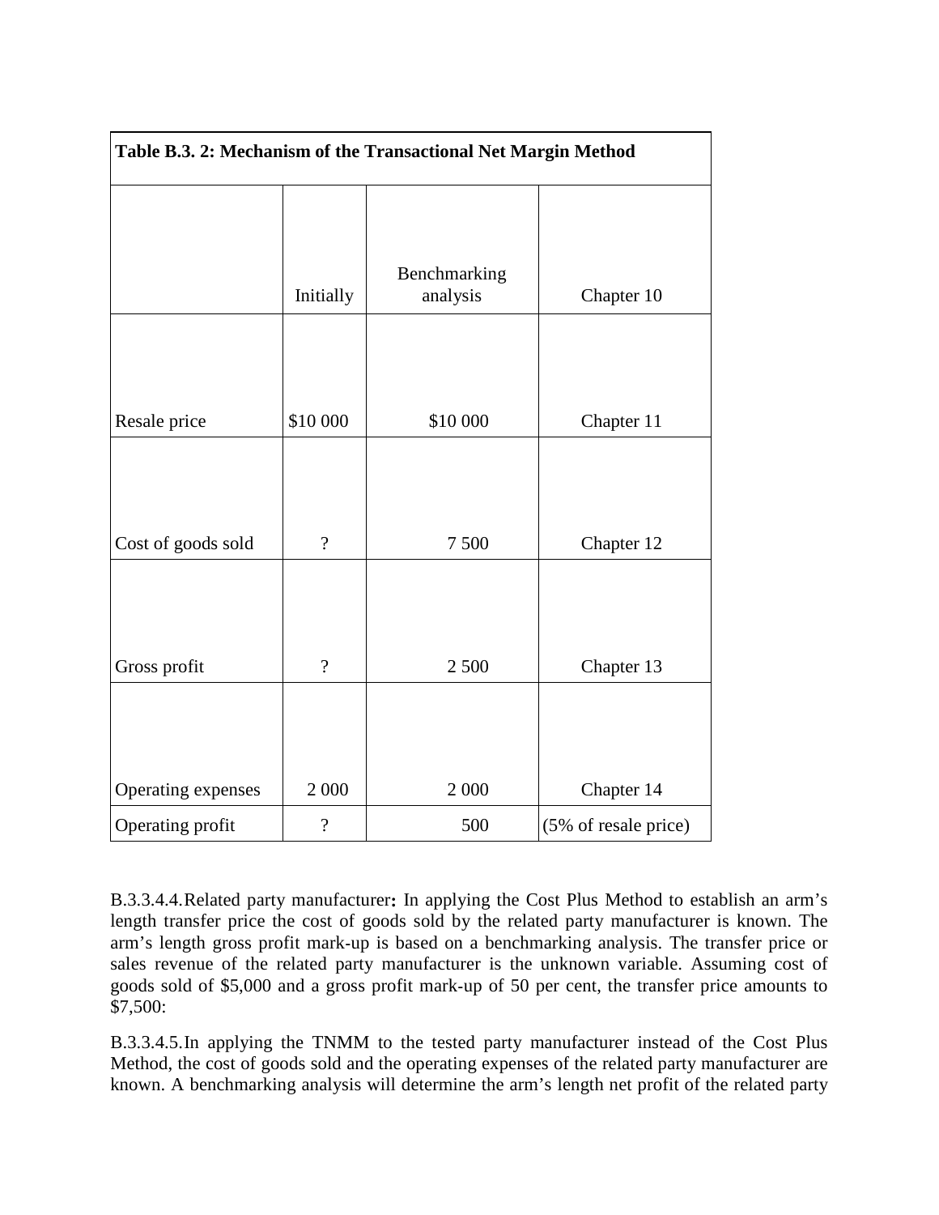| Table B.3. 2: Mechanism of the Transactional Net Margin Method | | | |
|---|---|---|---|
| | Initially | Benchmarking analysis | Chapter 10 |
| Resale price | \$10 000 | \$10 000 | Chapter 11 |
| Cost of goods sold | ? | 7 500 | Chapter 12 |
| Gross profit | ? | 2 500 | Chapter 13 |
| Operating expenses | 2 000 | 2 000 | Chapter 14 |
| Operating profit | ? | 500 | (5% of resale price) |

B.3.3.4.4. Related party manufacturer**:** In applying the Cost Plus Method to establish an arm's length transfer price the cost of goods sold by the related party manufacturer is known. The arm's length gross profit mark-up is based on a benchmarking analysis. The transfer price or sales revenue of the related party manufacturer is the unknown variable. Assuming cost of goods sold of \$5,000 and a gross profit mark-up of 50 per cent, the transfer price amounts to \$7,500:

B.3.3.4.5. In applying the TNMM to the tested party manufacturer instead of the Cost Plus Method, the cost of goods sold and the operating expenses of the related party manufacturer are known. A benchmarking analysis will determine the arm's length net profit of the related party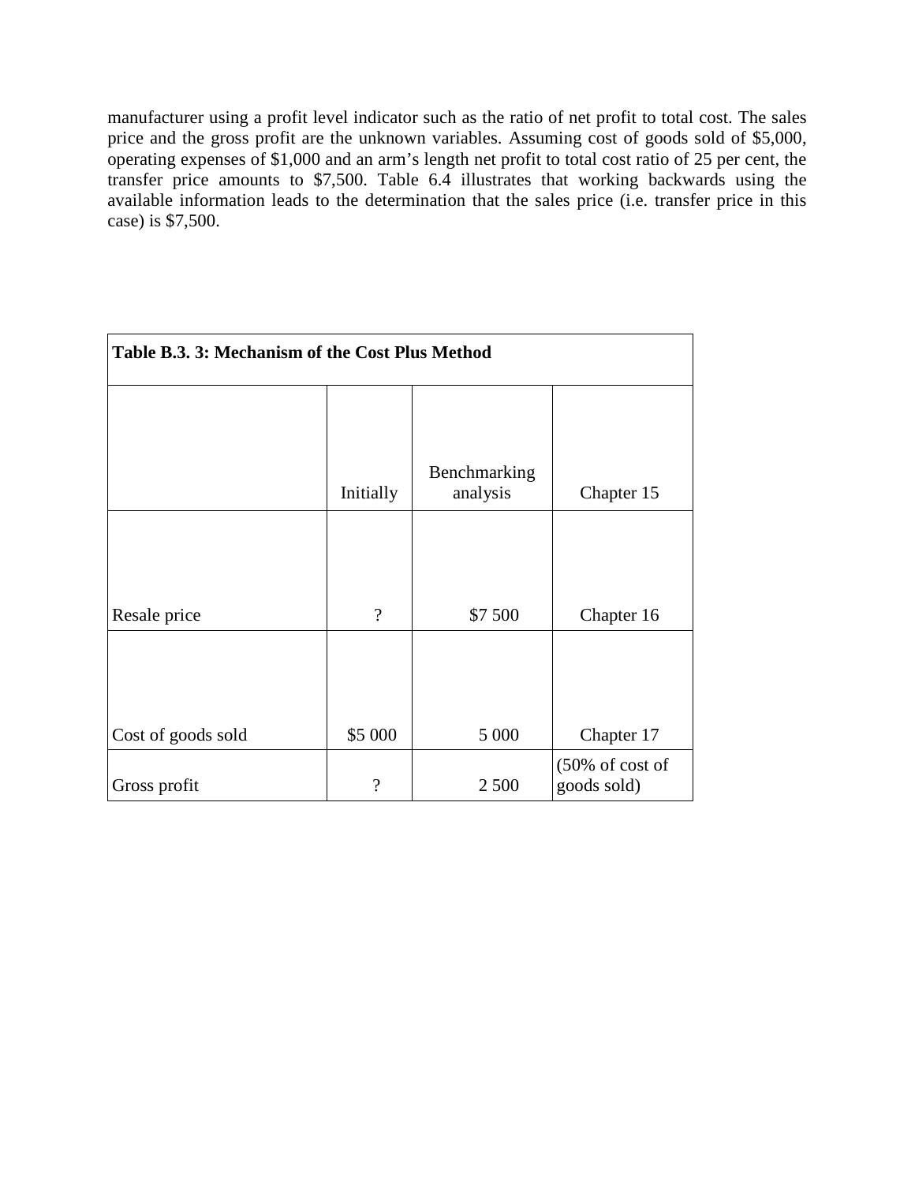manufacturer using a profit level indicator such as the ratio of net profit to total cost. The sales price and the gross profit are the unknown variables. Assuming cost of goods sold of $5,000, operating expenses of $1,000 and an arm's length net profit to total cost ratio of 25 per cent, the transfer price amounts to $7,500. Table 6.4 illustrates that working backwards using the available information leads to the determination that the sales price (i.e. transfer price in this case) is $7,500.

**Table B.3. 3: Mechanism of the Cost Plus Method**

| | Initially | Benchmarking analysis | Chapter 15 |
|---|---|---|---|
| Resale price | ? | $7 500 | Chapter 16 |
| Cost of goods sold | $5 000 | 5 000 | Chapter 17 |
| Gross profit | ? | 2 500 | (50% of cost of goods sold) |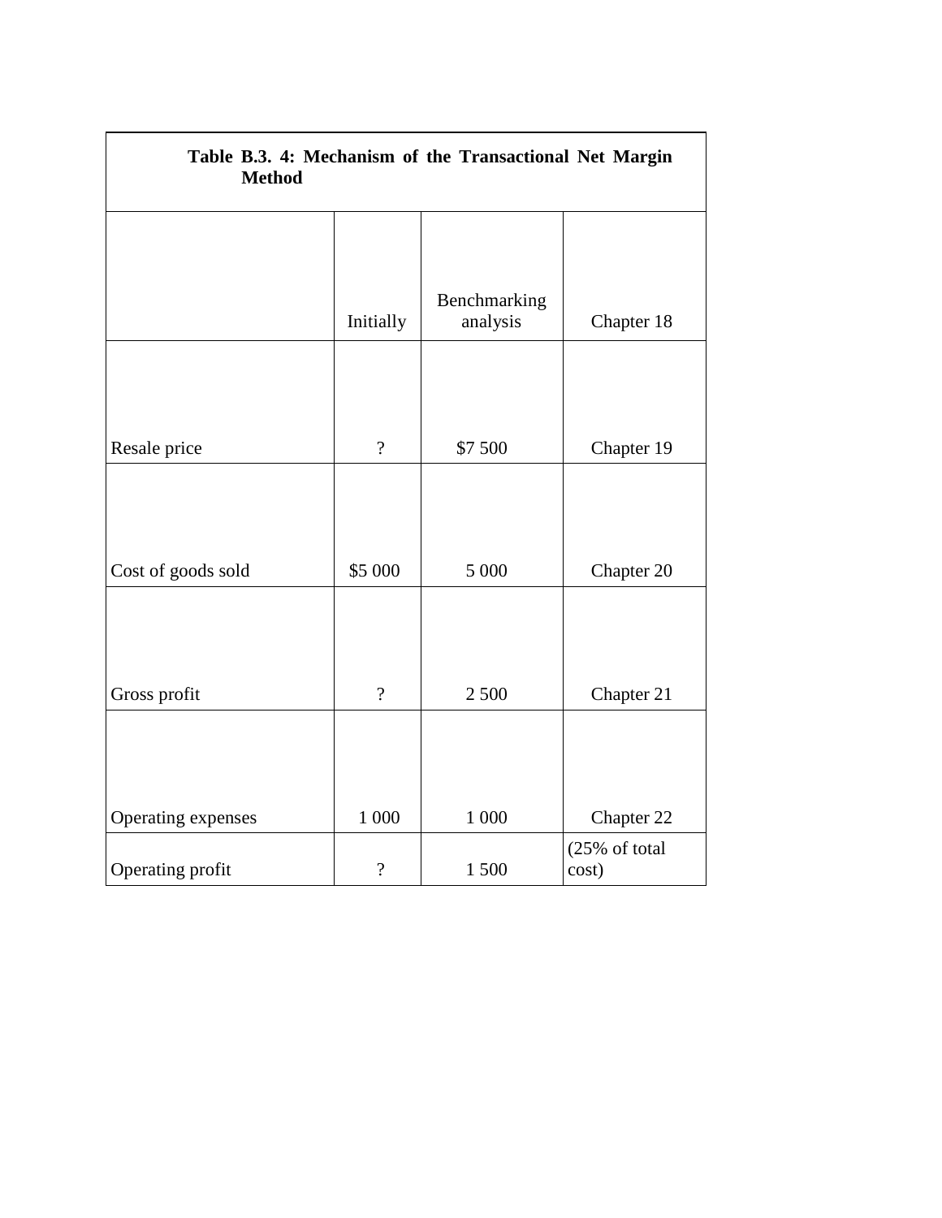**Table B.3. 4: Mechanism of the Transactional Net Margin Method**

| | Initially | Benchmarking analysis | Chapter 18 |
|---|---|---|---|
| Resale price | ? | $7 500 | Chapter 19 |
| Cost of goods sold | $5 000 | 5 000 | Chapter 20 |
| Gross profit | ? | 2 500 | Chapter 21 |
| Operating expenses | 1 000 | 1 000 | Chapter 22 |
| Operating profit | ? | 1 500 | (25% of total cost) |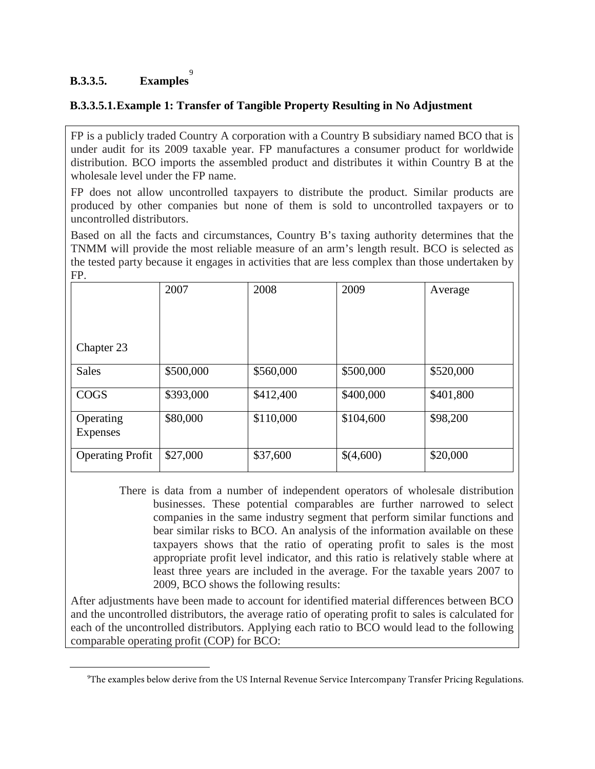### B.3.3.5. Examples[9]

#### B.3.3.5.1. Example 1: Transfer of Tangible Property Resulting in No Adjustment

FP is a publicly traded Country A corporation with a Country B subsidiary named BCO that is under audit for its 2009 taxable year. FP manufactures a consumer product for worldwide distribution. BCO imports the assembled product and distributes it within Country B at the wholesale level under the FP name.

FP does not allow uncontrolled taxpayers to distribute the product. Similar products are produced by other companies but none of them is sold to uncontrolled taxpayers or to uncontrolled distributors.

Based on all the facts and circumstances, Country B's taxing authority determines that the TNMM will provide the most reliable measure of an arm's length result. BCO is selected as the tested party because it engages in activities that are less complex than those undertaken by FP.

| Chapter 23 | 2007 | 2008 | 2009 | Average |
|---|---|---|---|---|
| Sales | $500,000 | $560,000 | $500,000 | $520,000 |
| COGS | $393,000 | $412,400 | $400,000 | $401,800 |
| Operating Expenses | $80,000 | $110,000 | $104,600 | $98,200 |
| Operating Profit | $27,000 | $37,600 | $(4,600) | $20,000 |

There is data from a number of independent operators of wholesale distribution businesses. These potential comparables are further narrowed to select companies in the same industry segment that perform similar functions and bear similar risks to BCO. An analysis of the information available on these taxpayers shows that the ratio of operating profit to sales is the most appropriate profit level indicator, and this ratio is relatively stable where at least three years are included in the average. For the taxable years 2007 to 2009, BCO shows the following results:

After adjustments have been made to account for identified material differences between BCO and the uncontrolled distributors, the average ratio of operating profit to sales is calculated for each of the uncontrolled distributors. Applying each ratio to BCO would lead to the following comparable operating profit (COP) for BCO:

[9] The examples below derive from the US Internal Revenue Service Intercompany Transfer Pricing Regulations.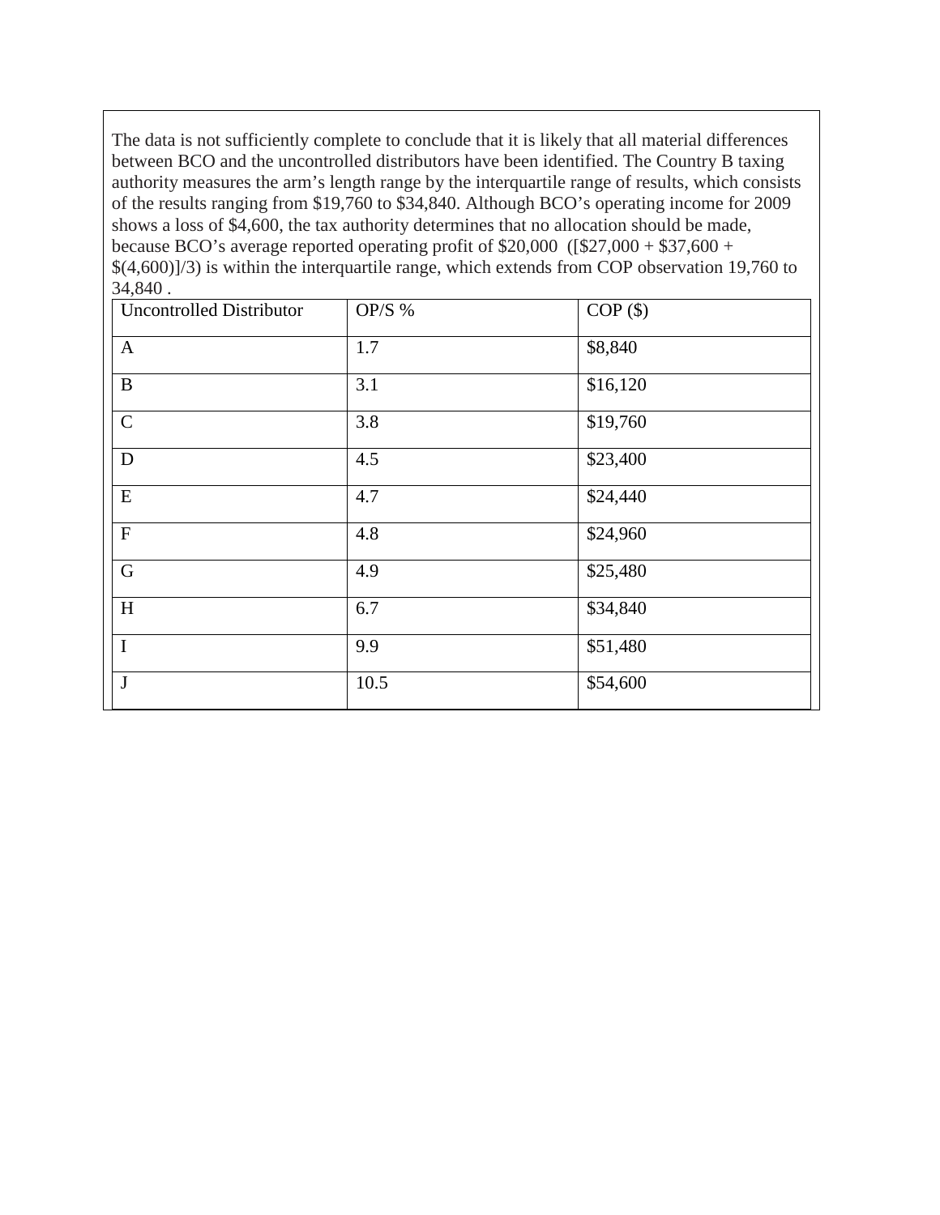The data is not sufficiently complete to conclude that it is likely that all material differences between BCO and the uncontrolled distributors have been identified. The Country B taxing authority measures the arm's length range by the interquartile range of results, which consists of the results ranging from $19,760 to $34,840. Although BCO's operating income for 2009 shows a loss of $4,600, the tax authority determines that no allocation should be made, because BCO's average reported operating profit of $20,000 ([$27,000 + $37,600 + $(4,600)]/3) is within the interquartile range, which extends from COP observation 19,760 to 34,840 .

| Uncontrolled Distributor | OP/S % | COP ($) |
|---|---|---|
| A | 1.7 | $8,840 |
| B | 3.1 | $16,120 |
| C | 3.8 | $19,760 |
| D | 4.5 | $23,400 |
| E | 4.7 | $24,440 |
| F | 4.8 | $24,960 |
| G | 4.9 | $25,480 |
| H | 6.7 | $34,840 |
| I | 9.9 | $51,480 |
| J | 10.5 | $54,600 |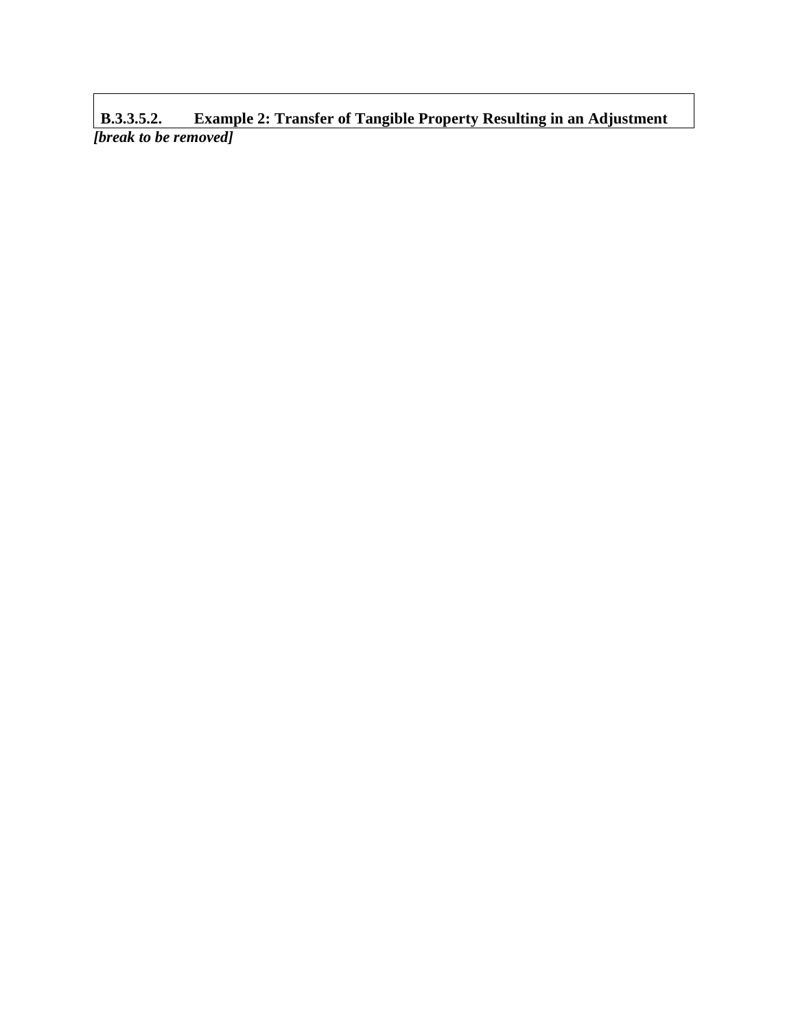#### B.3.3.5.2. Example 2: Transfer of Tangible Property Resulting in an Adjustment

***[break to be removed]***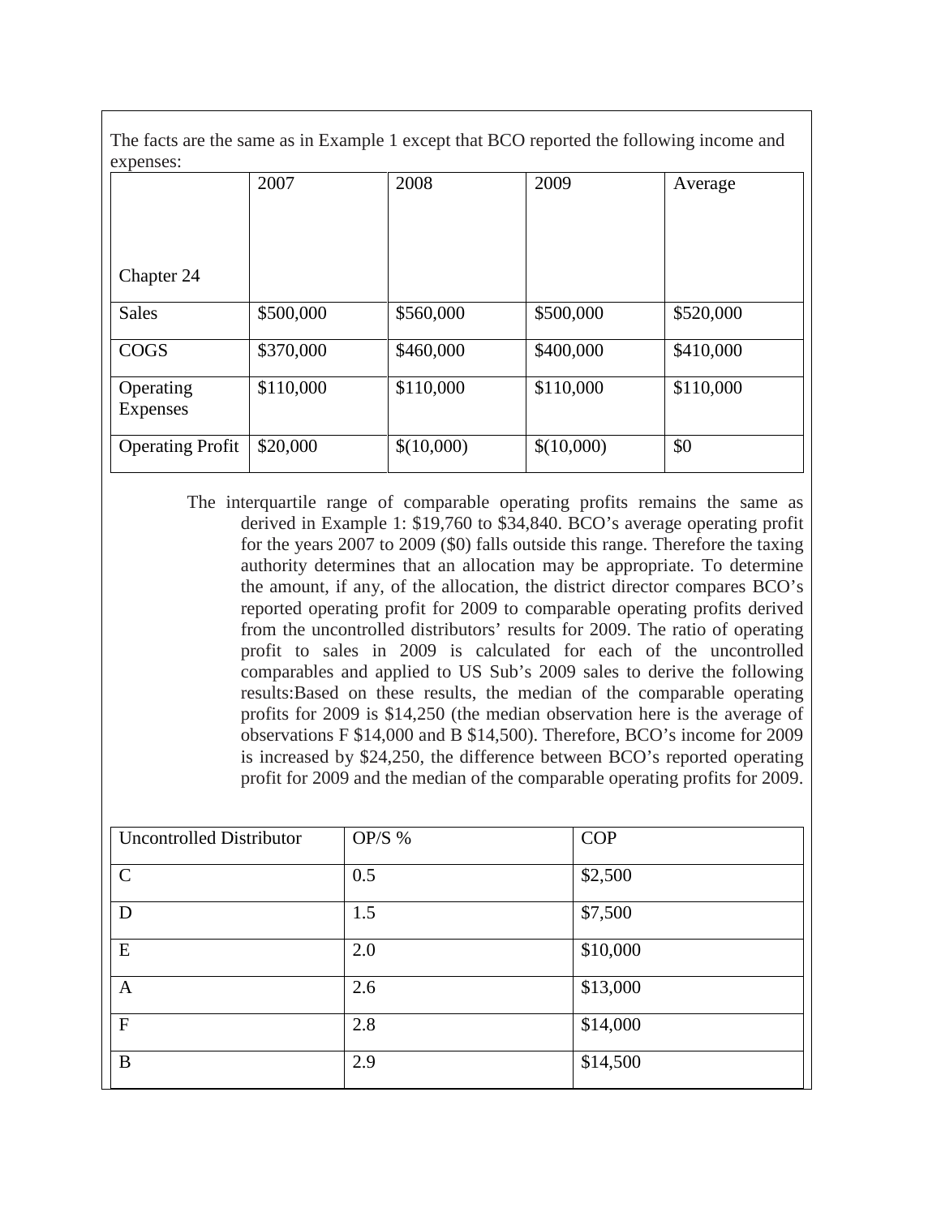The facts are the same as in Example 1 except that BCO reported the following income and expenses:

| Chapter 24 | 2007 | 2008 | 2009 | Average |
|---|---|---|---|---|
| Sales | $500,000 | $560,000 | $500,000 | $520,000 |
| COGS | $370,000 | $460,000 | $400,000 | $410,000 |
| Operating Expenses | $110,000 | $110,000 | $110,000 | $110,000 |
| Operating Profit | $20,000 | $(10,000) | $(10,000) | $0 |

The interquartile range of comparable operating profits remains the same as derived in Example 1: $19,760 to $34,840. BCO's average operating profit for the years 2007 to 2009 ($0) falls outside this range. Therefore the taxing authority determines that an allocation may be appropriate. To determine the amount, if any, of the allocation, the district director compares BCO's reported operating profit for 2009 to comparable operating profits derived from the uncontrolled distributors' results for 2009. The ratio of operating profit to sales in 2009 is calculated for each of the uncontrolled comparables and applied to US Sub's 2009 sales to derive the following results:Based on these results, the median of the comparable operating profits for 2009 is $14,250 (the median observation here is the average of observations F $14,000 and B $14,500). Therefore, BCO's income for 2009 is increased by $24,250, the difference between BCO's reported operating profit for 2009 and the median of the comparable operating profits for 2009.

| Uncontrolled Distributor | OP/S % | COP |
|---|---|---|
| C | 0.5 | $2,500 |
| D | 1.5 | $7,500 |
| E | 2.0 | $10,000 |
| A | 2.6 | $13,000 |
| F | 2.8 | $14,000 |
| B | 2.9 | $14,500 |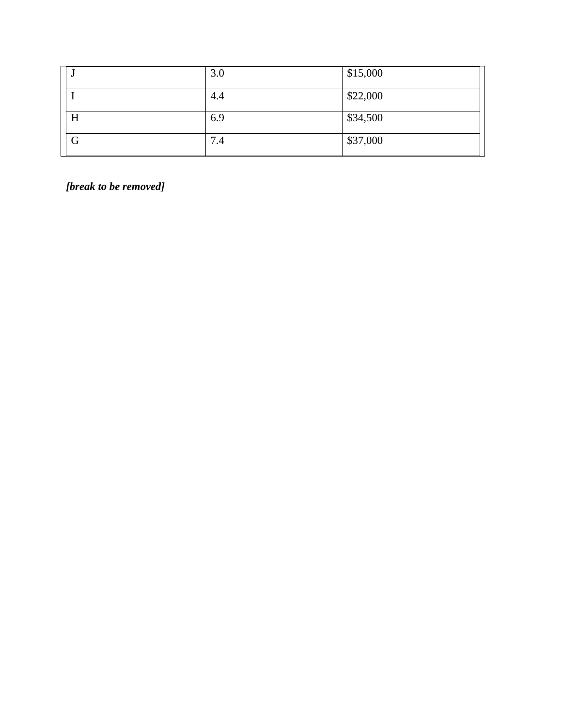| J | 3.0 | $15,000 |
|---|---|---|
| I | 4.4 | $22,000 |
| H | 6.9 | $34,500 |
| G | 7.4 | $37,000 |

***[break to be removed]***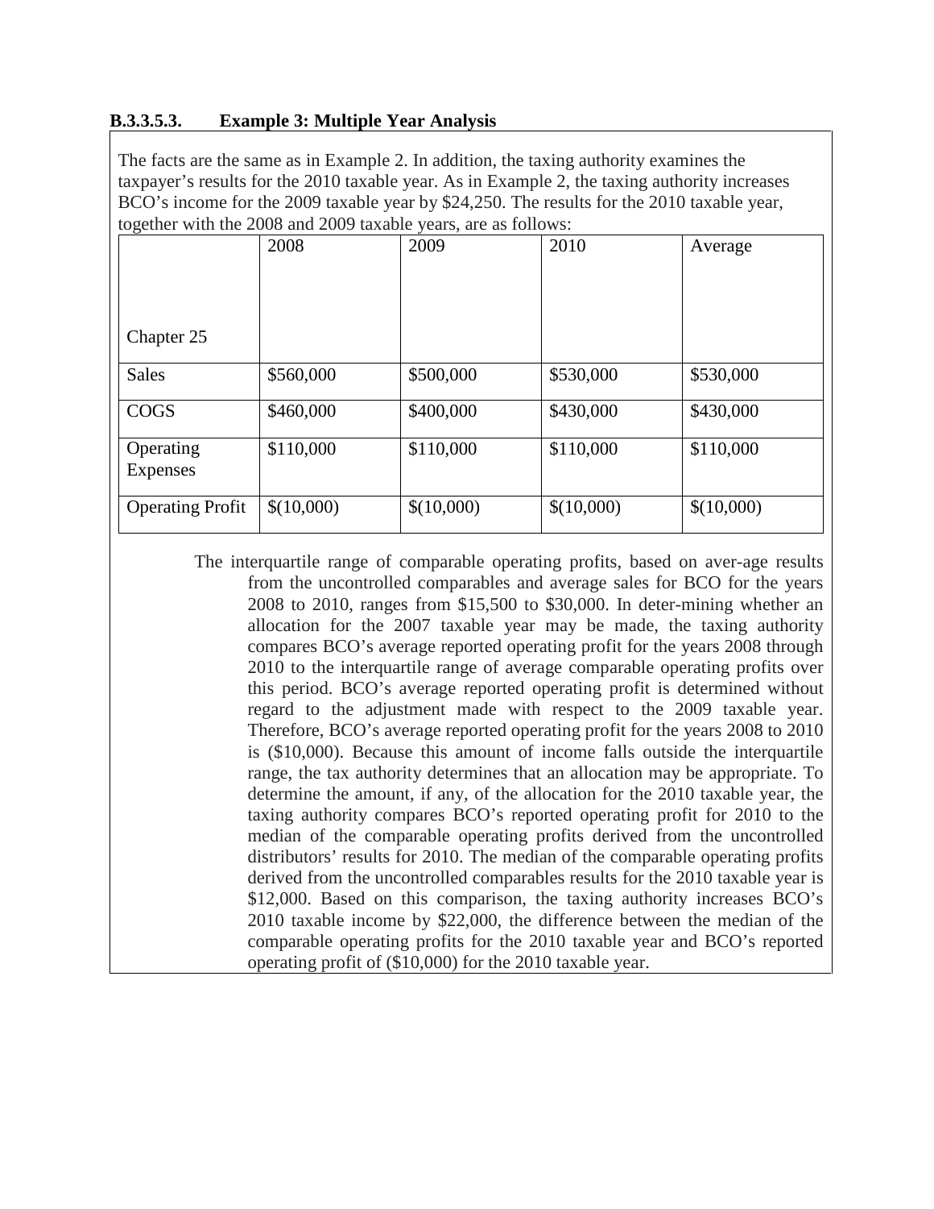**B.3.3.5.3. Example 3: Multiple Year Analysis**

The facts are the same as in Example 2. In addition, the taxing authority examines the taxpayer's results for the 2010 taxable year. As in Example 2, the taxing authority increases BCO's income for the 2009 taxable year by $24,250. The results for the 2010 taxable year, together with the 2008 and 2009 taxable years, are as follows:

| Chapter 25 | 2008 | 2009 | 2010 | Average |
|---|---|---|---|---|
| Sales | $560,000 | $500,000 | $530,000 | $530,000 |
| COGS | $460,000 | $400,000 | $430,000 | $430,000 |
| Operating Expenses | $110,000 | $110,000 | $110,000 | $110,000 |
| Operating Profit | $(10,000) | $(10,000) | $(10,000) | $(10,000) |

The interquartile range of comparable operating profits, based on aver-age results from the uncontrolled comparables and average sales for BCO for the years 2008 to 2010, ranges from $15,500 to $30,000. In deter-mining whether an allocation for the 2007 taxable year may be made, the taxing authority compares BCO's average reported operating profit for the years 2008 through 2010 to the interquartile range of average comparable operating profits over this period. BCO's average reported operating profit is determined without regard to the adjustment made with respect to the 2009 taxable year. Therefore, BCO's average reported operating profit for the years 2008 to 2010 is ($10,000). Because this amount of income falls outside the interquartile range, the tax authority determines that an allocation may be appropriate. To determine the amount, if any, of the allocation for the 2010 taxable year, the taxing authority compares BCO's reported operating profit for 2010 to the median of the comparable operating profits derived from the uncontrolled distributors' results for 2010. The median of the comparable operating profits derived from the uncontrolled comparables results for the 2010 taxable year is $12,000. Based on this comparison, the taxing authority increases BCO's 2010 taxable income by $22,000, the difference between the median of the comparable operating profits for the 2010 taxable year and BCO's reported operating profit of ($10,000) for the 2010 taxable year.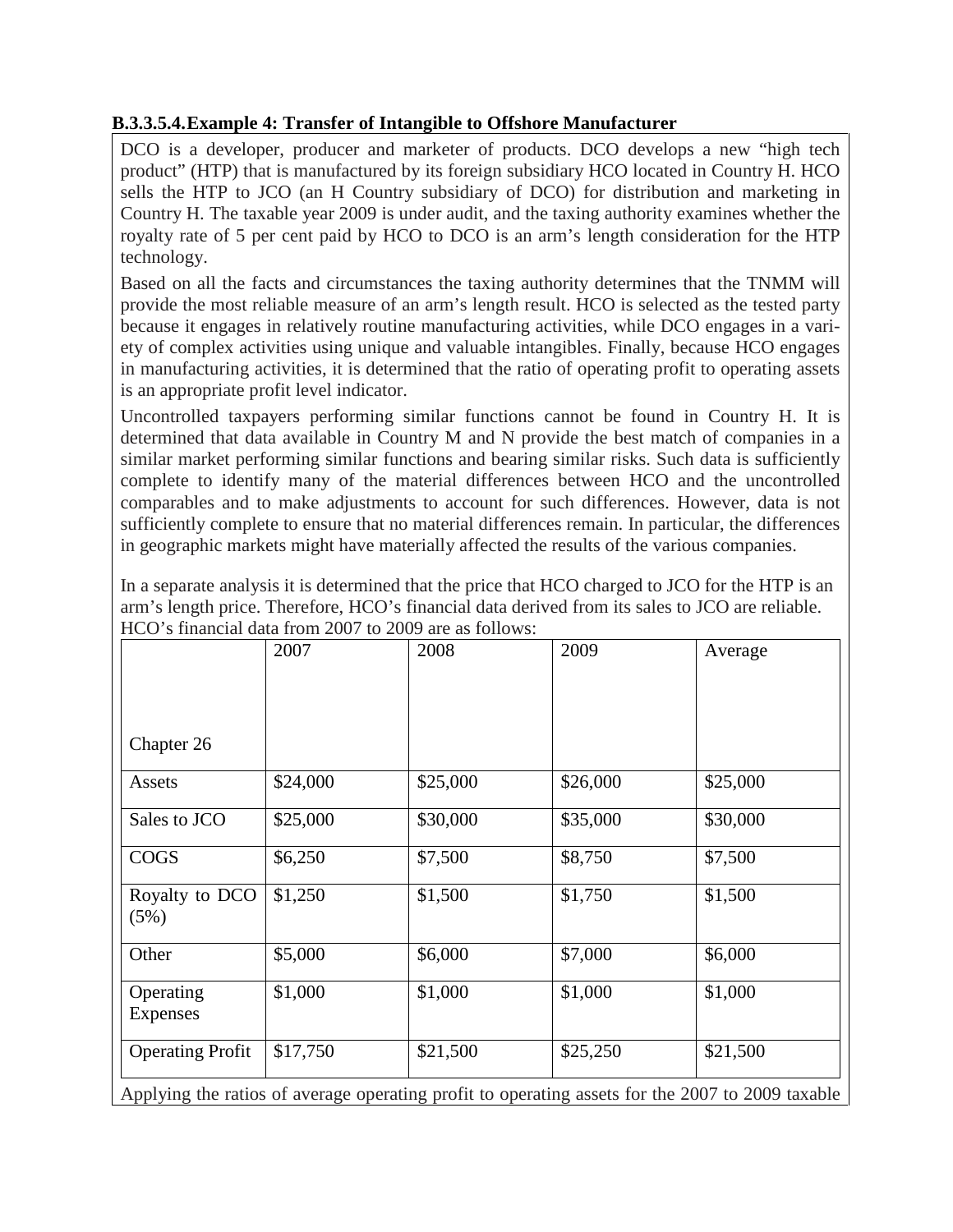### B.3.3.5.4. Example 4: Transfer of Intangible to Offshore Manufacturer

DCO is a developer, producer and marketer of products. DCO develops a new "high tech product" (HTP) that is manufactured by its foreign subsidiary HCO located in Country H. HCO sells the HTP to JCO (an H Country subsidiary of DCO) for distribution and marketing in Country H. The taxable year 2009 is under audit, and the taxing authority examines whether the royalty rate of 5 per cent paid by HCO to DCO is an arm's length consideration for the HTP technology.

Based on all the facts and circumstances the taxing authority determines that the TNMM will provide the most reliable measure of an arm's length result. HCO is selected as the tested party because it engages in relatively routine manufacturing activities, while DCO engages in a variety of complex activities using unique and valuable intangibles. Finally, because HCO engages in manufacturing activities, it is determined that the ratio of operating profit to operating assets is an appropriate profit level indicator.

Uncontrolled taxpayers performing similar functions cannot be found in Country H. It is determined that data available in Country M and N provide the best match of companies in a similar market performing similar functions and bearing similar risks. Such data is sufficiently complete to identify many of the material differences between HCO and the uncontrolled comparables and to make adjustments to account for such differences. However, data is not sufficiently complete to ensure that no material differences remain. In particular, the differences in geographic markets might have materially affected the results of the various companies.

In a separate analysis it is determined that the price that HCO charged to JCO for the HTP is an arm's length price. Therefore, HCO's financial data derived from its sales to JCO are reliable. HCO's financial data from 2007 to 2009 are as follows:

| Chapter 26 | 2007 | 2008 | 2009 | Average |
|---|---|---|---|---|
| Assets | $24,000 | $25,000 | $26,000 | $25,000 |
| Sales to JCO | $25,000 | $30,000 | $35,000 | $30,000 |
| COGS | $6,250 | $7,500 | $8,750 | $7,500 |
| Royalty to DCO (5%) | $1,250 | $1,500 | $1,750 | $1,500 |
| Other | $5,000 | $6,000 | $7,000 | $6,000 |
| Operating Expenses | $1,000 | $1,000 | $1,000 | $1,000 |
| Operating Profit | $17,750 | $21,500 | $25,250 | $21,500 |

Applying the ratios of average operating profit to operating assets for the 2007 to 2009 taxable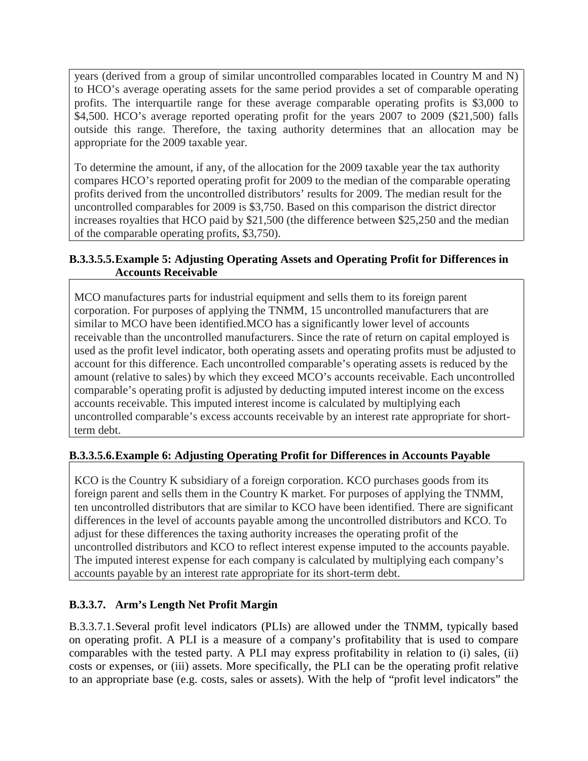years (derived from a group of similar uncontrolled comparables located in Country M and N) to HCO's average operating assets for the same period provides a set of comparable operating profits. The interquartile range for these average comparable operating profits is \$3,000 to \$4,500. HCO's average reported operating profit for the years 2007 to 2009 (\$21,500) falls outside this range. Therefore, the taxing authority determines that an allocation may be appropriate for the 2009 taxable year.

To determine the amount, if any, of the allocation for the 2009 taxable year the tax authority compares HCO's reported operating profit for 2009 to the median of the comparable operating profits derived from the uncontrolled distributors' results for 2009. The median result for the uncontrolled comparables for 2009 is \$3,750. Based on this comparison the district director increases royalties that HCO paid by \$21,500 (the difference between \$25,250 and the median of the comparable operating profits, \$3,750).

#### B.3.3.5.5. Example 5: Adjusting Operating Assets and Operating Profit for Differences in Accounts Receivable

MCO manufactures parts for industrial equipment and sells them to its foreign parent corporation. For purposes of applying the TNMM, 15 uncontrolled manufacturers that are similar to MCO have been identified.MCO has a significantly lower level of accounts receivable than the uncontrolled manufacturers. Since the rate of return on capital employed is used as the profit level indicator, both operating assets and operating profits must be adjusted to account for this difference. Each uncontrolled comparable's operating assets is reduced by the amount (relative to sales) by which they exceed MCO's accounts receivable. Each uncontrolled comparable's operating profit is adjusted by deducting imputed interest income on the excess accounts receivable. This imputed interest income is calculated by multiplying each uncontrolled comparable's excess accounts receivable by an interest rate appropriate for short-term debt.

#### B.3.3.5.6. Example 6: Adjusting Operating Profit for Differences in Accounts Payable

KCO is the Country K subsidiary of a foreign corporation. KCO purchases goods from its foreign parent and sells them in the Country K market. For purposes of applying the TNMM, ten uncontrolled distributors that are similar to KCO have been identified. There are significant differences in the level of accounts payable among the uncontrolled distributors and KCO. To adjust for these differences the taxing authority increases the operating profit of the uncontrolled distributors and KCO to reflect interest expense imputed to the accounts payable. The imputed interest expense for each company is calculated by multiplying each company's accounts payable by an interest rate appropriate for its short-term debt.

### B.3.3.7. Arm's Length Net Profit Margin

B.3.3.7.1. Several profit level indicators (PLIs) are allowed under the TNMM, typically based on operating profit. A PLI is a measure of a company's profitability that is used to compare comparables with the tested party. A PLI may express profitability in relation to (i) sales, (ii) costs or expenses, or (iii) assets. More specifically, the PLI can be the operating profit relative to an appropriate base (e.g. costs, sales or assets). With the help of "profit level indicators" the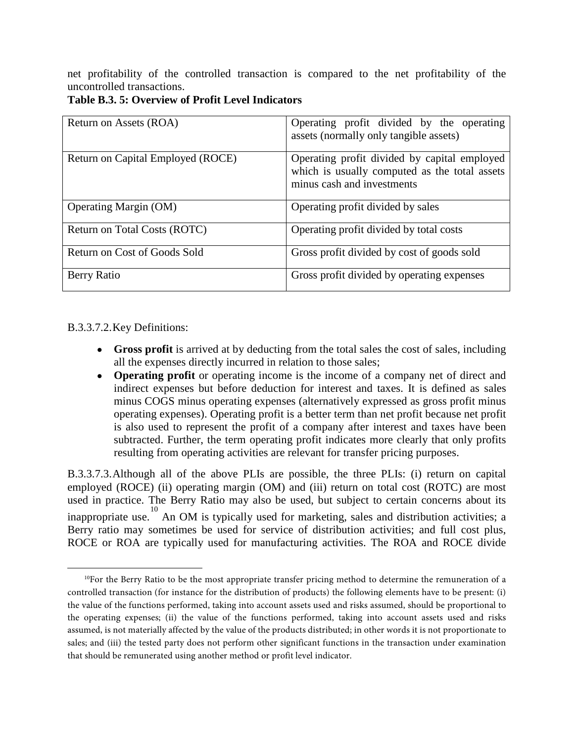net profitability of the controlled transaction is compared to the net profitability of the uncontrolled transactions.

**Table B.3. 5: Overview of Profit Level Indicators**

| | |
|---|---|
| Return on Assets (ROA) | Operating profit divided by the operating assets (normally only tangible assets) |
| Return on Capital Employed (ROCE) | Operating profit divided by capital employed which is usually computed as the total assets minus cash and investments |
| Operating Margin (OM) | Operating profit divided by sales |
| Return on Total Costs (ROTC) | Operating profit divided by total costs |
| Return on Cost of Goods Sold | Gross profit divided by cost of goods sold |
| Berry Ratio | Gross profit divided by operating expenses |

B.3.3.7.2. Key Definitions:

- **Gross profit** is arrived at by deducting from the total sales the cost of sales, including all the expenses directly incurred in relation to those sales;
- **Operating profit** or operating income is the income of a company net of direct and indirect expenses but before deduction for interest and taxes. It is defined as sales minus COGS minus operating expenses (alternatively expressed as gross profit minus operating expenses). Operating profit is a better term than net profit because net profit is also used to represent the profit of a company after interest and taxes have been subtracted. Further, the term operating profit indicates more clearly that only profits resulting from operating activities are relevant for transfer pricing purposes.

B.3.3.7.3. Although all of the above PLIs are possible, the three PLIs: (i) return on capital employed (ROCE) (ii) operating margin (OM) and (iii) return on total cost (ROTC) are most used in practice. The Berry Ratio may also be used, but subject to certain concerns about its inappropriate use.[10] An OM is typically used for marketing, sales and distribution activities; a Berry ratio may sometimes be used for service of distribution activities; and full cost plus, ROCE or ROA are typically used for manufacturing activities. The ROA and ROCE divide

[10] For the Berry Ratio to be the most appropriate transfer pricing method to determine the remuneration of a controlled transaction (for instance for the distribution of products) the following elements have to be present: (i) the value of the functions performed, taking into account assets used and risks assumed, should be proportional to the operating expenses; (ii) the value of the functions performed, taking into account assets used and risks assumed, is not materially affected by the value of the products distributed; in other words it is not proportionate to sales; and (iii) the tested party does not perform other significant functions in the transaction under examination that should be remunerated using another method or profit level indicator.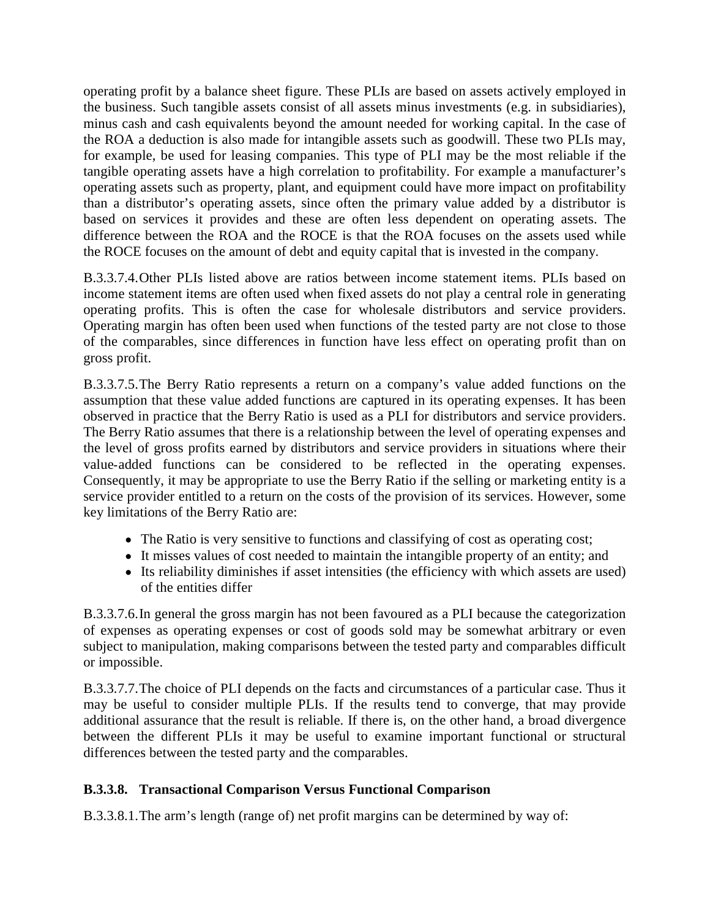operating profit by a balance sheet figure. These PLIs are based on assets actively employed in the business. Such tangible assets consist of all assets minus investments (e.g. in subsidiaries), minus cash and cash equivalents beyond the amount needed for working capital. In the case of the ROA a deduction is also made for intangible assets such as goodwill. These two PLIs may, for example, be used for leasing companies. This type of PLI may be the most reliable if the tangible operating assets have a high correlation to profitability. For example a manufacturer's operating assets such as property, plant, and equipment could have more impact on profitability than a distributor's operating assets, since often the primary value added by a distributor is based on services it provides and these are often less dependent on operating assets. The difference between the ROA and the ROCE is that the ROA focuses on the assets used while the ROCE focuses on the amount of debt and equity capital that is invested in the company.

B.3.3.7.4. Other PLIs listed above are ratios between income statement items. PLIs based on income statement items are often used when fixed assets do not play a central role in generating operating profits. This is often the case for wholesale distributors and service providers. Operating margin has often been used when functions of the tested party are not close to those of the comparables, since differences in function have less effect on operating profit than on gross profit.

B.3.3.7.5. The Berry Ratio represents a return on a company's value added functions on the assumption that these value added functions are captured in its operating expenses. It has been observed in practice that the Berry Ratio is used as a PLI for distributors and service providers. The Berry Ratio assumes that there is a relationship between the level of operating expenses and the level of gross profits earned by distributors and service providers in situations where their value-added functions can be considered to be reflected in the operating expenses. Consequently, it may be appropriate to use the Berry Ratio if the selling or marketing entity is a service provider entitled to a return on the costs of the provision of its services. However, some key limitations of the Berry Ratio are:

- The Ratio is very sensitive to functions and classifying of cost as operating cost;
- It misses values of cost needed to maintain the intangible property of an entity; and
- Its reliability diminishes if asset intensities (the efficiency with which assets are used) of the entities differ

B.3.3.7.6. In general the gross margin has not been favoured as a PLI because the categorization of expenses as operating expenses or cost of goods sold may be somewhat arbitrary or even subject to manipulation, making comparisons between the tested party and comparables difficult or impossible.

B.3.3.7.7. The choice of PLI depends on the facts and circumstances of a particular case. Thus it may be useful to consider multiple PLIs. If the results tend to converge, that may provide additional assurance that the result is reliable. If there is, on the other hand, a broad divergence between the different PLIs it may be useful to examine important functional or structural differences between the tested party and the comparables.

### B.3.3.8. Transactional Comparison Versus Functional Comparison

B.3.3.8.1. The arm's length (range of) net profit margins can be determined by way of: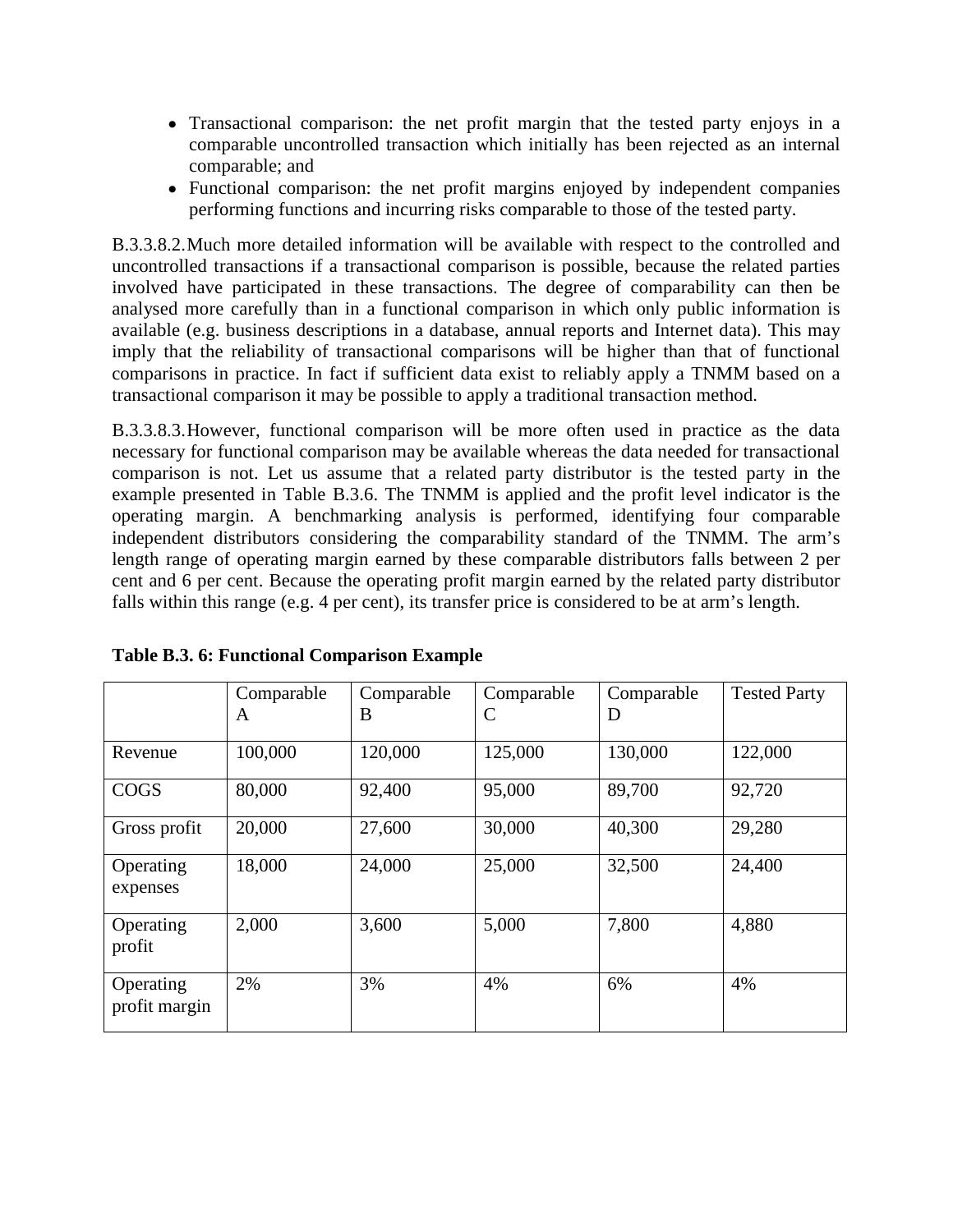- Transactional comparison: the net profit margin that the tested party enjoys in a comparable uncontrolled transaction which initially has been rejected as an internal comparable; and
- Functional comparison: the net profit margins enjoyed by independent companies performing functions and incurring risks comparable to those of the tested party.

B.3.3.8.2. Much more detailed information will be available with respect to the controlled and uncontrolled transactions if a transactional comparison is possible, because the related parties involved have participated in these transactions. The degree of comparability can then be analysed more carefully than in a functional comparison in which only public information is available (e.g. business descriptions in a database, annual reports and Internet data). This may imply that the reliability of transactional comparisons will be higher than that of functional comparisons in practice. In fact if sufficient data exist to reliably apply a TNMM based on a transactional comparison it may be possible to apply a traditional transaction method.

B.3.3.8.3. However, functional comparison will be more often used in practice as the data necessary for functional comparison may be available whereas the data needed for transactional comparison is not. Let us assume that a related party distributor is the tested party in the example presented in Table B.3.6. The TNMM is applied and the profit level indicator is the operating margin. A benchmarking analysis is performed, identifying four comparable independent distributors considering the comparability standard of the TNMM. The arm's length range of operating margin earned by these comparable distributors falls between 2 per cent and 6 per cent. Because the operating profit margin earned by the related party distributor falls within this range (e.g. 4 per cent), its transfer price is considered to be at arm's length.

**Table B.3. 6: Functional Comparison Example**

| | Comparable A | Comparable B | Comparable C | Comparable D | Tested Party |
|---|---|---|---|---|---|
| Revenue | 100,000 | 120,000 | 125,000 | 130,000 | 122,000 |
| COGS | 80,000 | 92,400 | 95,000 | 89,700 | 92,720 |
| Gross profit | 20,000 | 27,600 | 30,000 | 40,300 | 29,280 |
| Operating expenses | 18,000 | 24,000 | 25,000 | 32,500 | 24,400 |
| Operating profit | 2,000 | 3,600 | 5,000 | 7,800 | 4,880 |
| Operating profit margin | 2% | 3% | 4% | 6% | 4% |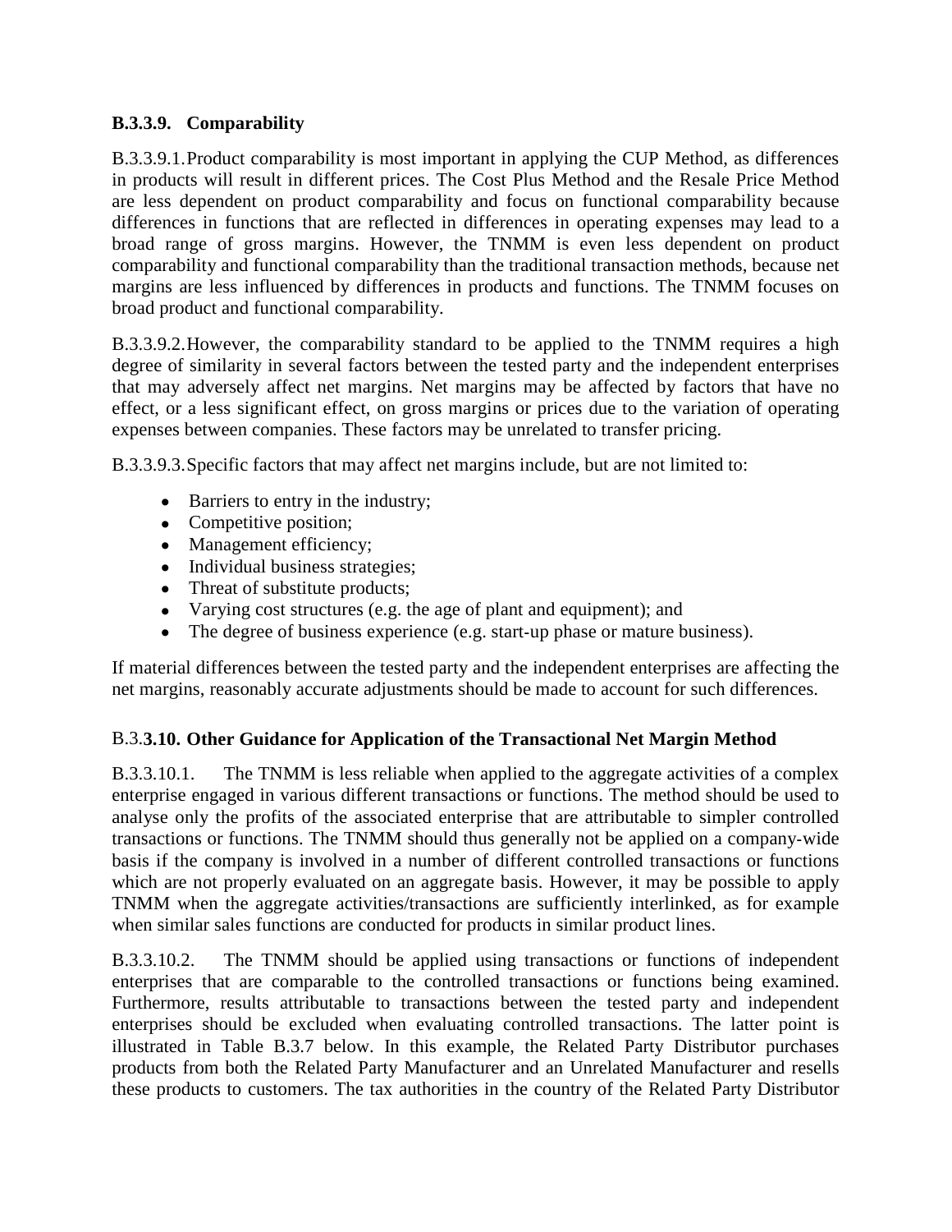### B.3.3.9. Comparability

B.3.3.9.1. Product comparability is most important in applying the CUP Method, as differences in products will result in different prices. The Cost Plus Method and the Resale Price Method are less dependent on product comparability and focus on functional comparability because differences in functions that are reflected in differences in operating expenses may lead to a broad range of gross margins. However, the TNMM is even less dependent on product comparability and functional comparability than the traditional transaction methods, because net margins are less influenced by differences in products and functions. The TNMM focuses on broad product and functional comparability.

B.3.3.9.2. However, the comparability standard to be applied to the TNMM requires a high degree of similarity in several factors between the tested party and the independent enterprises that may adversely affect net margins. Net margins may be affected by factors that have no effect, or a less significant effect, on gross margins or prices due to the variation of operating expenses between companies. These factors may be unrelated to transfer pricing.

B.3.3.9.3. Specific factors that may affect net margins include, but are not limited to:

- Barriers to entry in the industry;
- Competitive position;
- Management efficiency;
- Individual business strategies;
- Threat of substitute products;
- Varying cost structures (e.g. the age of plant and equipment); and
- The degree of business experience (e.g. start-up phase or mature business).

If material differences between the tested party and the independent enterprises are affecting the net margins, reasonably accurate adjustments should be made to account for such differences.

### B.3.3.10. Other Guidance for Application of the Transactional Net Margin Method

B.3.3.10.1. The TNMM is less reliable when applied to the aggregate activities of a complex enterprise engaged in various different transactions or functions. The method should be used to analyse only the profits of the associated enterprise that are attributable to simpler controlled transactions or functions. The TNMM should thus generally not be applied on a company-wide basis if the company is involved in a number of different controlled transactions or functions which are not properly evaluated on an aggregate basis. However, it may be possible to apply TNMM when the aggregate activities/transactions are sufficiently interlinked, as for example when similar sales functions are conducted for products in similar product lines.

B.3.3.10.2. The TNMM should be applied using transactions or functions of independent enterprises that are comparable to the controlled transactions or functions being examined. Furthermore, results attributable to transactions between the tested party and independent enterprises should be excluded when evaluating controlled transactions. The latter point is illustrated in Table B.3.7 below. In this example, the Related Party Distributor purchases products from both the Related Party Manufacturer and an Unrelated Manufacturer and resells these products to customers. The tax authorities in the country of the Related Party Distributor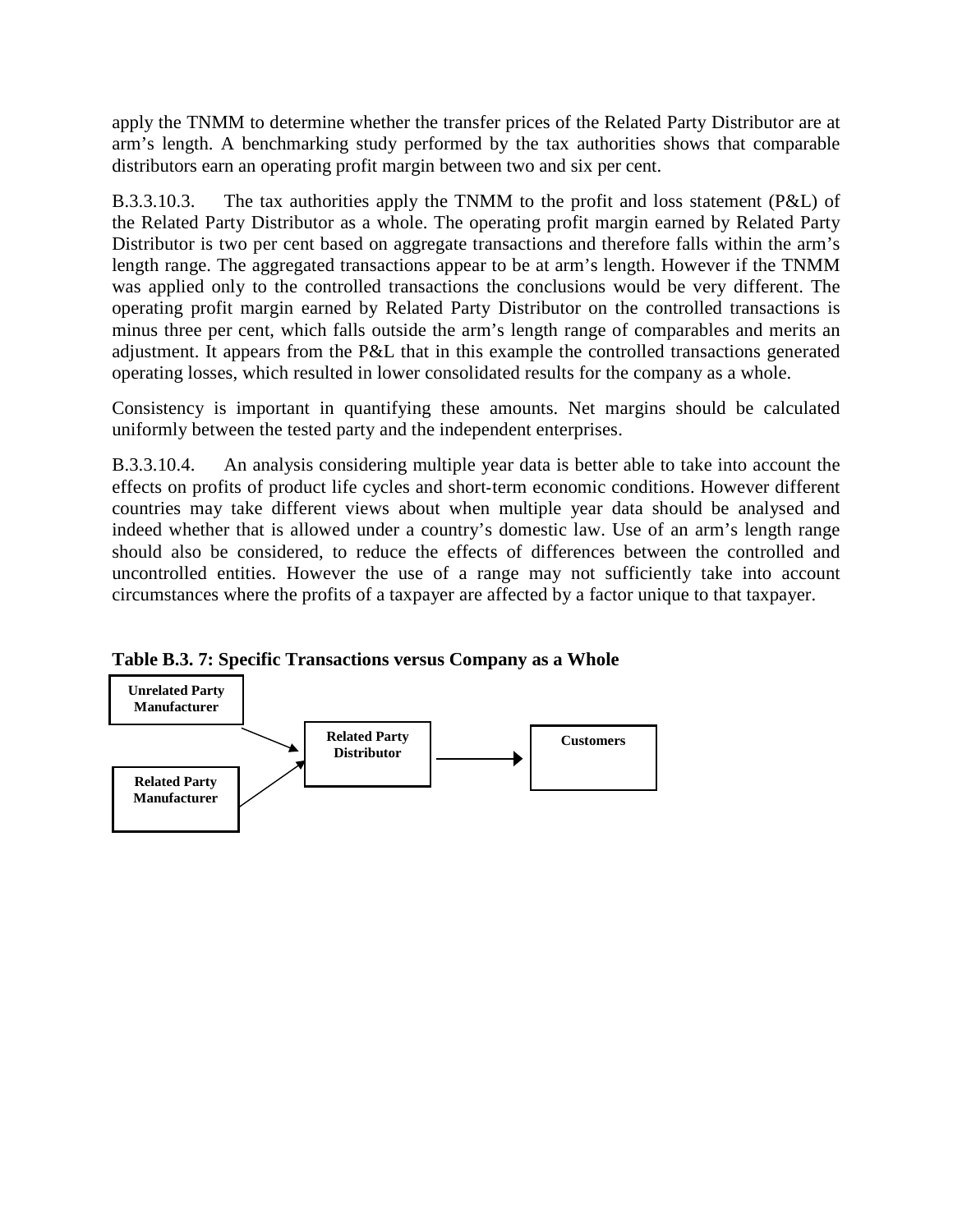apply the TNMM to determine whether the transfer prices of the Related Party Distributor are at arm's length. A benchmarking study performed by the tax authorities shows that comparable distributors earn an operating profit margin between two and six per cent.

B.3.3.10.3. The tax authorities apply the TNMM to the profit and loss statement (P&L) of the Related Party Distributor as a whole. The operating profit margin earned by Related Party Distributor is two per cent based on aggregate transactions and therefore falls within the arm's length range. The aggregated transactions appear to be at arm's length. However if the TNMM was applied only to the controlled transactions the conclusions would be very different. The operating profit margin earned by Related Party Distributor on the controlled transactions is minus three per cent, which falls outside the arm's length range of comparables and merits an adjustment. It appears from the P&L that in this example the controlled transactions generated operating losses, which resulted in lower consolidated results for the company as a whole.

Consistency is important in quantifying these amounts. Net margins should be calculated uniformly between the tested party and the independent enterprises.

B.3.3.10.4. An analysis considering multiple year data is better able to take into account the effects on profits of product life cycles and short-term economic conditions. However different countries may take different views about when multiple year data should be analysed and indeed whether that is allowed under a country's domestic law. Use of an arm's length range should also be considered, to reduce the effects of differences between the controlled and uncontrolled entities. However the use of a range may not sufficiently take into account circumstances where the profits of a taxpayer are affected by a factor unique to that taxpayer.

**Table B.3. 7: Specific Transactions versus Company as a Whole**

Unrelated Party Manufacturer → Related Party Distributor

Related Party Manufacturer → Related Party Distributor

Related Party Distributor → Customers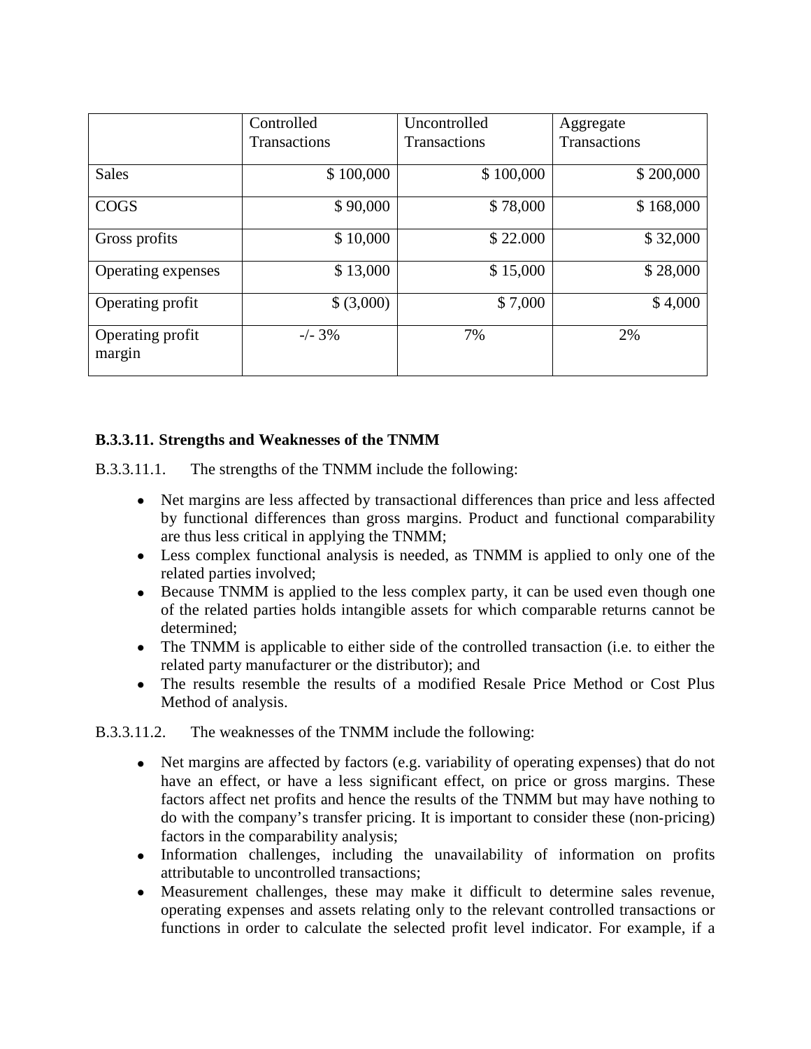| | Controlled Transactions | Uncontrolled Transactions | Aggregate Transactions |
|---|---|---|---|
| Sales | $ 100,000 | $ 100,000 | $ 200,000 |
| COGS | $ 90,000 | $ 78,000 | $ 168,000 |
| Gross profits | $ 10,000 | $ 22.000 | $ 32,000 |
| Operating expenses | $ 13,000 | $ 15,000 | $ 28,000 |
| Operating profit | $ (3,000) | $ 7,000 | $ 4,000 |
| Operating profit margin | -/- 3% | 7% | 2% |

### B.3.3.11. Strengths and Weaknesses of the TNMM

B.3.3.11.1. The strengths of the TNMM include the following:

- Net margins are less affected by transactional differences than price and less affected by functional differences than gross margins. Product and functional comparability are thus less critical in applying the TNMM;
- Less complex functional analysis is needed, as TNMM is applied to only one of the related parties involved;
- Because TNMM is applied to the less complex party, it can be used even though one of the related parties holds intangible assets for which comparable returns cannot be determined;
- The TNMM is applicable to either side of the controlled transaction (i.e. to either the related party manufacturer or the distributor); and
- The results resemble the results of a modified Resale Price Method or Cost Plus Method of analysis.

B.3.3.11.2. The weaknesses of the TNMM include the following:

- Net margins are affected by factors (e.g. variability of operating expenses) that do not have an effect, or have a less significant effect, on price or gross margins. These factors affect net profits and hence the results of the TNMM but may have nothing to do with the company's transfer pricing. It is important to consider these (non-pricing) factors in the comparability analysis;
- Information challenges, including the unavailability of information on profits attributable to uncontrolled transactions;
- Measurement challenges, these may make it difficult to determine sales revenue, operating expenses and assets relating only to the relevant controlled transactions or functions in order to calculate the selected profit level indicator. For example, if a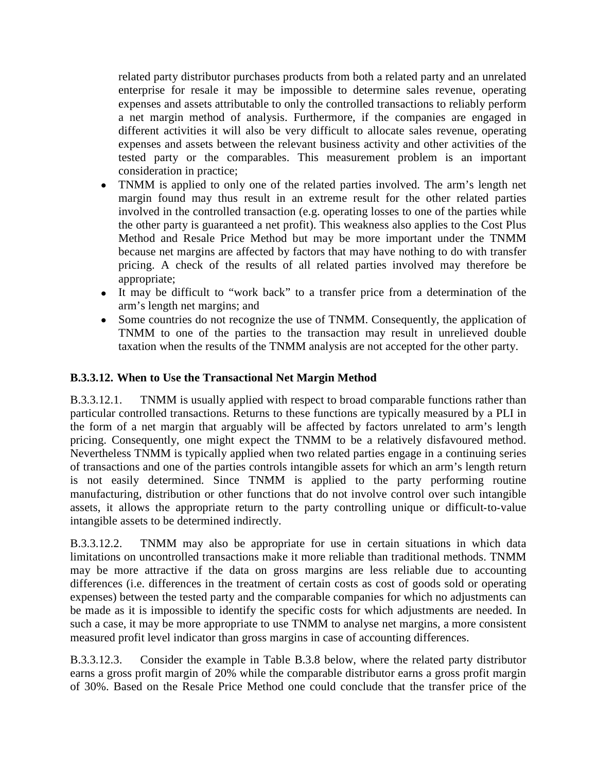related party distributor purchases products from both a related party and an unrelated enterprise for resale it may be impossible to determine sales revenue, operating expenses and assets attributable to only the controlled transactions to reliably perform a net margin method of analysis. Furthermore, if the companies are engaged in different activities it will also be very difficult to allocate sales revenue, operating expenses and assets between the relevant business activity and other activities of the tested party or the comparables. This measurement problem is an important consideration in practice;

- TNMM is applied to only one of the related parties involved. The arm's length net margin found may thus result in an extreme result for the other related parties involved in the controlled transaction (e.g. operating losses to one of the parties while the other party is guaranteed a net profit). This weakness also applies to the Cost Plus Method and Resale Price Method but may be more important under the TNMM because net margins are affected by factors that may have nothing to do with transfer pricing. A check of the results of all related parties involved may therefore be appropriate;
- It may be difficult to "work back" to a transfer price from a determination of the arm's length net margins; and
- Some countries do not recognize the use of TNMM. Consequently, the application of TNMM to one of the parties to the transaction may result in unrelieved double taxation when the results of the TNMM analysis are not accepted for the other party.

### B.3.3.12. When to Use the Transactional Net Margin Method

B.3.3.12.1. TNMM is usually applied with respect to broad comparable functions rather than particular controlled transactions. Returns to these functions are typically measured by a PLI in the form of a net margin that arguably will be affected by factors unrelated to arm's length pricing. Consequently, one might expect the TNMM to be a relatively disfavoured method. Nevertheless TNMM is typically applied when two related parties engage in a continuing series of transactions and one of the parties controls intangible assets for which an arm's length return is not easily determined. Since TNMM is applied to the party performing routine manufacturing, distribution or other functions that do not involve control over such intangible assets, it allows the appropriate return to the party controlling unique or difficult-to-value intangible assets to be determined indirectly.

B.3.3.12.2. TNMM may also be appropriate for use in certain situations in which data limitations on uncontrolled transactions make it more reliable than traditional methods. TNMM may be more attractive if the data on gross margins are less reliable due to accounting differences (i.e. differences in the treatment of certain costs as cost of goods sold or operating expenses) between the tested party and the comparable companies for which no adjustments can be made as it is impossible to identify the specific costs for which adjustments are needed. In such a case, it may be more appropriate to use TNMM to analyse net margins, a more consistent measured profit level indicator than gross margins in case of accounting differences.

B.3.3.12.3. Consider the example in Table B.3.8 below, where the related party distributor earns a gross profit margin of 20% while the comparable distributor earns a gross profit margin of 30%. Based on the Resale Price Method one could conclude that the transfer price of the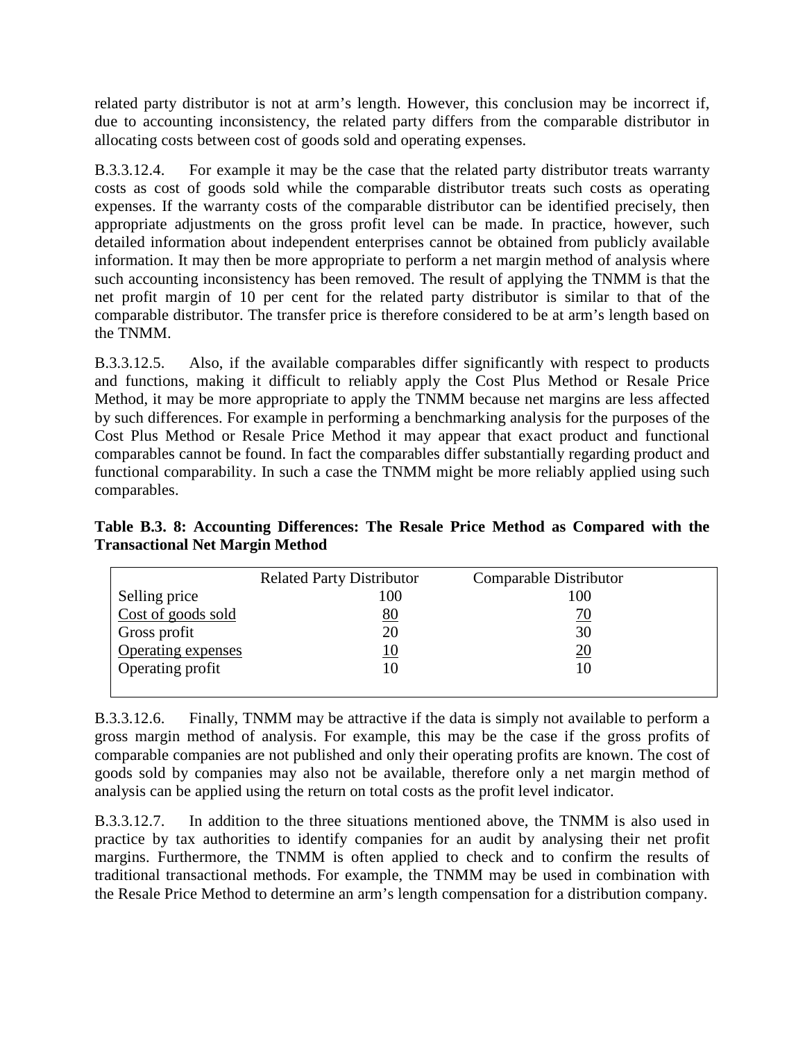related party distributor is not at arm's length. However, this conclusion may be incorrect if, due to accounting inconsistency, the related party differs from the comparable distributor in allocating costs between cost of goods sold and operating expenses.

B.3.3.12.4. For example it may be the case that the related party distributor treats warranty costs as cost of goods sold while the comparable distributor treats such costs as operating expenses. If the warranty costs of the comparable distributor can be identified precisely, then appropriate adjustments on the gross profit level can be made. In practice, however, such detailed information about independent enterprises cannot be obtained from publicly available information. It may then be more appropriate to perform a net margin method of analysis where such accounting inconsistency has been removed. The result of applying the TNMM is that the net profit margin of 10 per cent for the related party distributor is similar to that of the comparable distributor. The transfer price is therefore considered to be at arm's length based on the TNMM.

B.3.3.12.5. Also, if the available comparables differ significantly with respect to products and functions, making it difficult to reliably apply the Cost Plus Method or Resale Price Method, it may be more appropriate to apply the TNMM because net margins are less affected by such differences. For example in performing a benchmarking analysis for the purposes of the Cost Plus Method or Resale Price Method it may appear that exact product and functional comparables cannot be found. In fact the comparables differ substantially regarding product and functional comparability. In such a case the TNMM might be more reliably applied using such comparables.

**Table B.3. 8: Accounting Differences: The Resale Price Method as Compared with the Transactional Net Margin Method**

| | Related Party Distributor | Comparable Distributor |
|---|---|---|
| Selling price | 100 | 100 |
| Cost of goods sold | 80 | 70 |
| Gross profit | 20 | 30 |
| Operating expenses | 10 | 20 |
| Operating profit | 10 | 10 |

B.3.3.12.6. Finally, TNMM may be attractive if the data is simply not available to perform a gross margin method of analysis. For example, this may be the case if the gross profits of comparable companies are not published and only their operating profits are known. The cost of goods sold by companies may also not be available, therefore only a net margin method of analysis can be applied using the return on total costs as the profit level indicator.

B.3.3.12.7. In addition to the three situations mentioned above, the TNMM is also used in practice by tax authorities to identify companies for an audit by analysing their net profit margins. Furthermore, the TNMM is often applied to check and to confirm the results of traditional transactional methods. For example, the TNMM may be used in combination with the Resale Price Method to determine an arm's length compensation for a distribution company.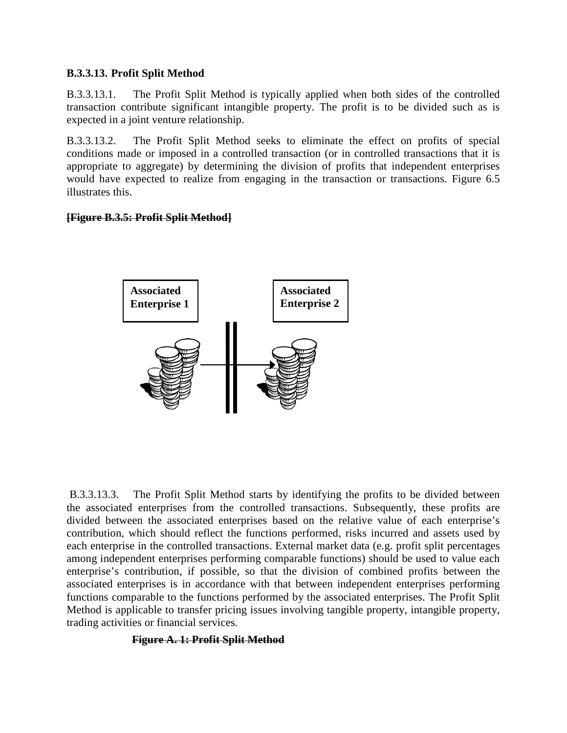**B.3.3.13. Profit Split Method**

B.3.3.13.1. The Profit Split Method is typically applied when both sides of the controlled transaction contribute significant intangible property. The profit is to be divided such as is expected in a joint venture relationship.

B.3.3.13.2. The Profit Split Method seeks to eliminate the effect on profits of special conditions made or imposed in a controlled transaction (or in controlled transactions that it is appropriate to aggregate) by determining the division of profits that independent enterprises would have expected to realize from engaging in the transaction or transactions. Figure 6.5 illustrates this.

~~**[Figure B.3.5: Profit Split Method]**~~

**Associated Enterprise 1**

**Associated Enterprise 2**

B.3.3.13.3. The Profit Split Method starts by identifying the profits to be divided between the associated enterprises from the controlled transactions. Subsequently, these profits are divided between the associated enterprises based on the relative value of each enterprise's contribution, which should reflect the functions performed, risks incurred and assets used by each enterprise in the controlled transactions. External market data (e.g. profit split percentages among independent enterprises performing comparable functions) should be used to value each enterprise's contribution, if possible, so that the division of combined profits between the associated enterprises is in accordance with that between independent enterprises performing functions comparable to the functions performed by the associated enterprises. The Profit Split Method is applicable to transfer pricing issues involving tangible property, intangible property, trading activities or financial services.

~~**Figure A. 1: Profit Split Method**~~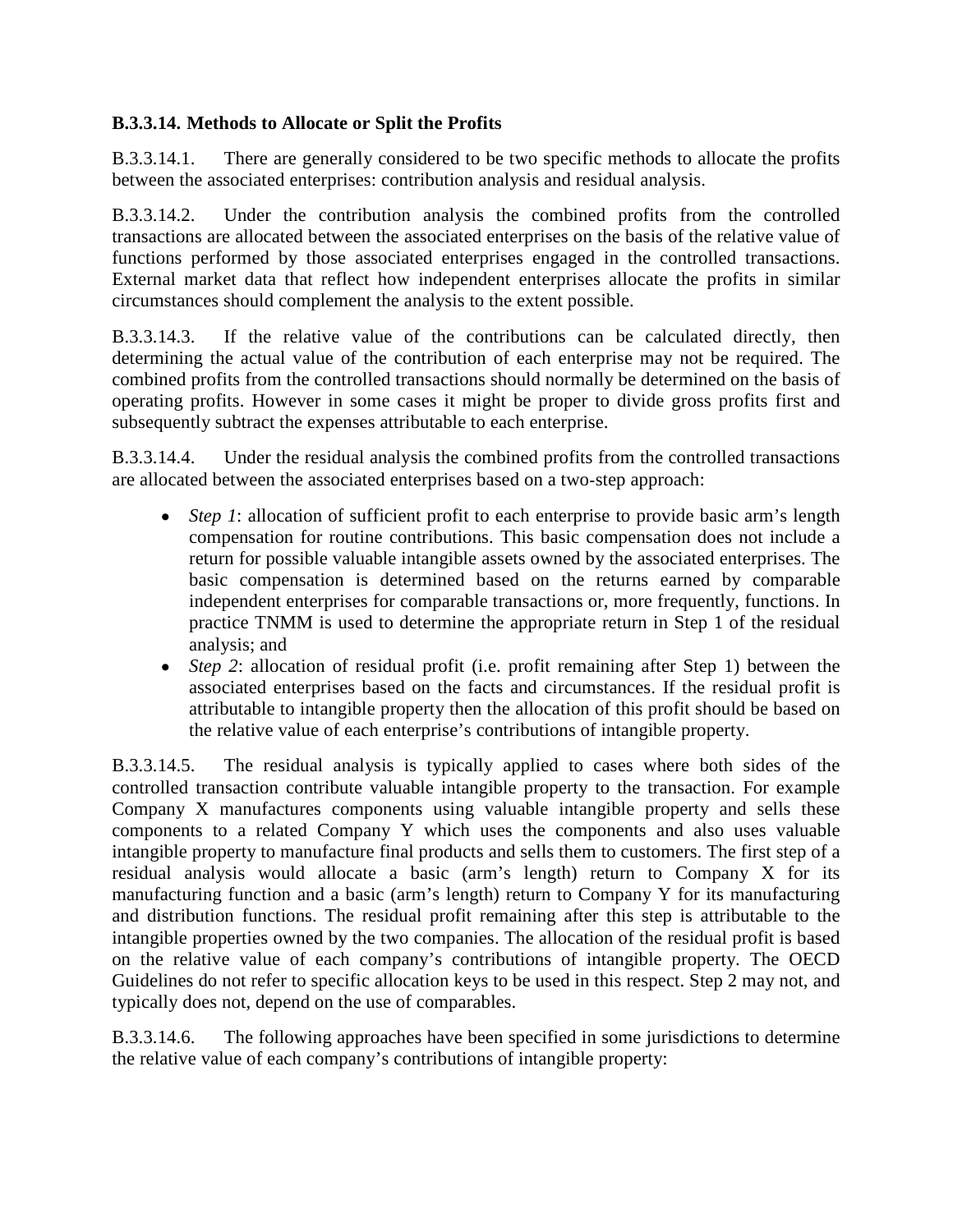### B.3.3.14. Methods to Allocate or Split the Profits

B.3.3.14.1. There are generally considered to be two specific methods to allocate the profits between the associated enterprises: contribution analysis and residual analysis.

B.3.3.14.2. Under the contribution analysis the combined profits from the controlled transactions are allocated between the associated enterprises on the basis of the relative value of functions performed by those associated enterprises engaged in the controlled transactions. External market data that reflect how independent enterprises allocate the profits in similar circumstances should complement the analysis to the extent possible.

B.3.3.14.3. If the relative value of the contributions can be calculated directly, then determining the actual value of the contribution of each enterprise may not be required. The combined profits from the controlled transactions should normally be determined on the basis of operating profits. However in some cases it might be proper to divide gross profits first and subsequently subtract the expenses attributable to each enterprise.

B.3.3.14.4. Under the residual analysis the combined profits from the controlled transactions are allocated between the associated enterprises based on a two-step approach:

- *Step 1*: allocation of sufficient profit to each enterprise to provide basic arm's length compensation for routine contributions. This basic compensation does not include a return for possible valuable intangible assets owned by the associated enterprises. The basic compensation is determined based on the returns earned by comparable independent enterprises for comparable transactions or, more frequently, functions. In practice TNMM is used to determine the appropriate return in Step 1 of the residual analysis; and
- *Step 2*: allocation of residual profit (i.e. profit remaining after Step 1) between the associated enterprises based on the facts and circumstances. If the residual profit is attributable to intangible property then the allocation of this profit should be based on the relative value of each enterprise's contributions of intangible property.

B.3.3.14.5. The residual analysis is typically applied to cases where both sides of the controlled transaction contribute valuable intangible property to the transaction. For example Company X manufactures components using valuable intangible property and sells these components to a related Company Y which uses the components and also uses valuable intangible property to manufacture final products and sells them to customers. The first step of a residual analysis would allocate a basic (arm's length) return to Company X for its manufacturing function and a basic (arm's length) return to Company Y for its manufacturing and distribution functions. The residual profit remaining after this step is attributable to the intangible properties owned by the two companies. The allocation of the residual profit is based on the relative value of each company's contributions of intangible property. The OECD Guidelines do not refer to specific allocation keys to be used in this respect. Step 2 may not, and typically does not, depend on the use of comparables.

B.3.3.14.6. The following approaches have been specified in some jurisdictions to determine the relative value of each company's contributions of intangible property: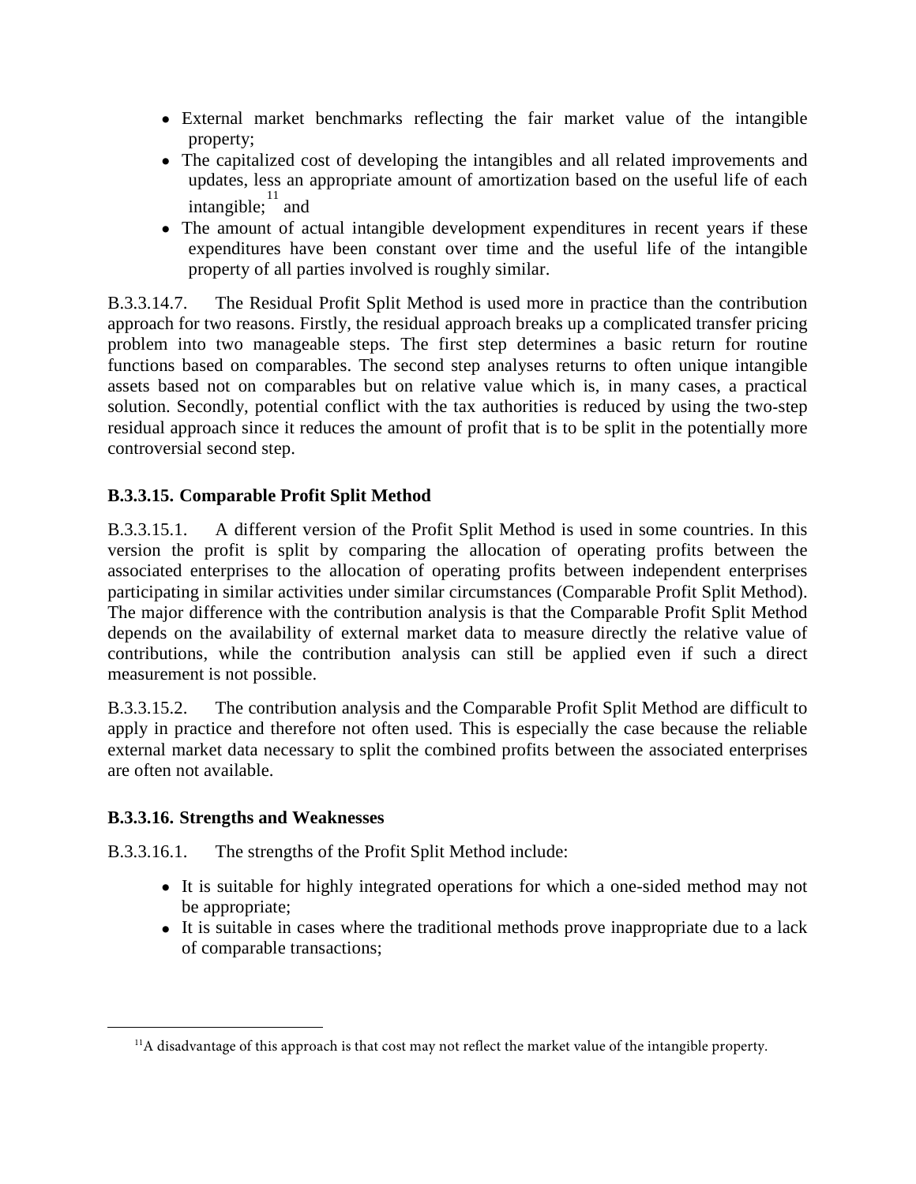- External market benchmarks reflecting the fair market value of the intangible property;
- The capitalized cost of developing the intangibles and all related improvements and updates, less an appropriate amount of amortization based on the useful life of each intangible;[11] and
- The amount of actual intangible development expenditures in recent years if these expenditures have been constant over time and the useful life of the intangible property of all parties involved is roughly similar.

B.3.3.14.7. The Residual Profit Split Method is used more in practice than the contribution approach for two reasons. Firstly, the residual approach breaks up a complicated transfer pricing problem into two manageable steps. The first step determines a basic return for routine functions based on comparables. The second step analyses returns to often unique intangible assets based not on comparables but on relative value which is, in many cases, a practical solution. Secondly, potential conflict with the tax authorities is reduced by using the two-step residual approach since it reduces the amount of profit that is to be split in the potentially more controversial second step.

### B.3.3.15. Comparable Profit Split Method

B.3.3.15.1. A different version of the Profit Split Method is used in some countries. In this version the profit is split by comparing the allocation of operating profits between the associated enterprises to the allocation of operating profits between independent enterprises participating in similar activities under similar circumstances (Comparable Profit Split Method). The major difference with the contribution analysis is that the Comparable Profit Split Method depends on the availability of external market data to measure directly the relative value of contributions, while the contribution analysis can still be applied even if such a direct measurement is not possible.

B.3.3.15.2. The contribution analysis and the Comparable Profit Split Method are difficult to apply in practice and therefore not often used. This is especially the case because the reliable external market data necessary to split the combined profits between the associated enterprises are often not available.

### B.3.3.16. Strengths and Weaknesses

B.3.3.16.1. The strengths of the Profit Split Method include:

- It is suitable for highly integrated operations for which a one-sided method may not be appropriate;
- It is suitable in cases where the traditional methods prove inappropriate due to a lack of comparable transactions;

[11] A disadvantage of this approach is that cost may not reflect the market value of the intangible property.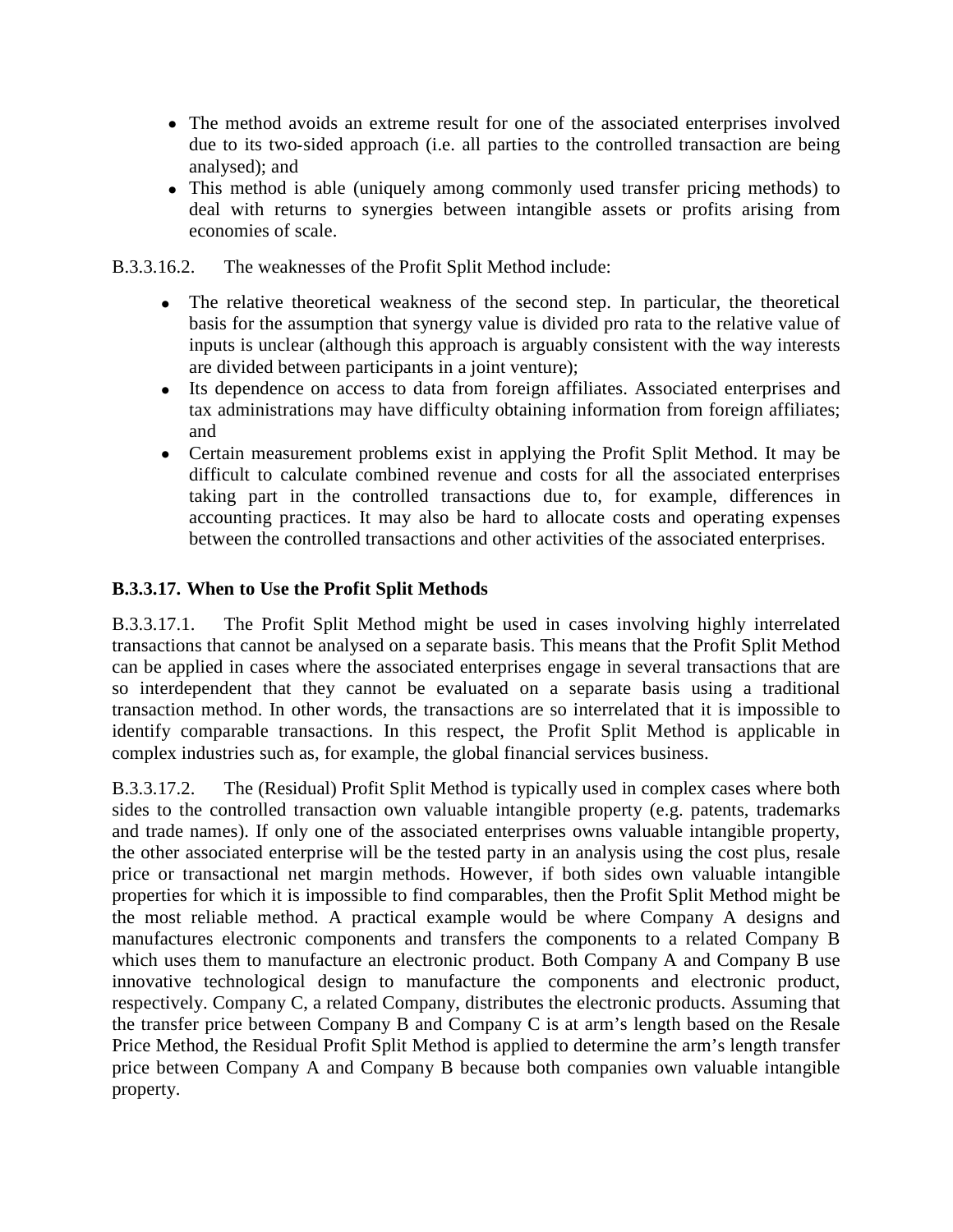- The method avoids an extreme result for one of the associated enterprises involved due to its two-sided approach (i.e. all parties to the controlled transaction are being analysed); and
- This method is able (uniquely among commonly used transfer pricing methods) to deal with returns to synergies between intangible assets or profits arising from economies of scale.

B.3.3.16.2. The weaknesses of the Profit Split Method include:

- The relative theoretical weakness of the second step. In particular, the theoretical basis for the assumption that synergy value is divided pro rata to the relative value of inputs is unclear (although this approach is arguably consistent with the way interests are divided between participants in a joint venture);
- Its dependence on access to data from foreign affiliates. Associated enterprises and tax administrations may have difficulty obtaining information from foreign affiliates; and
- Certain measurement problems exist in applying the Profit Split Method. It may be difficult to calculate combined revenue and costs for all the associated enterprises taking part in the controlled transactions due to, for example, differences in accounting practices. It may also be hard to allocate costs and operating expenses between the controlled transactions and other activities of the associated enterprises.

### B.3.3.17. When to Use the Profit Split Methods

B.3.3.17.1. The Profit Split Method might be used in cases involving highly interrelated transactions that cannot be analysed on a separate basis. This means that the Profit Split Method can be applied in cases where the associated enterprises engage in several transactions that are so interdependent that they cannot be evaluated on a separate basis using a traditional transaction method. In other words, the transactions are so interrelated that it is impossible to identify comparable transactions. In this respect, the Profit Split Method is applicable in complex industries such as, for example, the global financial services business.

B.3.3.17.2. The (Residual) Profit Split Method is typically used in complex cases where both sides to the controlled transaction own valuable intangible property (e.g. patents, trademarks and trade names). If only one of the associated enterprises owns valuable intangible property, the other associated enterprise will be the tested party in an analysis using the cost plus, resale price or transactional net margin methods. However, if both sides own valuable intangible properties for which it is impossible to find comparables, then the Profit Split Method might be the most reliable method. A practical example would be where Company A designs and manufactures electronic components and transfers the components to a related Company B which uses them to manufacture an electronic product. Both Company A and Company B use innovative technological design to manufacture the components and electronic product, respectively. Company C, a related Company, distributes the electronic products. Assuming that the transfer price between Company B and Company C is at arm's length based on the Resale Price Method, the Residual Profit Split Method is applied to determine the arm's length transfer price between Company A and Company B because both companies own valuable intangible property.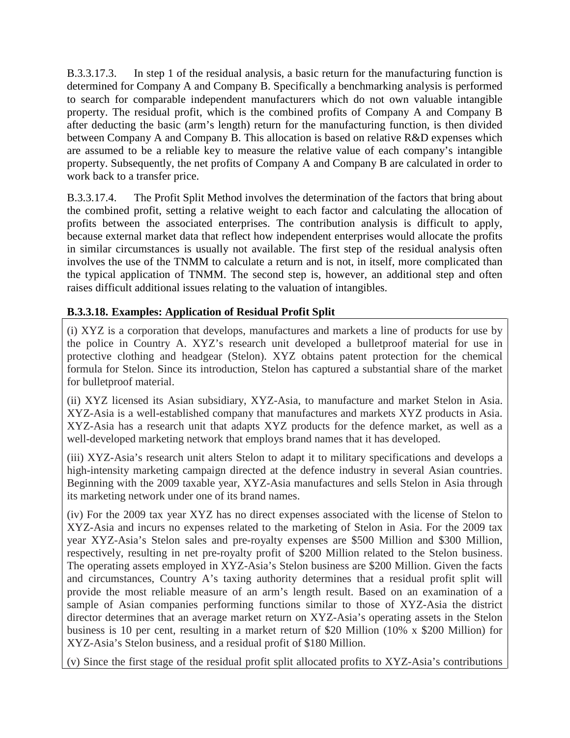B.3.3.17.3. In step 1 of the residual analysis, a basic return for the manufacturing function is determined for Company A and Company B. Specifically a benchmarking analysis is performed to search for comparable independent manufacturers which do not own valuable intangible property. The residual profit, which is the combined profits of Company A and Company B after deducting the basic (arm's length) return for the manufacturing function, is then divided between Company A and Company B. This allocation is based on relative R&D expenses which are assumed to be a reliable key to measure the relative value of each company's intangible property. Subsequently, the net profits of Company A and Company B are calculated in order to work back to a transfer price.

B.3.3.17.4. The Profit Split Method involves the determination of the factors that bring about the combined profit, setting a relative weight to each factor and calculating the allocation of profits between the associated enterprises. The contribution analysis is difficult to apply, because external market data that reflect how independent enterprises would allocate the profits in similar circumstances is usually not available. The first step of the residual analysis often involves the use of the TNMM to calculate a return and is not, in itself, more complicated than the typical application of TNMM. The second step is, however, an additional step and often raises difficult additional issues relating to the valuation of intangibles.

**B.3.3.18. Examples: Application of Residual Profit Split**

(i) XYZ is a corporation that develops, manufactures and markets a line of products for use by the police in Country A. XYZ's research unit developed a bulletproof material for use in protective clothing and headgear (Stelon). XYZ obtains patent protection for the chemical formula for Stelon. Since its introduction, Stelon has captured a substantial share of the market for bulletproof material.

(ii) XYZ licensed its Asian subsidiary, XYZ-Asia, to manufacture and market Stelon in Asia. XYZ-Asia is a well-established company that manufactures and markets XYZ products in Asia. XYZ-Asia has a research unit that adapts XYZ products for the defence market, as well as a well-developed marketing network that employs brand names that it has developed.

(iii) XYZ-Asia's research unit alters Stelon to adapt it to military specifications and develops a high-intensity marketing campaign directed at the defence industry in several Asian countries. Beginning with the 2009 taxable year, XYZ-Asia manufactures and sells Stelon in Asia through its marketing network under one of its brand names.

(iv) For the 2009 tax year XYZ has no direct expenses associated with the license of Stelon to XYZ-Asia and incurs no expenses related to the marketing of Stelon in Asia. For the 2009 tax year XYZ-Asia's Stelon sales and pre-royalty expenses are $500 Million and $300 Million, respectively, resulting in net pre-royalty profit of $200 Million related to the Stelon business. The operating assets employed in XYZ-Asia's Stelon business are $200 Million. Given the facts and circumstances, Country A's taxing authority determines that a residual profit split will provide the most reliable measure of an arm's length result. Based on an examination of a sample of Asian companies performing functions similar to those of XYZ-Asia the district director determines that an average market return on XYZ-Asia's operating assets in the Stelon business is 10 per cent, resulting in a market return of $20 Million (10% x $200 Million) for XYZ-Asia's Stelon business, and a residual profit of $180 Million.

(v) Since the first stage of the residual profit split allocated profits to XYZ-Asia's contributions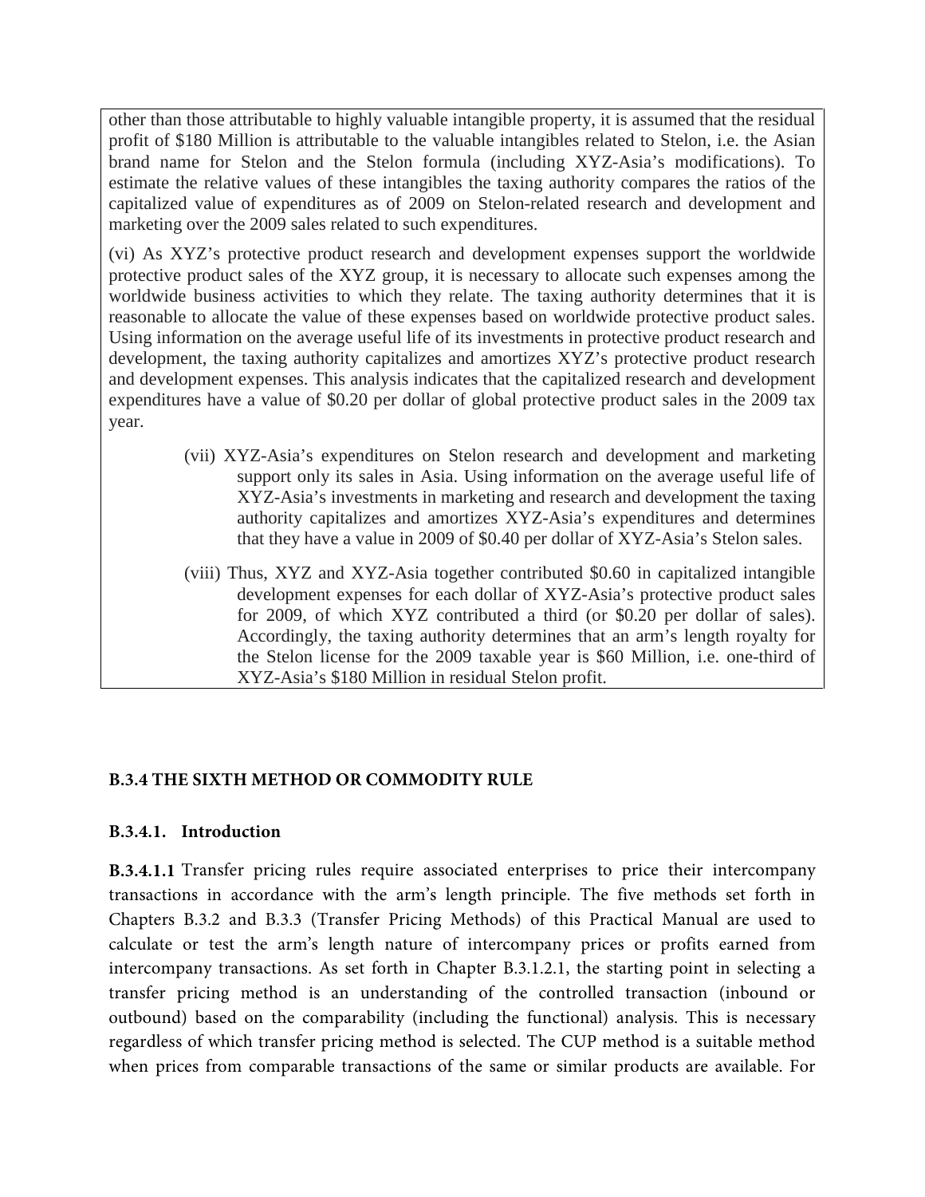other than those attributable to highly valuable intangible property, it is assumed that the residual profit of $180 Million is attributable to the valuable intangibles related to Stelon, i.e. the Asian brand name for Stelon and the Stelon formula (including XYZ-Asia's modifications). To estimate the relative values of these intangibles the taxing authority compares the ratios of the capitalized value of expenditures as of 2009 on Stelon-related research and development and marketing over the 2009 sales related to such expenditures.

(vi) As XYZ's protective product research and development expenses support the worldwide protective product sales of the XYZ group, it is necessary to allocate such expenses among the worldwide business activities to which they relate. The taxing authority determines that it is reasonable to allocate the value of these expenses based on worldwide protective product sales. Using information on the average useful life of its investments in protective product research and development, the taxing authority capitalizes and amortizes XYZ's protective product research and development expenses. This analysis indicates that the capitalized research and development expenditures have a value of $0.20 per dollar of global protective product sales in the 2009 tax year.

(vii) XYZ-Asia's expenditures on Stelon research and development and marketing support only its sales in Asia. Using information on the average useful life of XYZ-Asia's investments in marketing and research and development the taxing authority capitalizes and amortizes XYZ-Asia's expenditures and determines that they have a value in 2009 of $0.40 per dollar of XYZ-Asia's Stelon sales.

(viii) Thus, XYZ and XYZ-Asia together contributed $0.60 in capitalized intangible development expenses for each dollar of XYZ-Asia's protective product sales for 2009, of which XYZ contributed a third (or $0.20 per dollar of sales). Accordingly, the taxing authority determines that an arm's length royalty for the Stelon license for the 2009 taxable year is $60 Million, i.e. one-third of XYZ-Asia's $180 Million in residual Stelon profit.

### B.3.4 THE SIXTH METHOD OR COMMODITY RULE

#### B.3.4.1. Introduction

**B.3.4.1.1** Transfer pricing rules require associated enterprises to price their intercompany transactions in accordance with the arm's length principle. The five methods set forth in Chapters B.3.2 and B.3.3 (Transfer Pricing Methods) of this Practical Manual are used to calculate or test the arm's length nature of intercompany prices or profits earned from intercompany transactions. As set forth in Chapter B.3.1.2.1, the starting point in selecting a transfer pricing method is an understanding of the controlled transaction (inbound or outbound) based on the comparability (including the functional) analysis. This is necessary regardless of which transfer pricing method is selected. The CUP method is a suitable method when prices from comparable transactions of the same or similar products are available. For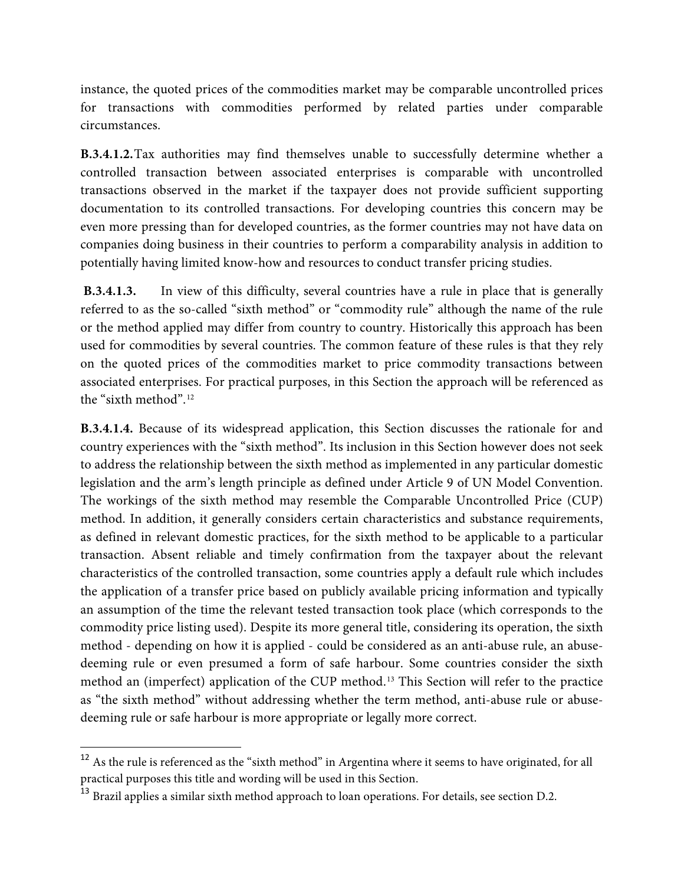instance, the quoted prices of the commodities market may be comparable uncontrolled prices for transactions with commodities performed by related parties under comparable circumstances.

**B.3.4.1.2.** Tax authorities may find themselves unable to successfully determine whether a controlled transaction between associated enterprises is comparable with uncontrolled transactions observed in the market if the taxpayer does not provide sufficient supporting documentation to its controlled transactions. For developing countries this concern may be even more pressing than for developed countries, as the former countries may not have data on companies doing business in their countries to perform a comparability analysis in addition to potentially having limited know-how and resources to conduct transfer pricing studies.

**B.3.4.1.3.** In view of this difficulty, several countries have a rule in place that is generally referred to as the so-called "sixth method" or "commodity rule" although the name of the rule or the method applied may differ from country to country. Historically this approach has been used for commodities by several countries. The common feature of these rules is that they rely on the quoted prices of the commodities market to price commodity transactions between associated enterprises. For practical purposes, in this Section the approach will be referenced as the "sixth method".[12]

**B.3.4.1.4.** Because of its widespread application, this Section discusses the rationale for and country experiences with the "sixth method". Its inclusion in this Section however does not seek to address the relationship between the sixth method as implemented in any particular domestic legislation and the arm's length principle as defined under Article 9 of UN Model Convention. The workings of the sixth method may resemble the Comparable Uncontrolled Price (CUP) method. In addition, it generally considers certain characteristics and substance requirements, as defined in relevant domestic practices, for the sixth method to be applicable to a particular transaction. Absent reliable and timely confirmation from the taxpayer about the relevant characteristics of the controlled transaction, some countries apply a default rule which includes the application of a transfer price based on publicly available pricing information and typically an assumption of the time the relevant tested transaction took place (which corresponds to the commodity price listing used). Despite its more general title, considering its operation, the sixth method - depending on how it is applied - could be considered as an anti-abuse rule, an abuse-deeming rule or even presumed a form of safe harbour. Some countries consider the sixth method an (imperfect) application of the CUP method.[13] This Section will refer to the practice as "the sixth method" without addressing whether the term method, anti-abuse rule or abuse-deeming rule or safe harbour is more appropriate or legally more correct.

---

[12] As the rule is referenced as the "sixth method" in Argentina where it seems to have originated, for all practical purposes this title and wording will be used in this Section.

[13] Brazil applies a similar sixth method approach to loan operations. For details, see section D.2.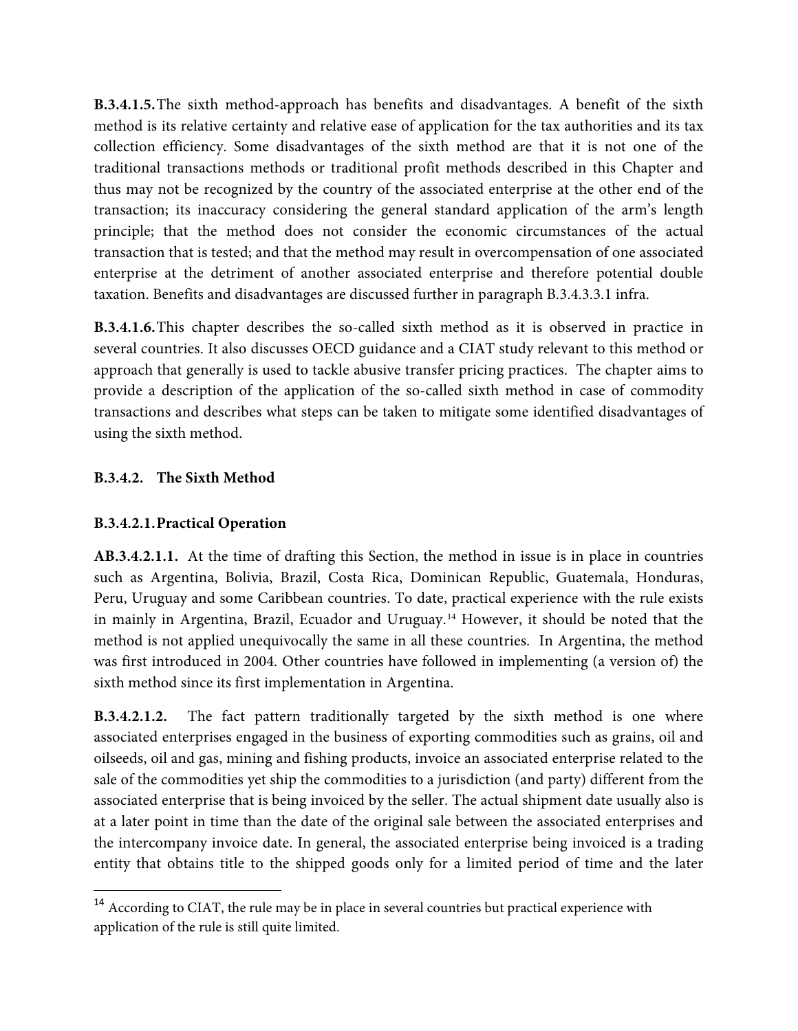**B.3.4.1.5.** The sixth method-approach has benefits and disadvantages. A benefit of the sixth method is its relative certainty and relative ease of application for the tax authorities and its tax collection efficiency. Some disadvantages of the sixth method are that it is not one of the traditional transactions methods or traditional profit methods described in this Chapter and thus may not be recognized by the country of the associated enterprise at the other end of the transaction; its inaccuracy considering the general standard application of the arm's length principle; that the method does not consider the economic circumstances of the actual transaction that is tested; and that the method may result in overcompensation of one associated enterprise at the detriment of another associated enterprise and therefore potential double taxation. Benefits and disadvantages are discussed further in paragraph B.3.4.3.3.1 infra.

**B.3.4.1.6.** This chapter describes the so-called sixth method as it is observed in practice in several countries. It also discusses OECD guidance and a CIAT study relevant to this method or approach that generally is used to tackle abusive transfer pricing practices. The chapter aims to provide a description of the application of the so-called sixth method in case of commodity transactions and describes what steps can be taken to mitigate some identified disadvantages of using the sixth method.

### B.3.4.2. The Sixth Method

#### B.3.4.2.1. Practical Operation

**AB.3.4.2.1.1.** At the time of drafting this Section, the method in issue is in place in countries such as Argentina, Bolivia, Brazil, Costa Rica, Dominican Republic, Guatemala, Honduras, Peru, Uruguay and some Caribbean countries. To date, practical experience with the rule exists in mainly in Argentina, Brazil, Ecuador and Uruguay.[14] However, it should be noted that the method is not applied unequivocally the same in all these countries. In Argentina, the method was first introduced in 2004. Other countries have followed in implementing (a version of) the sixth method since its first implementation in Argentina.

**B.3.4.2.1.2.** The fact pattern traditionally targeted by the sixth method is one where associated enterprises engaged in the business of exporting commodities such as grains, oil and oilseeds, oil and gas, mining and fishing products, invoice an associated enterprise related to the sale of the commodities yet ship the commodities to a jurisdiction (and party) different from the associated enterprise that is being invoiced by the seller. The actual shipment date usually also is at a later point in time than the date of the original sale between the associated enterprises and the intercompany invoice date. In general, the associated enterprise being invoiced is a trading entity that obtains title to the shipped goods only for a limited period of time and the later

---

[14] According to CIAT, the rule may be in place in several countries but practical experience with application of the rule is still quite limited.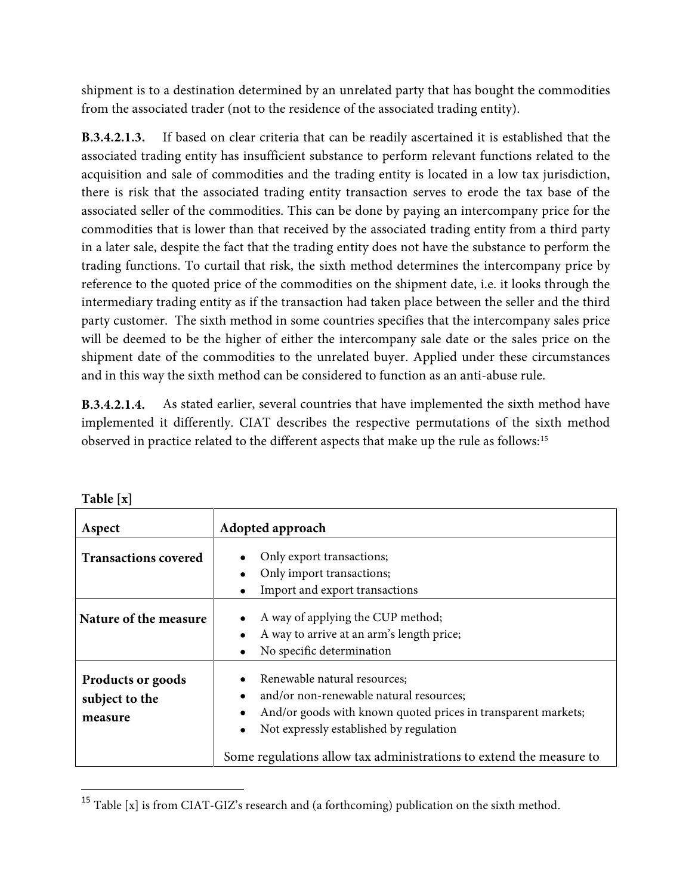shipment is to a destination determined by an unrelated party that has bought the commodities from the associated trader (not to the residence of the associated trading entity).

**B.3.4.2.1.3.** If based on clear criteria that can be readily ascertained it is established that the associated trading entity has insufficient substance to perform relevant functions related to the acquisition and sale of commodities and the trading entity is located in a low tax jurisdiction, there is risk that the associated trading entity transaction serves to erode the tax base of the associated seller of the commodities. This can be done by paying an intercompany price for the commodities that is lower than that received by the associated trading entity from a third party in a later sale, despite the fact that the trading entity does not have the substance to perform the trading functions. To curtail that risk, the sixth method determines the intercompany price by reference to the quoted price of the commodities on the shipment date, i.e. it looks through the intermediary trading entity as if the transaction had taken place between the seller and the third party customer. The sixth method in some countries specifies that the intercompany sales price will be deemed to be the higher of either the intercompany sale date or the sales price on the shipment date of the commodities to the unrelated buyer. Applied under these circumstances and in this way the sixth method can be considered to function as an anti-abuse rule.

**B.3.4.2.1.4.** As stated earlier, several countries that have implemented the sixth method have implemented it differently. CIAT describes the respective permutations of the sixth method observed in practice related to the different aspects that make up the rule as follows:[15]

**Table [x]**

| Aspect | Adopted approach |
|---|---|
| **Transactions covered** | • Only export transactions;<br>• Only import transactions;<br>• Import and export transactions |
| **Nature of the measure** | • A way of applying the CUP method;<br>• A way to arrive at an arm's length price;<br>• No specific determination |
| **Products or goods subject to the measure** | • Renewable natural resources;<br>• and/or non-renewable natural resources;<br>• And/or goods with known quoted prices in transparent markets;<br>• Not expressly established by regulation<br><br>Some regulations allow tax administrations to extend the measure to |

[15] Table [x] is from CIAT-GIZ's research and (a forthcoming) publication on the sixth method.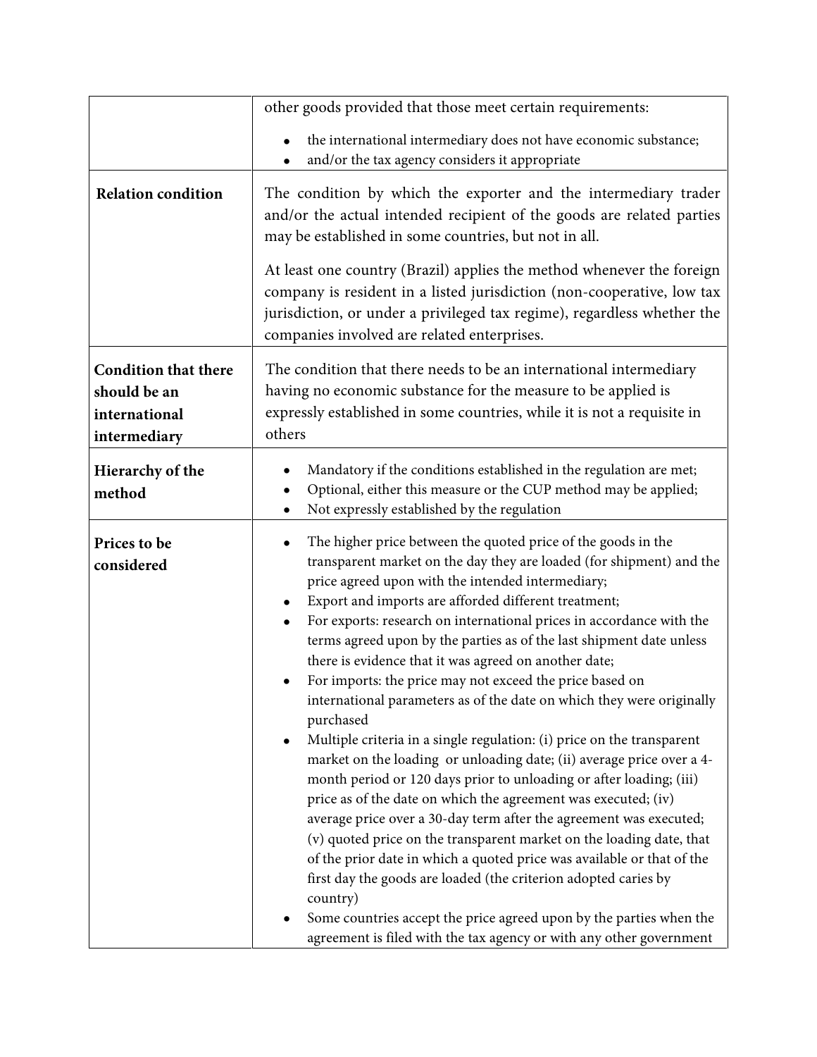| | |
|---|---|
| | other goods provided that those meet certain requirements:<br>• the international intermediary does not have economic substance;<br>• and/or the tax agency considers it appropriate |
| **Relation condition** | The condition by which the exporter and the intermediary trader and/or the actual intended recipient of the goods are related parties may be established in some countries, but not in all.<br><br>At least one country (Brazil) applies the method whenever the foreign company is resident in a listed jurisdiction (non-cooperative, low tax jurisdiction, or under a privileged tax regime), regardless whether the companies involved are related enterprises. |
| **Condition that there should be an international intermediary** | The condition that there needs to be an international intermediary having no economic substance for the measure to be applied is expressly established in some countries, while it is not a requisite in others |
| **Hierarchy of the method** | • Mandatory if the conditions established in the regulation are met;<br>• Optional, either this measure or the CUP method may be applied;<br>• Not expressly established by the regulation |
| **Prices to be considered** | • The higher price between the quoted price of the goods in the transparent market on the day they are loaded (for shipment) and the price agreed upon with the intended intermediary;<br>• Export and imports are afforded different treatment;<br>• For exports: research on international prices in accordance with the terms agreed upon by the parties as of the last shipment date unless there is evidence that it was agreed on another date;<br>• For imports: the price may not exceed the price based on international parameters as of the date on which they were originally purchased<br>• Multiple criteria in a single regulation: (i) price on the transparent market on the loading or unloading date; (ii) average price over a 4-month period or 120 days prior to unloading or after loading; (iii) price as of the date on which the agreement was executed; (iv) average price over a 30-day term after the agreement was executed; (v) quoted price on the transparent market on the loading date, that of the prior date in which a quoted price was available or that of the first day the goods are loaded (the criterion adopted caries by country)<br>• Some countries accept the price agreed upon by the parties when the agreement is filed with the tax agency or with any other government |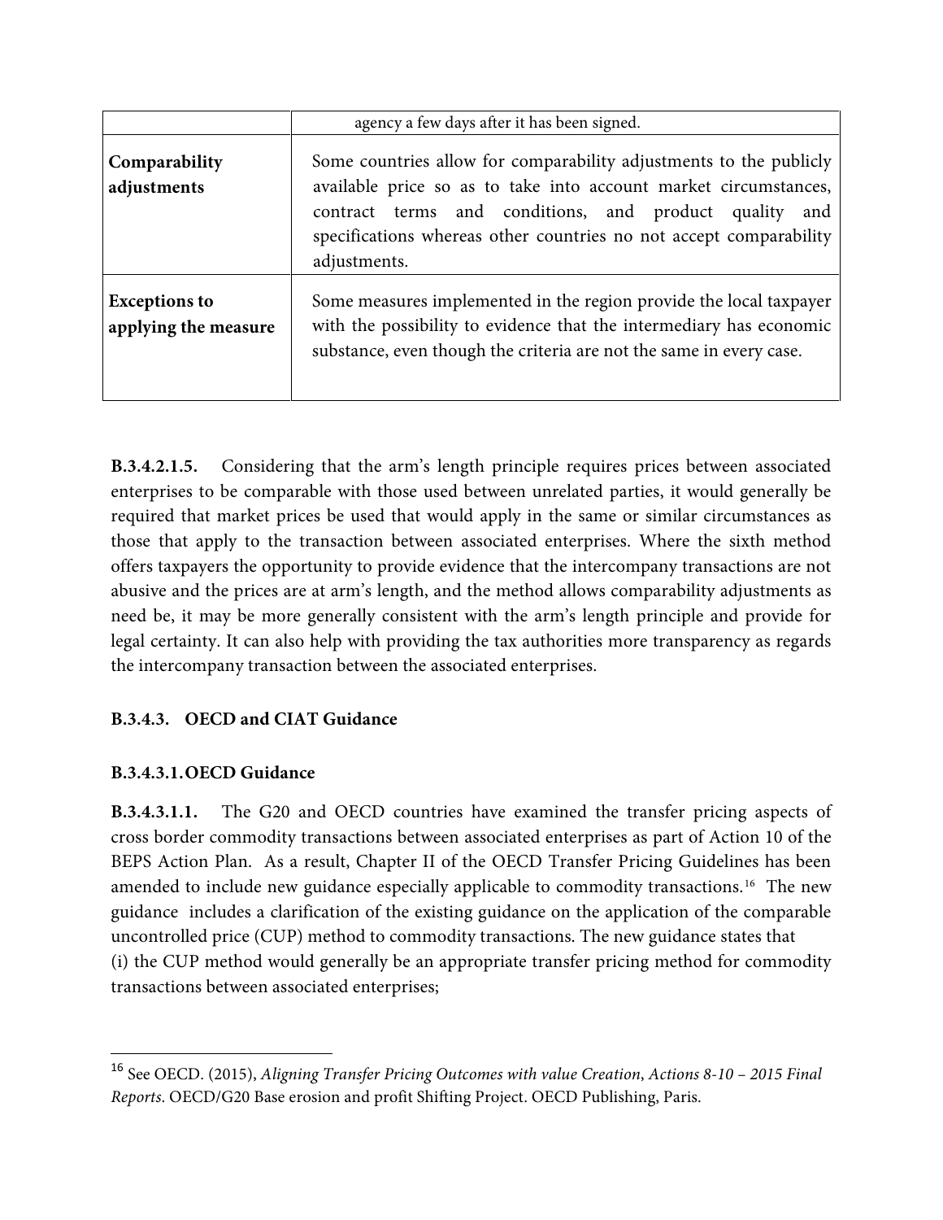| | |
|---|---|
| | agency a few days after it has been signed. |
| **Comparability adjustments** | Some countries allow for comparability adjustments to the publicly available price so as to take into account market circumstances, contract terms and conditions, and product quality and specifications whereas other countries no not accept comparability adjustments. |
| **Exceptions to applying the measure** | Some measures implemented in the region provide the local taxpayer with the possibility to evidence that the intermediary has economic substance, even though the criteria are not the same in every case. |

**B.3.4.2.1.5.** Considering that the arm's length principle requires prices between associated enterprises to be comparable with those used between unrelated parties, it would generally be required that market prices be used that would apply in the same or similar circumstances as those that apply to the transaction between associated enterprises. Where the sixth method offers taxpayers the opportunity to provide evidence that the intercompany transactions are not abusive and the prices are at arm's length, and the method allows comparability adjustments as need be, it may be more generally consistent with the arm's length principle and provide for legal certainty. It can also help with providing the tax authorities more transparency as regards the intercompany transaction between the associated enterprises.

**B.3.4.3. OECD and CIAT Guidance**

**B.3.4.3.1. OECD Guidance**

**B.3.4.3.1.1.** The G20 and OECD countries have examined the transfer pricing aspects of cross border commodity transactions between associated enterprises as part of Action 10 of the BEPS Action Plan. As a result, Chapter II of the OECD Transfer Pricing Guidelines has been amended to include new guidance especially applicable to commodity transactions.[16] The new guidance includes a clarification of the existing guidance on the application of the comparable uncontrolled price (CUP) method to commodity transactions. The new guidance states that
(i) the CUP method would generally be an appropriate transfer pricing method for commodity transactions between associated enterprises;

[16] See OECD. (2015), *Aligning Transfer Pricing Outcomes with value Creation*, *Actions 8-10 – 2015 Final Reports*. OECD/G20 Base erosion and profit Shifting Project. OECD Publishing, Paris.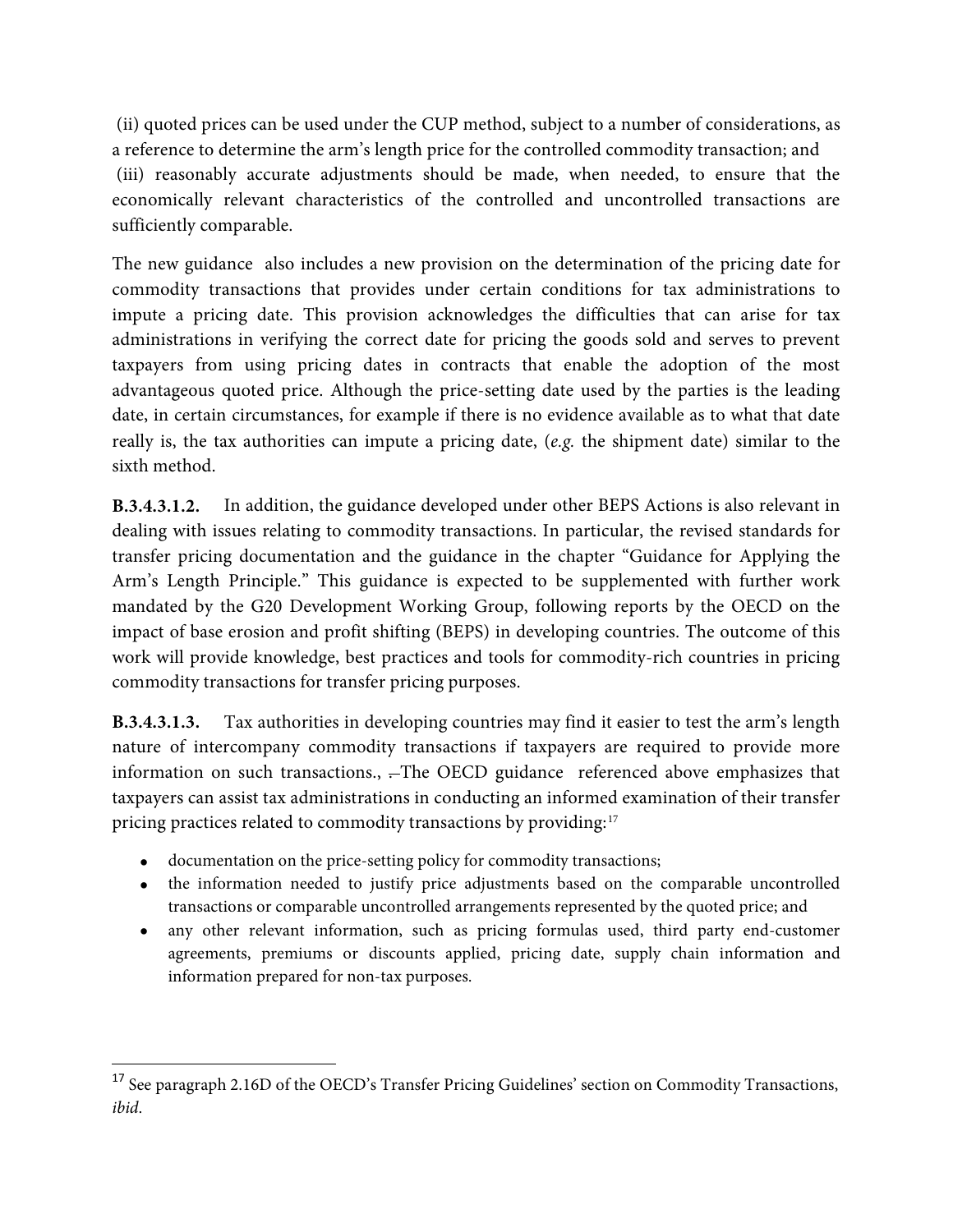(ii) quoted prices can be used under the CUP method, subject to a number of considerations, as a reference to determine the arm's length price for the controlled commodity transaction; and
(iii) reasonably accurate adjustments should be made, when needed, to ensure that the economically relevant characteristics of the controlled and uncontrolled transactions are sufficiently comparable.

The new guidance also includes a new provision on the determination of the pricing date for commodity transactions that provides under certain conditions for tax administrations to impute a pricing date. This provision acknowledges the difficulties that can arise for tax administrations in verifying the correct date for pricing the goods sold and serves to prevent taxpayers from using pricing dates in contracts that enable the adoption of the most advantageous quoted price. Although the price-setting date used by the parties is the leading date, in certain circumstances, for example if there is no evidence available as to what that date really is, the tax authorities can impute a pricing date, (*e.g.* the shipment date) similar to the sixth method.

**B.3.4.3.1.2.** In addition, the guidance developed under other BEPS Actions is also relevant in dealing with issues relating to commodity transactions. In particular, the revised standards for transfer pricing documentation and the guidance in the chapter "Guidance for Applying the Arm's Length Principle." This guidance is expected to be supplemented with further work mandated by the G20 Development Working Group, following reports by the OECD on the impact of base erosion and profit shifting (BEPS) in developing countries. The outcome of this work will provide knowledge, best practices and tools for commodity-rich countries in pricing commodity transactions for transfer pricing purposes.

**B.3.4.3.1.3.** Tax authorities in developing countries may find it easier to test the arm's length nature of intercompany commodity transactions if taxpayers are required to provide more information on such transactions., The OECD guidance referenced above emphasizes that taxpayers can assist tax administrations in conducting an informed examination of their transfer pricing practices related to commodity transactions by providing:[17]

- documentation on the price-setting policy for commodity transactions;
- the information needed to justify price adjustments based on the comparable uncontrolled transactions or comparable uncontrolled arrangements represented by the quoted price; and
- any other relevant information, such as pricing formulas used, third party end-customer agreements, premiums or discounts applied, pricing date, supply chain information and information prepared for non-tax purposes.

[17] See paragraph 2.16D of the OECD's Transfer Pricing Guidelines' section on Commodity Transactions, *ibid.*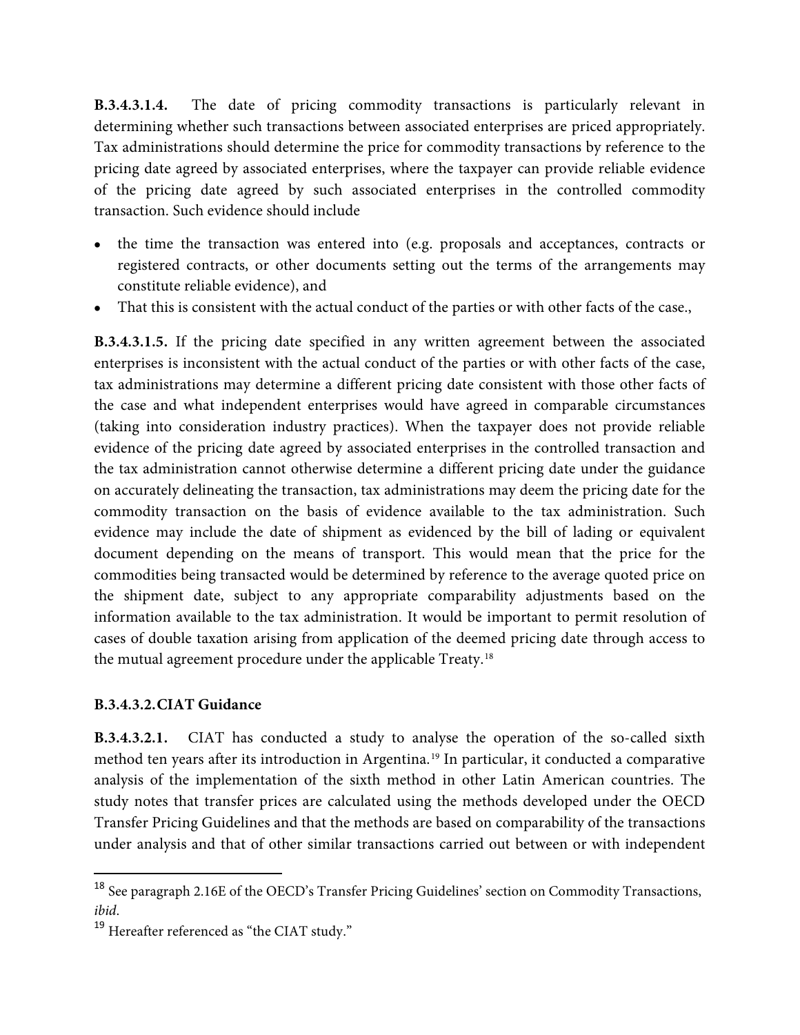**B.3.4.3.1.4.** The date of pricing commodity transactions is particularly relevant in determining whether such transactions between associated enterprises are priced appropriately. Tax administrations should determine the price for commodity transactions by reference to the pricing date agreed by associated enterprises, where the taxpayer can provide reliable evidence of the pricing date agreed by such associated enterprises in the controlled commodity transaction. Such evidence should include

- the time the transaction was entered into (e.g. proposals and acceptances, contracts or registered contracts, or other documents setting out the terms of the arrangements may constitute reliable evidence), and
- That this is consistent with the actual conduct of the parties or with other facts of the case.,

**B.3.4.3.1.5.** If the pricing date specified in any written agreement between the associated enterprises is inconsistent with the actual conduct of the parties or with other facts of the case, tax administrations may determine a different pricing date consistent with those other facts of the case and what independent enterprises would have agreed in comparable circumstances (taking into consideration industry practices). When the taxpayer does not provide reliable evidence of the pricing date agreed by associated enterprises in the controlled transaction and the tax administration cannot otherwise determine a different pricing date under the guidance on accurately delineating the transaction, tax administrations may deem the pricing date for the commodity transaction on the basis of evidence available to the tax administration. Such evidence may include the date of shipment as evidenced by the bill of lading or equivalent document depending on the means of transport. This would mean that the price for the commodities being transacted would be determined by reference to the average quoted price on the shipment date, subject to any appropriate comparability adjustments based on the information available to the tax administration. It would be important to permit resolution of cases of double taxation arising from application of the deemed pricing date through access to the mutual agreement procedure under the applicable Treaty.[18]

### B.3.4.3.2. CIAT Guidance

**B.3.4.3.2.1.** CIAT has conducted a study to analyse the operation of the so-called sixth method ten years after its introduction in Argentina.[19] In particular, it conducted a comparative analysis of the implementation of the sixth method in other Latin American countries. The study notes that transfer prices are calculated using the methods developed under the OECD Transfer Pricing Guidelines and that the methods are based on comparability of the transactions under analysis and that of other similar transactions carried out between or with independent

---

[18] See paragraph 2.16E of the OECD's Transfer Pricing Guidelines' section on Commodity Transactions, *ibid*.

[19] Hereafter referenced as "the CIAT study."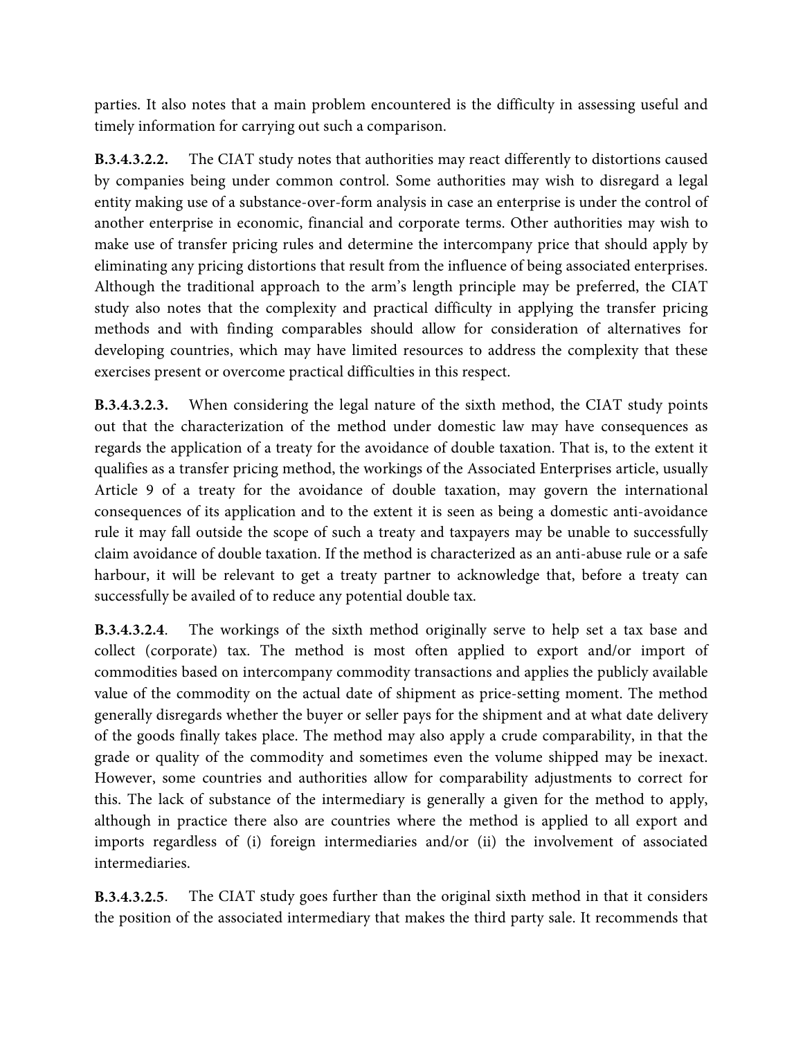parties. It also notes that a main problem encountered is the difficulty in assessing useful and timely information for carrying out such a comparison.

**B.3.4.3.2.2.** The CIAT study notes that authorities may react differently to distortions caused by companies being under common control. Some authorities may wish to disregard a legal entity making use of a substance-over-form analysis in case an enterprise is under the control of another enterprise in economic, financial and corporate terms. Other authorities may wish to make use of transfer pricing rules and determine the intercompany price that should apply by eliminating any pricing distortions that result from the influence of being associated enterprises. Although the traditional approach to the arm's length principle may be preferred, the CIAT study also notes that the complexity and practical difficulty in applying the transfer pricing methods and with finding comparables should allow for consideration of alternatives for developing countries, which may have limited resources to address the complexity that these exercises present or overcome practical difficulties in this respect.

**B.3.4.3.2.3.** When considering the legal nature of the sixth method, the CIAT study points out that the characterization of the method under domestic law may have consequences as regards the application of a treaty for the avoidance of double taxation. That is, to the extent it qualifies as a transfer pricing method, the workings of the Associated Enterprises article, usually Article 9 of a treaty for the avoidance of double taxation, may govern the international consequences of its application and to the extent it is seen as being a domestic anti-avoidance rule it may fall outside the scope of such a treaty and taxpayers may be unable to successfully claim avoidance of double taxation. If the method is characterized as an anti-abuse rule or a safe harbour, it will be relevant to get a treaty partner to acknowledge that, before a treaty can successfully be availed of to reduce any potential double tax.

**B.3.4.3.2.4**. The workings of the sixth method originally serve to help set a tax base and collect (corporate) tax. The method is most often applied to export and/or import of commodities based on intercompany commodity transactions and applies the publicly available value of the commodity on the actual date of shipment as price-setting moment. The method generally disregards whether the buyer or seller pays for the shipment and at what date delivery of the goods finally takes place. The method may also apply a crude comparability, in that the grade or quality of the commodity and sometimes even the volume shipped may be inexact. However, some countries and authorities allow for comparability adjustments to correct for this. The lack of substance of the intermediary is generally a given for the method to apply, although in practice there also are countries where the method is applied to all export and imports regardless of (i) foreign intermediaries and/or (ii) the involvement of associated intermediaries.

**B.3.4.3.2.5**. The CIAT study goes further than the original sixth method in that it considers the position of the associated intermediary that makes the third party sale. It recommends that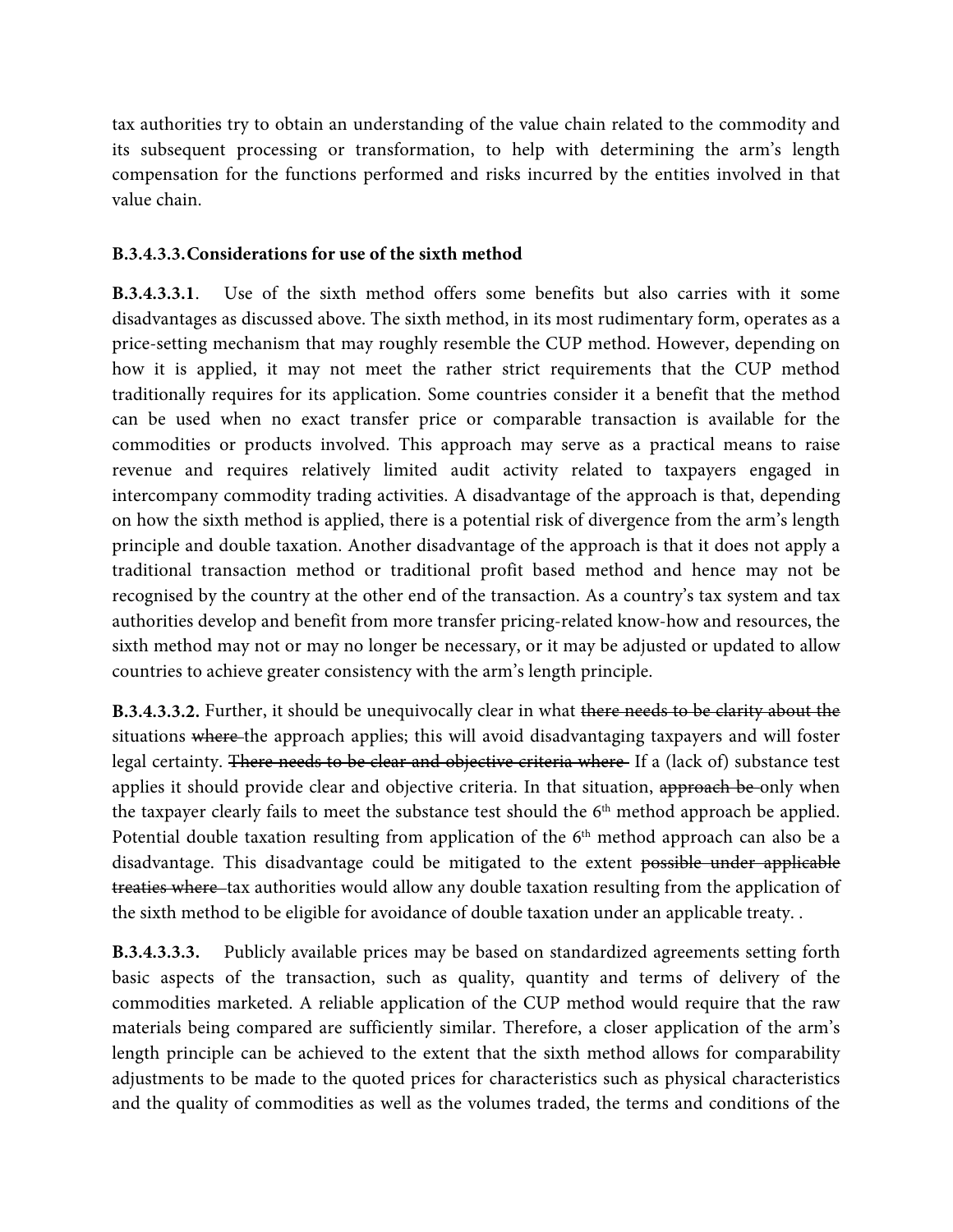tax authorities try to obtain an understanding of the value chain related to the commodity and its subsequent processing or transformation, to help with determining the arm's length compensation for the functions performed and risks incurred by the entities involved in that value chain.

### B.3.4.3.3. Considerations for use of the sixth method

**B.3.4.3.3.1**. Use of the sixth method offers some benefits but also carries with it some disadvantages as discussed above. The sixth method, in its most rudimentary form, operates as a price-setting mechanism that may roughly resemble the CUP method. However, depending on how it is applied, it may not meet the rather strict requirements that the CUP method traditionally requires for its application. Some countries consider it a benefit that the method can be used when no exact transfer price or comparable transaction is available for the commodities or products involved. This approach may serve as a practical means to raise revenue and requires relatively limited audit activity related to taxpayers engaged in intercompany commodity trading activities. A disadvantage of the approach is that, depending on how the sixth method is applied, there is a potential risk of divergence from the arm's length principle and double taxation. Another disadvantage of the approach is that it does not apply a traditional transaction method or traditional profit based method and hence may not be recognised by the country at the other end of the transaction. As a country's tax system and tax authorities develop and benefit from more transfer pricing-related know-how and resources, the sixth method may not or may no longer be necessary, or it may be adjusted or updated to allow countries to achieve greater consistency with the arm's length principle.

**B.3.4.3.3.2.** Further, it should be unequivocally clear in what ~~there needs to be clarity about the~~ situations ~~where~~ the approach applies; this will avoid disadvantaging taxpayers and will foster legal certainty. ~~There needs to be clear and objective criteria where~~ If a (lack of) substance test applies it should provide clear and objective criteria. In that situation, ~~approach be~~ only when the taxpayer clearly fails to meet the substance test should the 6th method approach be applied. Potential double taxation resulting from application of the 6th method approach can also be a disadvantage. This disadvantage could be mitigated to the extent ~~possible under applicable treaties where~~ tax authorities would allow any double taxation resulting from the application of the sixth method to be eligible for avoidance of double taxation under an applicable treaty. .

**B.3.4.3.3.3.** Publicly available prices may be based on standardized agreements setting forth basic aspects of the transaction, such as quality, quantity and terms of delivery of the commodities marketed. A reliable application of the CUP method would require that the raw materials being compared are sufficiently similar. Therefore, a closer application of the arm's length principle can be achieved to the extent that the sixth method allows for comparability adjustments to be made to the quoted prices for characteristics such as physical characteristics and the quality of commodities as well as the volumes traded, the terms and conditions of the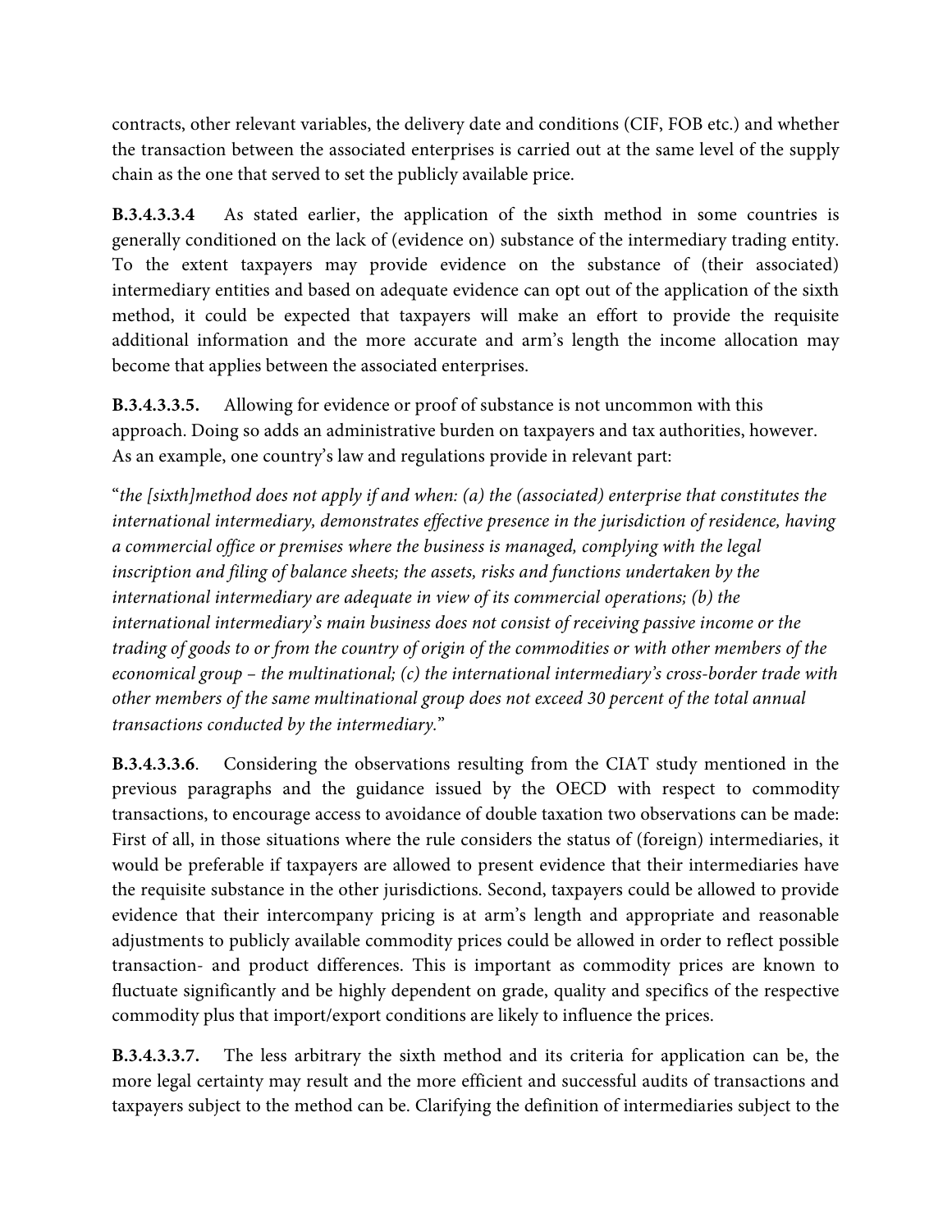contracts, other relevant variables, the delivery date and conditions (CIF, FOB etc.) and whether the transaction between the associated enterprises is carried out at the same level of the supply chain as the one that served to set the publicly available price.

**B.3.4.3.3.4** As stated earlier, the application of the sixth method in some countries is generally conditioned on the lack of (evidence on) substance of the intermediary trading entity. To the extent taxpayers may provide evidence on the substance of (their associated) intermediary entities and based on adequate evidence can opt out of the application of the sixth method, it could be expected that taxpayers will make an effort to provide the requisite additional information and the more accurate and arm's length the income allocation may become that applies between the associated enterprises.

**B.3.4.3.3.5.** Allowing for evidence or proof of substance is not uncommon with this approach. Doing so adds an administrative burden on taxpayers and tax authorities, however. As an example, one country's law and regulations provide in relevant part:

"*the [sixth]method does not apply if and when: (a) the (associated) enterprise that constitutes the international intermediary, demonstrates effective presence in the jurisdiction of residence, having a commercial office or premises where the business is managed, complying with the legal inscription and filing of balance sheets; the assets, risks and functions undertaken by the international intermediary are adequate in view of its commercial operations; (b) the international intermediary's main business does not consist of receiving passive income or the trading of goods to or from the country of origin of the commodities or with other members of the economical group – the multinational; (c) the international intermediary's cross-border trade with other members of the same multinational group does not exceed 30 percent of the total annual transactions conducted by the intermediary.*"

**B.3.4.3.3.6**. Considering the observations resulting from the CIAT study mentioned in the previous paragraphs and the guidance issued by the OECD with respect to commodity transactions, to encourage access to avoidance of double taxation two observations can be made: First of all, in those situations where the rule considers the status of (foreign) intermediaries, it would be preferable if taxpayers are allowed to present evidence that their intermediaries have the requisite substance in the other jurisdictions. Second, taxpayers could be allowed to provide evidence that their intercompany pricing is at arm's length and appropriate and reasonable adjustments to publicly available commodity prices could be allowed in order to reflect possible transaction- and product differences. This is important as commodity prices are known to fluctuate significantly and be highly dependent on grade, quality and specifics of the respective commodity plus that import/export conditions are likely to influence the prices.

**B.3.4.3.3.7.** The less arbitrary the sixth method and its criteria for application can be, the more legal certainty may result and the more efficient and successful audits of transactions and taxpayers subject to the method can be. Clarifying the definition of intermediaries subject to the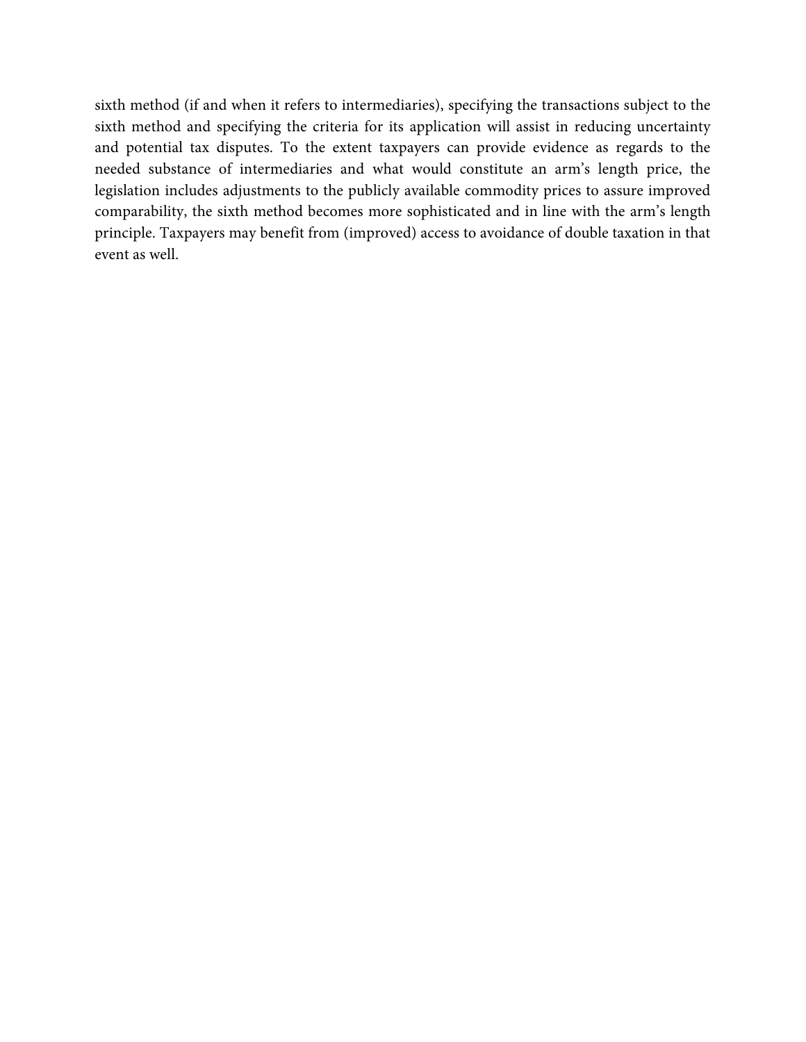sixth method (if and when it refers to intermediaries), specifying the transactions subject to the sixth method and specifying the criteria for its application will assist in reducing uncertainty and potential tax disputes. To the extent taxpayers can provide evidence as regards to the needed substance of intermediaries and what would constitute an arm's length price, the legislation includes adjustments to the publicly available commodity prices to assure improved comparability, the sixth method becomes more sophisticated and in line with the arm's length principle. Taxpayers may benefit from (improved) access to avoidance of double taxation in that event as well.